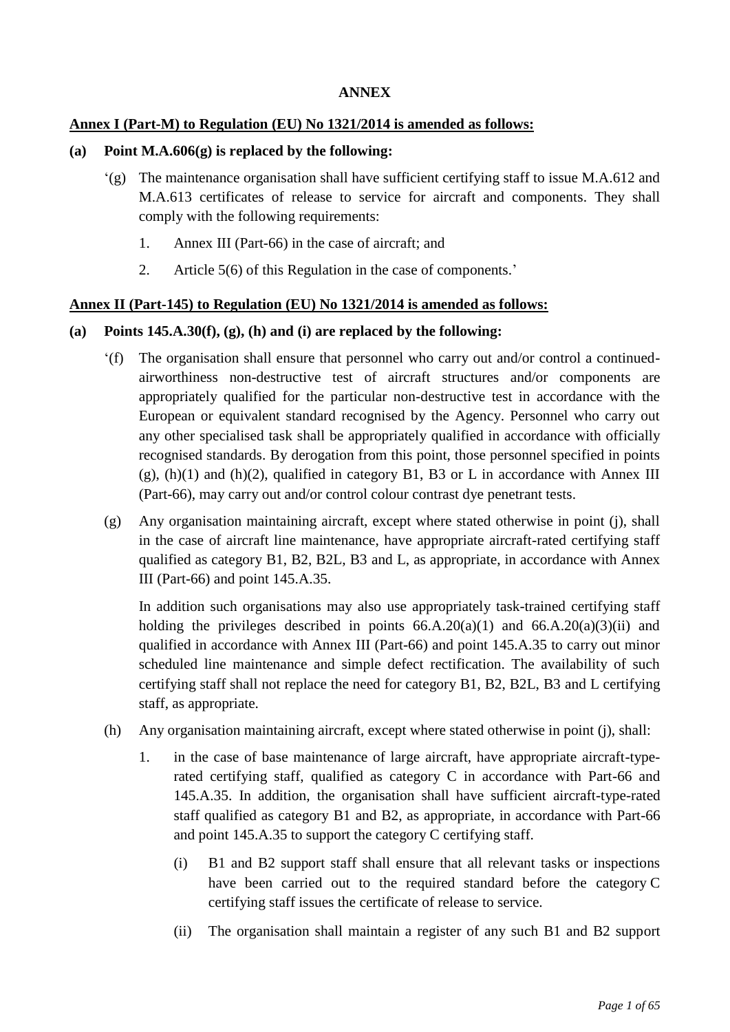**ANNEX**

**Annex I (Part-M) to Regulation (EU) No 1321/2014 is amended as follows:**

**(a) Point M.A.606(g) is replaced by the following:**

‘(g) The maintenance organisation shall have sufficient certifying staff to issue M.A.612 and M.A.613 certificates of release to service for aircraft and components. They shall comply with the following requirements:

1. Annex III (Part-66) in the case of aircraft; and

2. Article 5(6) of this Regulation in the case of components.’

**Annex II (Part-145) to Regulation (EU) No 1321/2014 is amended as follows:**

**(a) Points 145.A.30(f), (g), (h) and (i) are replaced by the following:**

‘(f) The organisation shall ensure that personnel who carry out and/or control a continued-airworthiness non-destructive test of aircraft structures and/or components are appropriately qualified for the particular non-destructive test in accordance with the European or equivalent standard recognised by the Agency. Personnel who carry out any other specialised task shall be appropriately qualified in accordance with officially recognised standards. By derogation from this point, those personnel specified in points (g), (h)(1) and (h)(2), qualified in category B1, B3 or L in accordance with Annex III (Part-66), may carry out and/or control colour contrast dye penetrant tests.

(g) Any organisation maintaining aircraft, except where stated otherwise in point (j), shall in the case of aircraft line maintenance, have appropriate aircraft-rated certifying staff qualified as category B1, B2, B2L, B3 and L, as appropriate, in accordance with Annex III (Part-66) and point 145.A.35.

In addition such organisations may also use appropriately task-trained certifying staff holding the privileges described in points 66.A.20(a)(1) and 66.A.20(a)(3)(ii) and qualified in accordance with Annex III (Part-66) and point 145.A.35 to carry out minor scheduled line maintenance and simple defect rectification. The availability of such certifying staff shall not replace the need for category B1, B2, B2L, B3 and L certifying staff, as appropriate.

(h) Any organisation maintaining aircraft, except where stated otherwise in point (j), shall:

1. in the case of base maintenance of large aircraft, have appropriate aircraft-type-rated certifying staff, qualified as category C in accordance with Part-66 and 145.A.35. In addition, the organisation shall have sufficient aircraft-type-rated staff qualified as category B1 and B2, as appropriate, in accordance with Part-66 and point 145.A.35 to support the category C certifying staff.

   (i) B1 and B2 support staff shall ensure that all relevant tasks or inspections have been carried out to the required standard before the category C certifying staff issues the certificate of release to service.

   (ii) The organisation shall maintain a register of any such B1 and B2 support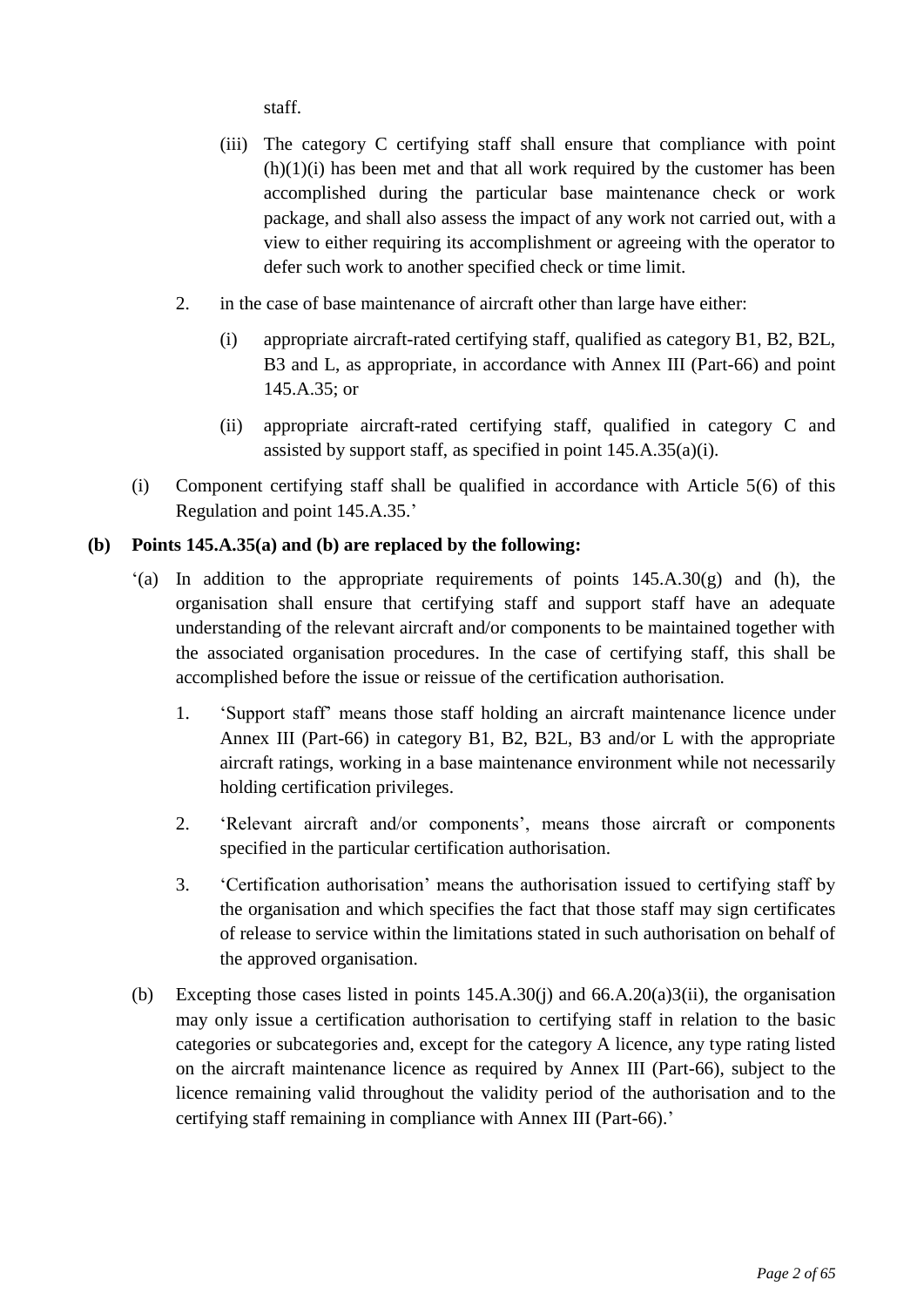staff.

(iii) The category C certifying staff shall ensure that compliance with point (h)(1)(i) has been met and that all work required by the customer has been accomplished during the particular base maintenance check or work package, and shall also assess the impact of any work not carried out, with a view to either requiring its accomplishment or agreeing with the operator to defer such work to another specified check or time limit.

2. in the case of base maintenance of aircraft other than large have either:

   (i) appropriate aircraft-rated certifying staff, qualified as category B1, B2, B2L, B3 and L, as appropriate, in accordance with Annex III (Part-66) and point 145.A.35; or

   (ii) appropriate aircraft-rated certifying staff, qualified in category C and assisted by support staff, as specified in point 145.A.35(a)(i).

(i) Component certifying staff shall be qualified in accordance with Article 5(6) of this Regulation and point 145.A.35.'

**(b) Points 145.A.35(a) and (b) are replaced by the following:**

'(a) In addition to the appropriate requirements of points 145.A.30(g) and (h), the organisation shall ensure that certifying staff and support staff have an adequate understanding of the relevant aircraft and/or components to be maintained together with the associated organisation procedures. In the case of certifying staff, this shall be accomplished before the issue or reissue of the certification authorisation.

1. 'Support staff' means those staff holding an aircraft maintenance licence under Annex III (Part-66) in category B1, B2, B2L, B3 and/or L with the appropriate aircraft ratings, working in a base maintenance environment while not necessarily holding certification privileges.

2. 'Relevant aircraft and/or components', means those aircraft or components specified in the particular certification authorisation.

3. 'Certification authorisation' means the authorisation issued to certifying staff by the organisation and which specifies the fact that those staff may sign certificates of release to service within the limitations stated in such authorisation on behalf of the approved organisation.

(b) Excepting those cases listed in points 145.A.30(j) and 66.A.20(a)3(ii), the organisation may only issue a certification authorisation to certifying staff in relation to the basic categories or subcategories and, except for the category A licence, any type rating listed on the aircraft maintenance licence as required by Annex III (Part-66), subject to the licence remaining valid throughout the validity period of the authorisation and to the certifying staff remaining in compliance with Annex III (Part-66).'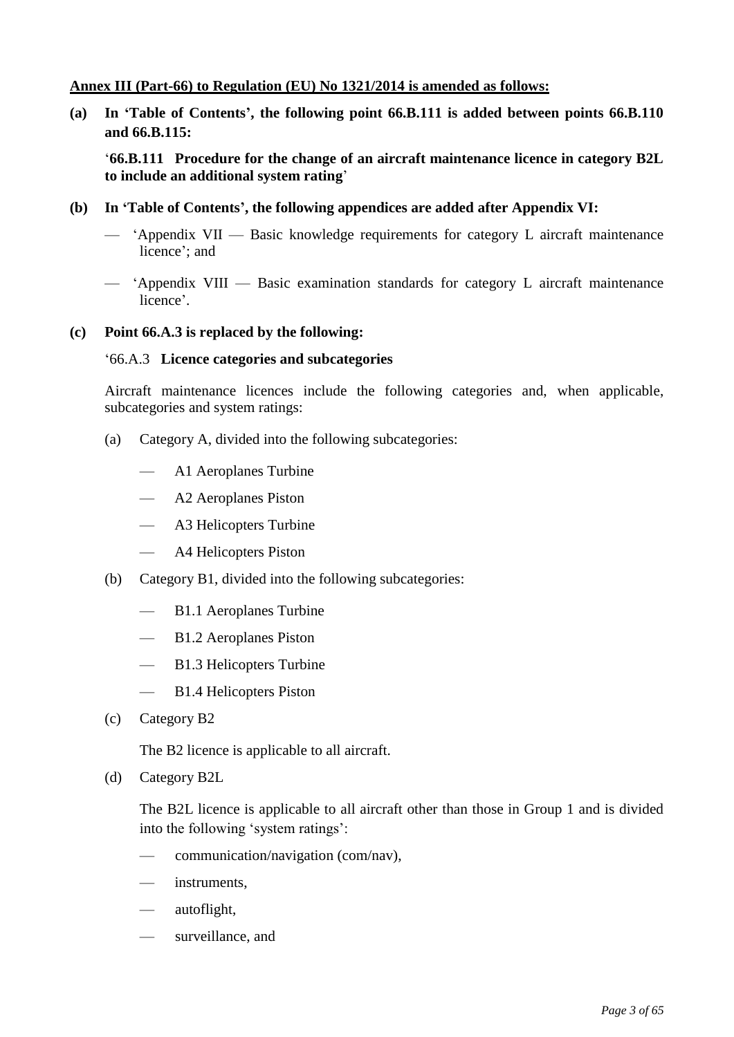**Annex III (Part-66) to Regulation (EU) No 1321/2014 is amended as follows:**

**(a) In 'Table of Contents', the following point 66.B.111 is added between points 66.B.110 and 66.B.115:**

'**66.B.111 Procedure for the change of an aircraft maintenance licence in category B2L to include an additional system rating**'

**(b) In 'Table of Contents', the following appendices are added after Appendix VI:**

— 'Appendix VII — Basic knowledge requirements for category L aircraft maintenance licence'; and

— 'Appendix VIII — Basic examination standards for category L aircraft maintenance licence'.

**(c) Point 66.A.3 is replaced by the following:**

'66.A.3 **Licence categories and subcategories**

Aircraft maintenance licences include the following categories and, when applicable, subcategories and system ratings:

(a) Category A, divided into the following subcategories:

— A1 Aeroplanes Turbine

— A2 Aeroplanes Piston

— A3 Helicopters Turbine

— A4 Helicopters Piston

(b) Category B1, divided into the following subcategories:

— B1.1 Aeroplanes Turbine

— B1.2 Aeroplanes Piston

— B1.3 Helicopters Turbine

— B1.4 Helicopters Piston

(c) Category B2

The B2 licence is applicable to all aircraft.

(d) Category B2L

The B2L licence is applicable to all aircraft other than those in Group 1 and is divided into the following 'system ratings':

— communication/navigation (com/nav),

— instruments,

— autoflight,

— surveillance, and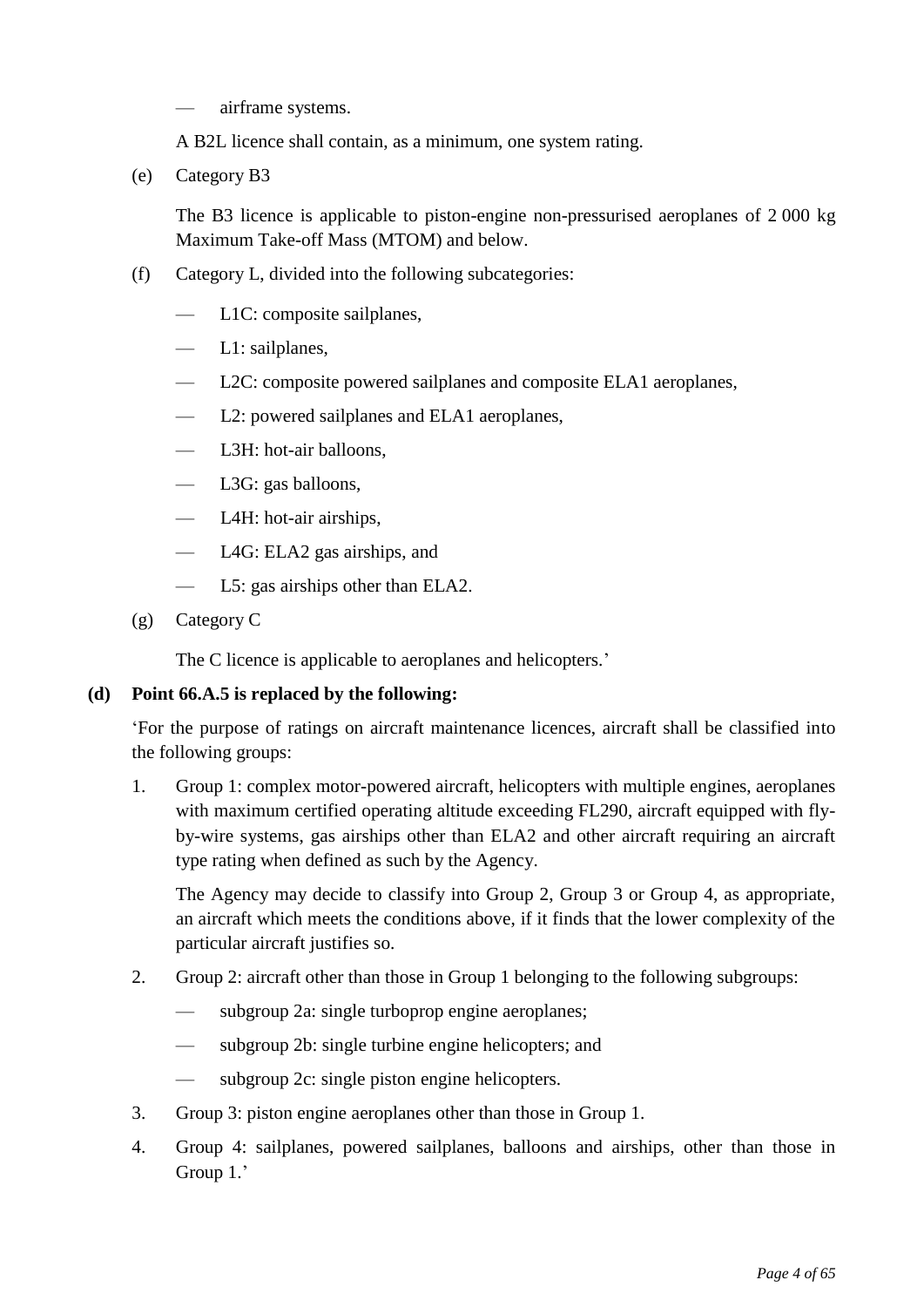— airframe systems.

A B2L licence shall contain, as a minimum, one system rating.

(e) Category B3

The B3 licence is applicable to piston-engine non-pressurised aeroplanes of 2 000 kg Maximum Take-off Mass (MTOM) and below.

(f) Category L, divided into the following subcategories:

— L1C: composite sailplanes,

— L1: sailplanes,

— L2C: composite powered sailplanes and composite ELA1 aeroplanes,

— L2: powered sailplanes and ELA1 aeroplanes,

— L3H: hot-air balloons,

— L3G: gas balloons,

— L4H: hot-air airships,

— L4G: ELA2 gas airships, and

— L5: gas airships other than ELA2.

(g) Category C

The C licence is applicable to aeroplanes and helicopters.'

**(d) Point 66.A.5 is replaced by the following:**

'For the purpose of ratings on aircraft maintenance licences, aircraft shall be classified into the following groups:

1. Group 1: complex motor-powered aircraft, helicopters with multiple engines, aeroplanes with maximum certified operating altitude exceeding FL290, aircraft equipped with fly-by-wire systems, gas airships other than ELA2 and other aircraft requiring an aircraft type rating when defined as such by the Agency.

   The Agency may decide to classify into Group 2, Group 3 or Group 4, as appropriate, an aircraft which meets the conditions above, if it finds that the lower complexity of the particular aircraft justifies so.

2. Group 2: aircraft other than those in Group 1 belonging to the following subgroups:

   — subgroup 2a: single turboprop engine aeroplanes;

   — subgroup 2b: single turbine engine helicopters; and

   — subgroup 2c: single piston engine helicopters.

3. Group 3: piston engine aeroplanes other than those in Group 1.

4. Group 4: sailplanes, powered sailplanes, balloons and airships, other than those in Group 1.'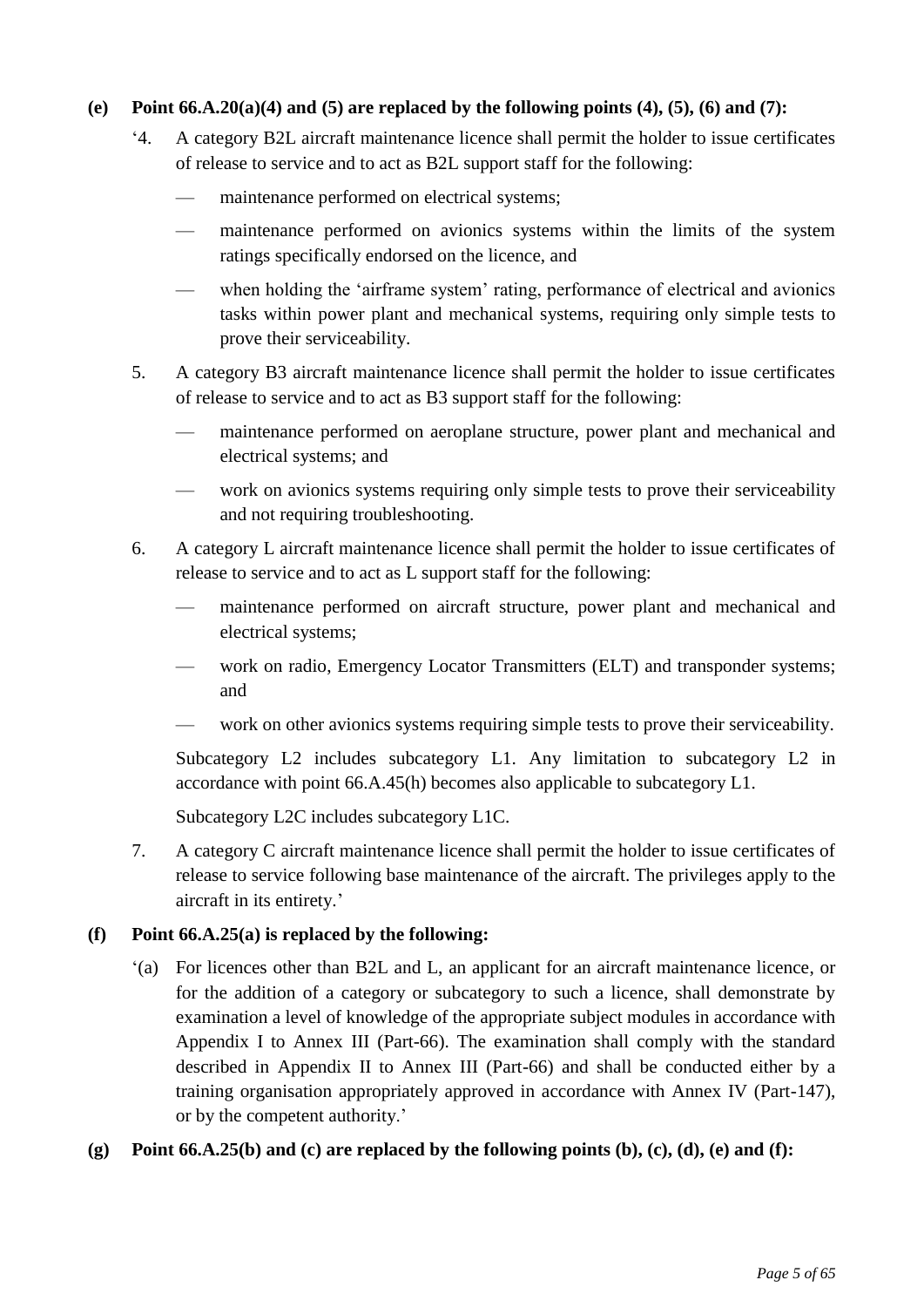**(e) Point 66.A.20(a)(4) and (5) are replaced by the following points (4), (5), (6) and (7):**

‘4. A category B2L aircraft maintenance licence shall permit the holder to issue certificates of release to service and to act as B2L support staff for the following:

— maintenance performed on electrical systems;

— maintenance performed on avionics systems within the limits of the system ratings specifically endorsed on the licence, and

— when holding the ‘airframe system’ rating, performance of electrical and avionics tasks within power plant and mechanical systems, requiring only simple tests to prove their serviceability.

5. A category B3 aircraft maintenance licence shall permit the holder to issue certificates of release to service and to act as B3 support staff for the following:

— maintenance performed on aeroplane structure, power plant and mechanical and electrical systems; and

— work on avionics systems requiring only simple tests to prove their serviceability and not requiring troubleshooting.

6. A category L aircraft maintenance licence shall permit the holder to issue certificates of release to service and to act as L support staff for the following:

— maintenance performed on aircraft structure, power plant and mechanical and electrical systems;

— work on radio, Emergency Locator Transmitters (ELT) and transponder systems; and

— work on other avionics systems requiring simple tests to prove their serviceability.

Subcategory L2 includes subcategory L1. Any limitation to subcategory L2 in accordance with point 66.A.45(h) becomes also applicable to subcategory L1.

Subcategory L2C includes subcategory L1C.

7. A category C aircraft maintenance licence shall permit the holder to issue certificates of release to service following base maintenance of the aircraft. The privileges apply to the aircraft in its entirety.’

**(f) Point 66.A.25(a) is replaced by the following:**

‘(a) For licences other than B2L and L, an applicant for an aircraft maintenance licence, or for the addition of a category or subcategory to such a licence, shall demonstrate by examination a level of knowledge of the appropriate subject modules in accordance with Appendix I to Annex III (Part-66). The examination shall comply with the standard described in Appendix II to Annex III (Part-66) and shall be conducted either by a training organisation appropriately approved in accordance with Annex IV (Part-147), or by the competent authority.’

**(g) Point 66.A.25(b) and (c) are replaced by the following points (b), (c), (d), (e) and (f):**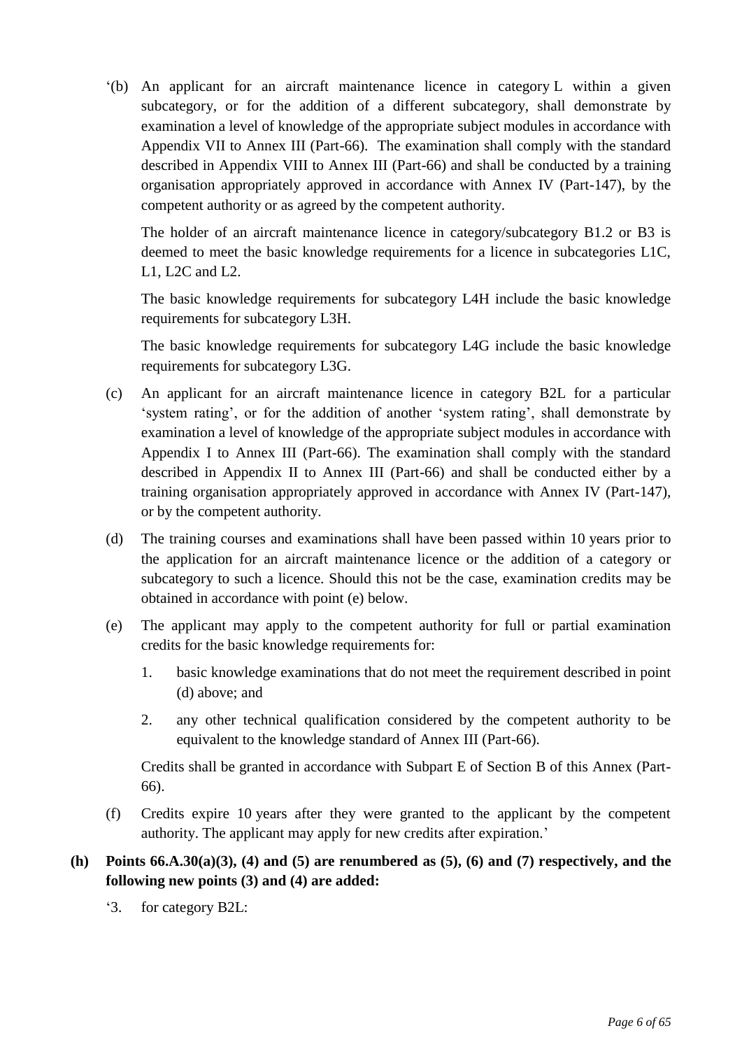‘(b) An applicant for an aircraft maintenance licence in category L within a given subcategory, or for the addition of a different subcategory, shall demonstrate by examination a level of knowledge of the appropriate subject modules in accordance with Appendix VII to Annex III (Part-66). The examination shall comply with the standard described in Appendix VIII to Annex III (Part-66) and shall be conducted by a training organisation appropriately approved in accordance with Annex IV (Part-147), by the competent authority or as agreed by the competent authority.

The holder of an aircraft maintenance licence in category/subcategory B1.2 or B3 is deemed to meet the basic knowledge requirements for a licence in subcategories L1C, L1, L2C and L2.

The basic knowledge requirements for subcategory L4H include the basic knowledge requirements for subcategory L3H.

The basic knowledge requirements for subcategory L4G include the basic knowledge requirements for subcategory L3G.

(c) An applicant for an aircraft maintenance licence in category B2L for a particular ‘system rating’, or for the addition of another ‘system rating’, shall demonstrate by examination a level of knowledge of the appropriate subject modules in accordance with Appendix I to Annex III (Part-66). The examination shall comply with the standard described in Appendix II to Annex III (Part-66) and shall be conducted either by a training organisation appropriately approved in accordance with Annex IV (Part-147), or by the competent authority.

(d) The training courses and examinations shall have been passed within 10 years prior to the application for an aircraft maintenance licence or the addition of a category or subcategory to such a licence. Should this not be the case, examination credits may be obtained in accordance with point (e) below.

(e) The applicant may apply to the competent authority for full or partial examination credits for the basic knowledge requirements for:

1. basic knowledge examinations that do not meet the requirement described in point (d) above; and
2. any other technical qualification considered by the competent authority to be equivalent to the knowledge standard of Annex III (Part-66).

Credits shall be granted in accordance with Subpart E of Section B of this Annex (Part-66).

(f) Credits expire 10 years after they were granted to the applicant by the competent authority. The applicant may apply for new credits after expiration.’

**(h) Points 66.A.30(a)(3), (4) and (5) are renumbered as (5), (6) and (7) respectively, and the following new points (3) and (4) are added:**

‘3. for category B2L: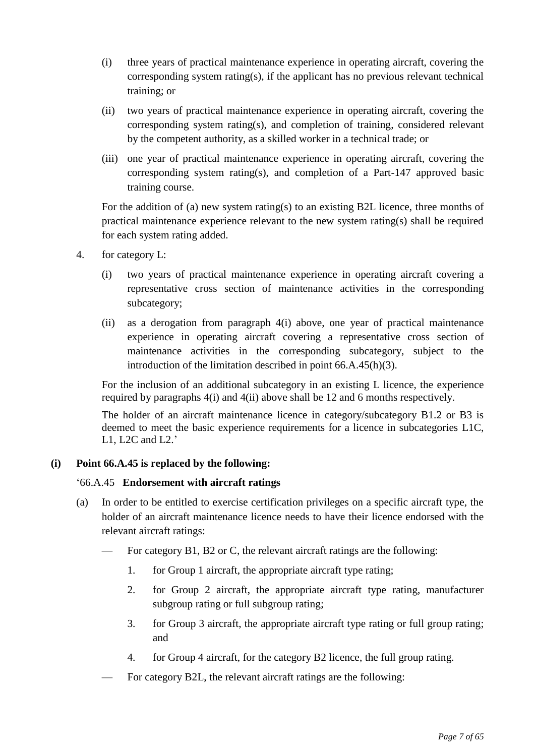(i) three years of practical maintenance experience in operating aircraft, covering the corresponding system rating(s), if the applicant has no previous relevant technical training; or

(ii) two years of practical maintenance experience in operating aircraft, covering the corresponding system rating(s), and completion of training, considered relevant by the competent authority, as a skilled worker in a technical trade; or

(iii) one year of practical maintenance experience in operating aircraft, covering the corresponding system rating(s), and completion of a Part-147 approved basic training course.

For the addition of (a) new system rating(s) to an existing B2L licence, three months of practical maintenance experience relevant to the new system rating(s) shall be required for each system rating added.

4. for category L:

(i) two years of practical maintenance experience in operating aircraft covering a representative cross section of maintenance activities in the corresponding subcategory;

(ii) as a derogation from paragraph 4(i) above, one year of practical maintenance experience in operating aircraft covering a representative cross section of maintenance activities in the corresponding subcategory, subject to the introduction of the limitation described in point 66.A.45(h)(3).

For the inclusion of an additional subcategory in an existing L licence, the experience required by paragraphs 4(i) and 4(ii) above shall be 12 and 6 months respectively.

The holder of an aircraft maintenance licence in category/subcategory B1.2 or B3 is deemed to meet the basic experience requirements for a licence in subcategories L1C, L1, L2C and L2.'

**(i) Point 66.A.45 is replaced by the following:**

'66.A.45 **Endorsement with aircraft ratings**

(a) In order to be entitled to exercise certification privileges on a specific aircraft type, the holder of an aircraft maintenance licence needs to have their licence endorsed with the relevant aircraft ratings:

— For category B1, B2 or C, the relevant aircraft ratings are the following:

1. for Group 1 aircraft, the appropriate aircraft type rating;
2. for Group 2 aircraft, the appropriate aircraft type rating, manufacturer subgroup rating or full subgroup rating;
3. for Group 3 aircraft, the appropriate aircraft type rating or full group rating; and
4. for Group 4 aircraft, for the category B2 licence, the full group rating.

— For category B2L, the relevant aircraft ratings are the following: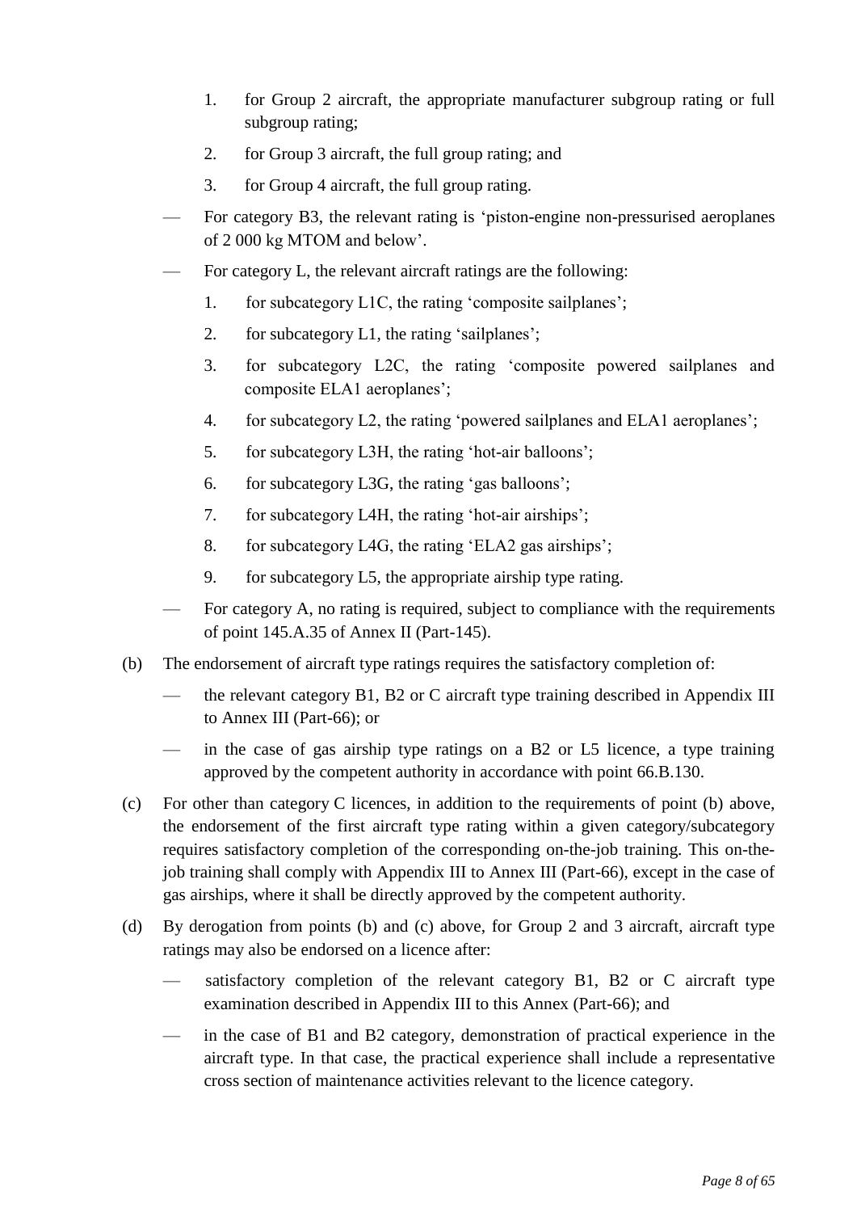1. for Group 2 aircraft, the appropriate manufacturer subgroup rating or full subgroup rating;
2. for Group 3 aircraft, the full group rating; and
3. for Group 4 aircraft, the full group rating.

— For category B3, the relevant rating is 'piston-engine non-pressurised aeroplanes of 2 000 kg MTOM and below'.

— For category L, the relevant aircraft ratings are the following:

1. for subcategory L1C, the rating 'composite sailplanes';
2. for subcategory L1, the rating 'sailplanes';
3. for subcategory L2C, the rating 'composite powered sailplanes and composite ELA1 aeroplanes';
4. for subcategory L2, the rating 'powered sailplanes and ELA1 aeroplanes';
5. for subcategory L3H, the rating 'hot-air balloons';
6. for subcategory L3G, the rating 'gas balloons';
7. for subcategory L4H, the rating 'hot-air airships';
8. for subcategory L4G, the rating 'ELA2 gas airships';
9. for subcategory L5, the appropriate airship type rating.

— For category A, no rating is required, subject to compliance with the requirements of point 145.A.35 of Annex II (Part-145).

(b) The endorsement of aircraft type ratings requires the satisfactory completion of:

— the relevant category B1, B2 or C aircraft type training described in Appendix III to Annex III (Part-66); or

— in the case of gas airship type ratings on a B2 or L5 licence, a type training approved by the competent authority in accordance with point 66.B.130.

(c) For other than category C licences, in addition to the requirements of point (b) above, the endorsement of the first aircraft type rating within a given category/subcategory requires satisfactory completion of the corresponding on-the-job training. This on-the-job training shall comply with Appendix III to Annex III (Part-66), except in the case of gas airships, where it shall be directly approved by the competent authority.

(d) By derogation from points (b) and (c) above, for Group 2 and 3 aircraft, aircraft type ratings may also be endorsed on a licence after:

— satisfactory completion of the relevant category B1, B2 or C aircraft type examination described in Appendix III to this Annex (Part-66); and

— in the case of B1 and B2 category, demonstration of practical experience in the aircraft type. In that case, the practical experience shall include a representative cross section of maintenance activities relevant to the licence category.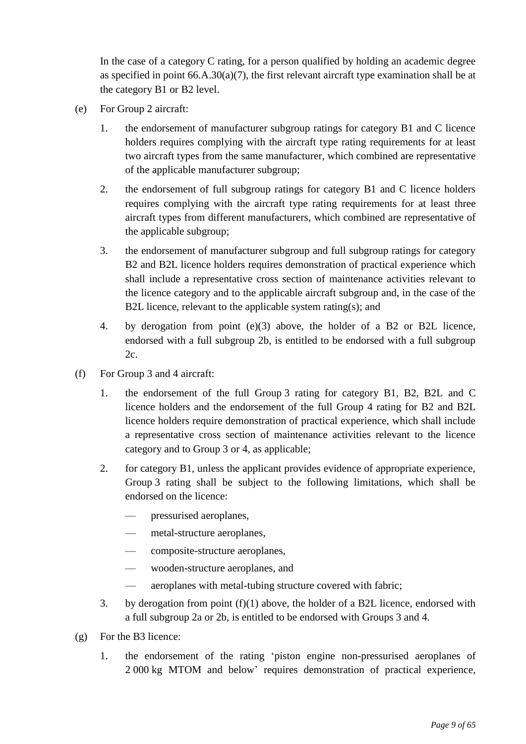In the case of a category C rating, for a person qualified by holding an academic degree as specified in point 66.A.30(a)(7), the first relevant aircraft type examination shall be at the category B1 or B2 level.

(e) For Group 2 aircraft:

1. the endorsement of manufacturer subgroup ratings for category B1 and C licence holders requires complying with the aircraft type rating requirements for at least two aircraft types from the same manufacturer, which combined are representative of the applicable manufacturer subgroup;

2. the endorsement of full subgroup ratings for category B1 and C licence holders requires complying with the aircraft type rating requirements for at least three aircraft types from different manufacturers, which combined are representative of the applicable subgroup;

3. the endorsement of manufacturer subgroup and full subgroup ratings for category B2 and B2L licence holders requires demonstration of practical experience which shall include a representative cross section of maintenance activities relevant to the licence category and to the applicable aircraft subgroup and, in the case of the B2L licence, relevant to the applicable system rating(s); and

4. by derogation from point (e)(3) above, the holder of a B2 or B2L licence, endorsed with a full subgroup 2b, is entitled to be endorsed with a full subgroup 2c.

(f) For Group 3 and 4 aircraft:

1. the endorsement of the full Group 3 rating for category B1, B2, B2L and C licence holders and the endorsement of the full Group 4 rating for B2 and B2L licence holders require demonstration of practical experience, which shall include a representative cross section of maintenance activities relevant to the licence category and to Group 3 or 4, as applicable;

2. for category B1, unless the applicant provides evidence of appropriate experience, Group 3 rating shall be subject to the following limitations, which shall be endorsed on the licence:

   — pressurised aeroplanes,

   — metal-structure aeroplanes,

   — composite-structure aeroplanes,

   — wooden-structure aeroplanes, and

   — aeroplanes with metal-tubing structure covered with fabric;

3. by derogation from point (f)(1) above, the holder of a B2L licence, endorsed with a full subgroup 2a or 2b, is entitled to be endorsed with Groups 3 and 4.

(g) For the B3 licence:

1. the endorsement of the rating 'piston engine non-pressurised aeroplanes of 2 000 kg MTOM and below' requires demonstration of practical experience,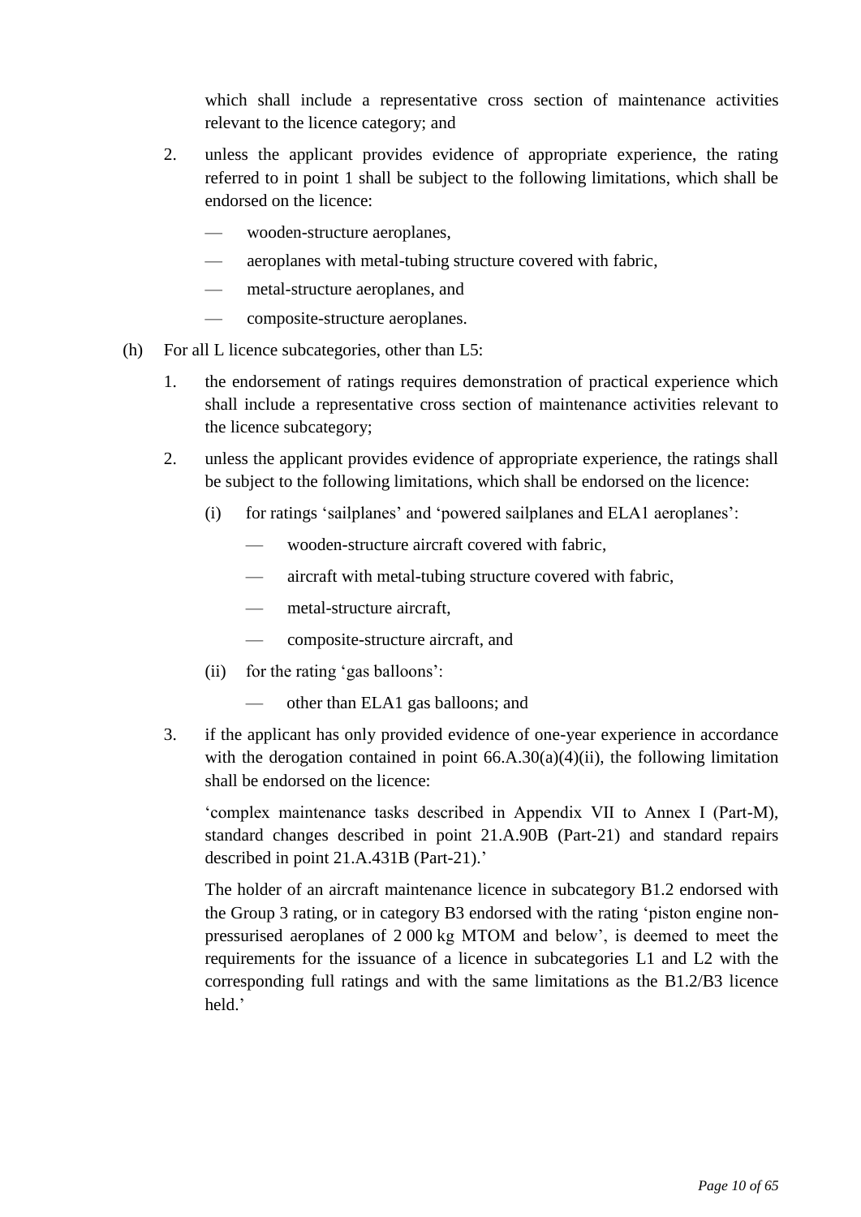which shall include a representative cross section of maintenance activities relevant to the licence category; and

2. unless the applicant provides evidence of appropriate experience, the rating referred to in point 1 shall be subject to the following limitations, which shall be endorsed on the licence:

   — wooden-structure aeroplanes,

   — aeroplanes with metal-tubing structure covered with fabric,

   — metal-structure aeroplanes, and

   — composite-structure aeroplanes.

(h) For all L licence subcategories, other than L5:

1. the endorsement of ratings requires demonstration of practical experience which shall include a representative cross section of maintenance activities relevant to the licence subcategory;

2. unless the applicant provides evidence of appropriate experience, the ratings shall be subject to the following limitations, which shall be endorsed on the licence:

   (i) for ratings 'sailplanes' and 'powered sailplanes and ELA1 aeroplanes':

      — wooden-structure aircraft covered with fabric,

      — aircraft with metal-tubing structure covered with fabric,

      — metal-structure aircraft,

      — composite-structure aircraft, and

   (ii) for the rating 'gas balloons':

      — other than ELA1 gas balloons; and

3. if the applicant has only provided evidence of one-year experience in accordance with the derogation contained in point 66.A.30(a)(4)(ii), the following limitation shall be endorsed on the licence:

   'complex maintenance tasks described in Appendix VII to Annex I (Part-M), standard changes described in point 21.A.90B (Part-21) and standard repairs described in point 21.A.431B (Part-21).'

   The holder of an aircraft maintenance licence in subcategory B1.2 endorsed with the Group 3 rating, or in category B3 endorsed with the rating 'piston engine non-pressurised aeroplanes of 2 000 kg MTOM and below', is deemed to meet the requirements for the issuance of a licence in subcategories L1 and L2 with the corresponding full ratings and with the same limitations as the B1.2/B3 licence held.'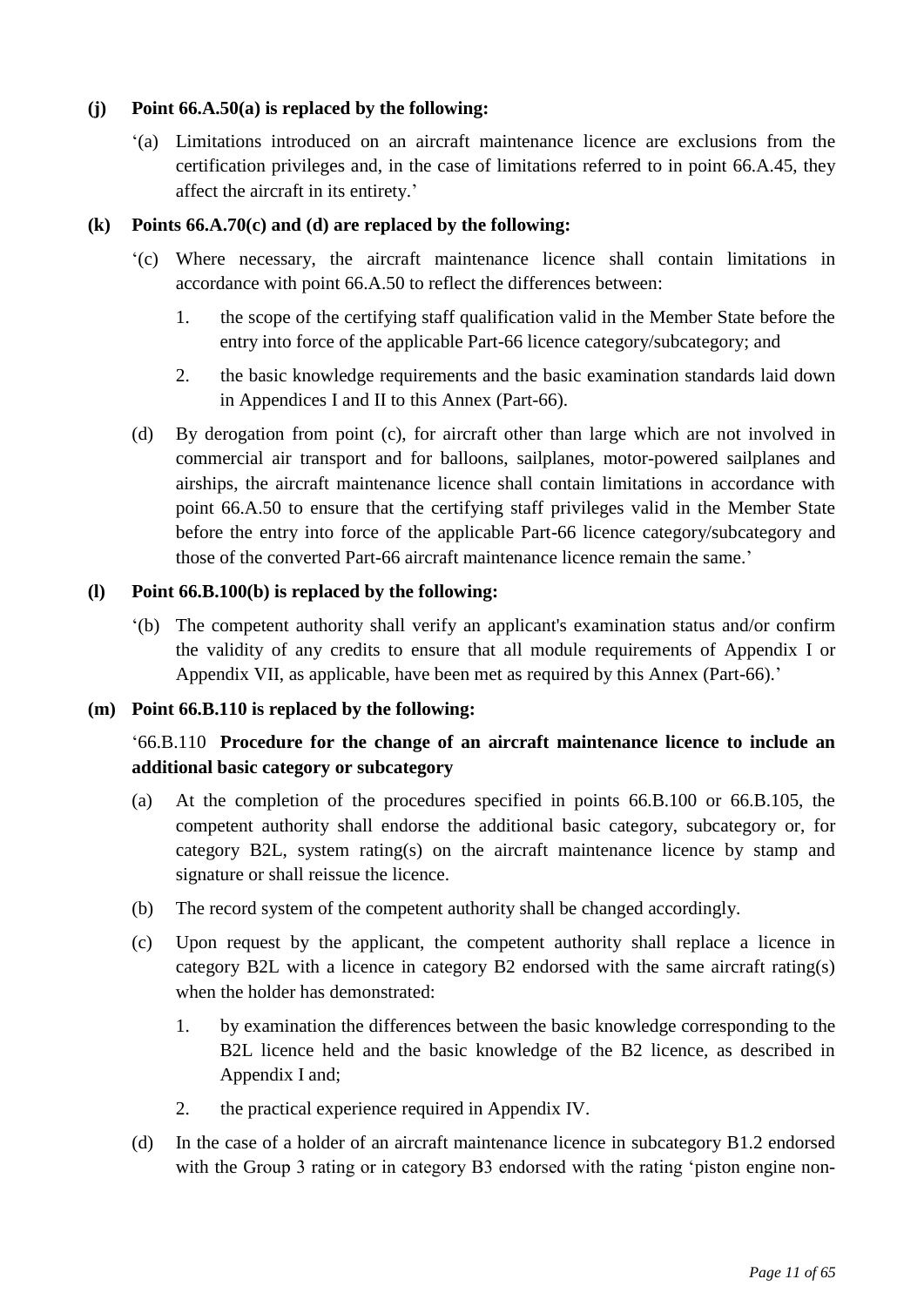**(j) Point 66.A.50(a) is replaced by the following:**

‘(a) Limitations introduced on an aircraft maintenance licence are exclusions from the certification privileges and, in the case of limitations referred to in point 66.A.45, they affect the aircraft in its entirety.’

**(k) Points 66.A.70(c) and (d) are replaced by the following:**

‘(c) Where necessary, the aircraft maintenance licence shall contain limitations in accordance with point 66.A.50 to reflect the differences between:

1. the scope of the certifying staff qualification valid in the Member State before the entry into force of the applicable Part-66 licence category/subcategory; and
2. the basic knowledge requirements and the basic examination standards laid down in Appendices I and II to this Annex (Part-66).

(d) By derogation from point (c), for aircraft other than large which are not involved in commercial air transport and for balloons, sailplanes, motor-powered sailplanes and airships, the aircraft maintenance licence shall contain limitations in accordance with point 66.A.50 to ensure that the certifying staff privileges valid in the Member State before the entry into force of the applicable Part-66 licence category/subcategory and those of the converted Part-66 aircraft maintenance licence remain the same.’

**(l) Point 66.B.100(b) is replaced by the following:**

‘(b) The competent authority shall verify an applicant's examination status and/or confirm the validity of any credits to ensure that all module requirements of Appendix I or Appendix VII, as applicable, have been met as required by this Annex (Part-66).’

**(m) Point 66.B.110 is replaced by the following:**

‘66.B.110 **Procedure for the change of an aircraft maintenance licence to include an additional basic category or subcategory**

(a) At the completion of the procedures specified in points 66.B.100 or 66.B.105, the competent authority shall endorse the additional basic category, subcategory or, for category B2L, system rating(s) on the aircraft maintenance licence by stamp and signature or shall reissue the licence.

(b) The record system of the competent authority shall be changed accordingly.

(c) Upon request by the applicant, the competent authority shall replace a licence in category B2L with a licence in category B2 endorsed with the same aircraft rating(s) when the holder has demonstrated:

1. by examination the differences between the basic knowledge corresponding to the B2L licence held and the basic knowledge of the B2 licence, as described in Appendix I and;
2. the practical experience required in Appendix IV.

(d) In the case of a holder of an aircraft maintenance licence in subcategory B1.2 endorsed with the Group 3 rating or in category B3 endorsed with the rating ‘piston engine non-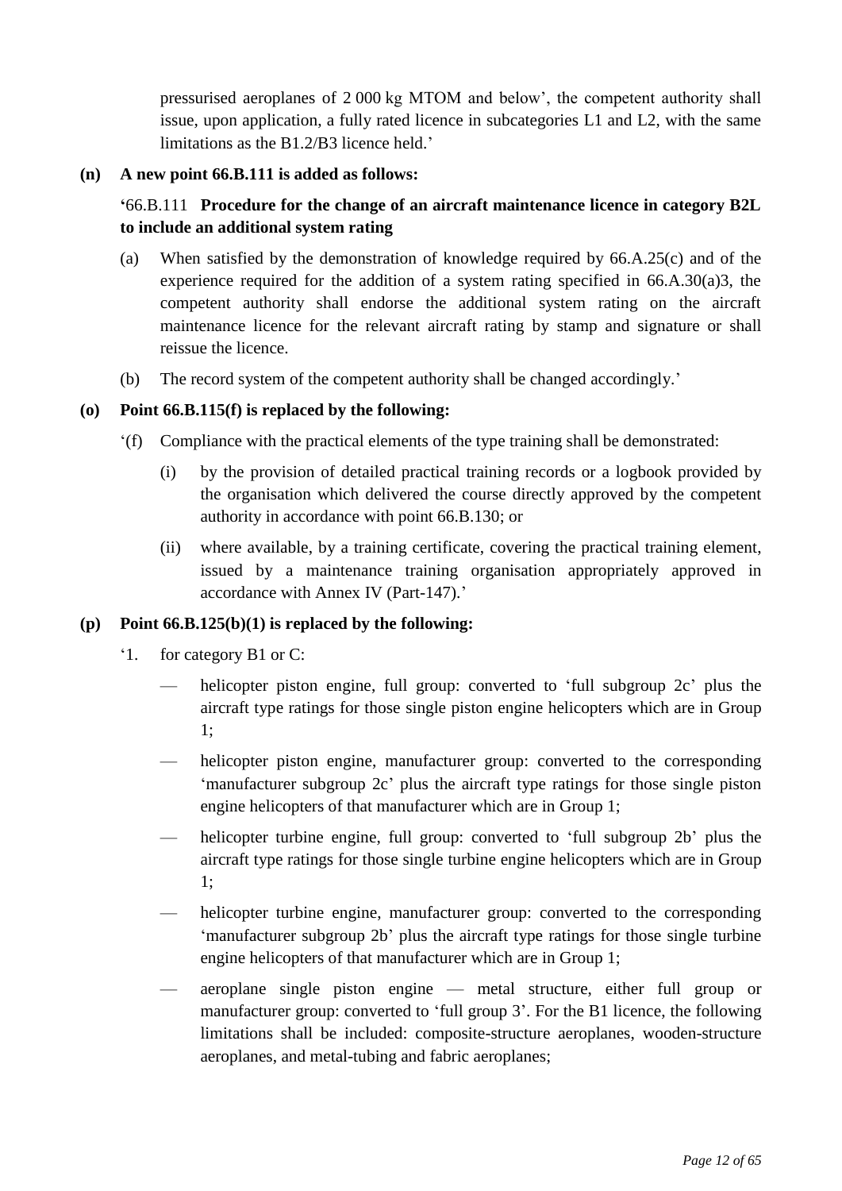pressurised aeroplanes of 2 000 kg MTOM and below', the competent authority shall issue, upon application, a fully rated licence in subcategories L1 and L2, with the same limitations as the B1.2/B3 licence held.'

**(n) A new point 66.B.111 is added as follows:**

'66.B.111 **Procedure for the change of an aircraft maintenance licence in category B2L to include an additional system rating**

(a) When satisfied by the demonstration of knowledge required by 66.A.25(c) and of the experience required for the addition of a system rating specified in 66.A.30(a)3, the competent authority shall endorse the additional system rating on the aircraft maintenance licence for the relevant aircraft rating by stamp and signature or shall reissue the licence.

(b) The record system of the competent authority shall be changed accordingly.'

**(o) Point 66.B.115(f) is replaced by the following:**

'(f) Compliance with the practical elements of the type training shall be demonstrated:

(i) by the provision of detailed practical training records or a logbook provided by the organisation which delivered the course directly approved by the competent authority in accordance with point 66.B.130; or

(ii) where available, by a training certificate, covering the practical training element, issued by a maintenance training organisation appropriately approved in accordance with Annex IV (Part-147).'

**(p) Point 66.B.125(b)(1) is replaced by the following:**

'1. for category B1 or C:

— helicopter piston engine, full group: converted to 'full subgroup 2c' plus the aircraft type ratings for those single piston engine helicopters which are in Group 1;

— helicopter piston engine, manufacturer group: converted to the corresponding 'manufacturer subgroup 2c' plus the aircraft type ratings for those single piston engine helicopters of that manufacturer which are in Group 1;

— helicopter turbine engine, full group: converted to 'full subgroup 2b' plus the aircraft type ratings for those single turbine engine helicopters which are in Group 1;

— helicopter turbine engine, manufacturer group: converted to the corresponding 'manufacturer subgroup 2b' plus the aircraft type ratings for those single turbine engine helicopters of that manufacturer which are in Group 1;

— aeroplane single piston engine — metal structure, either full group or manufacturer group: converted to 'full group 3'. For the B1 licence, the following limitations shall be included: composite-structure aeroplanes, wooden-structure aeroplanes, and metal-tubing and fabric aeroplanes;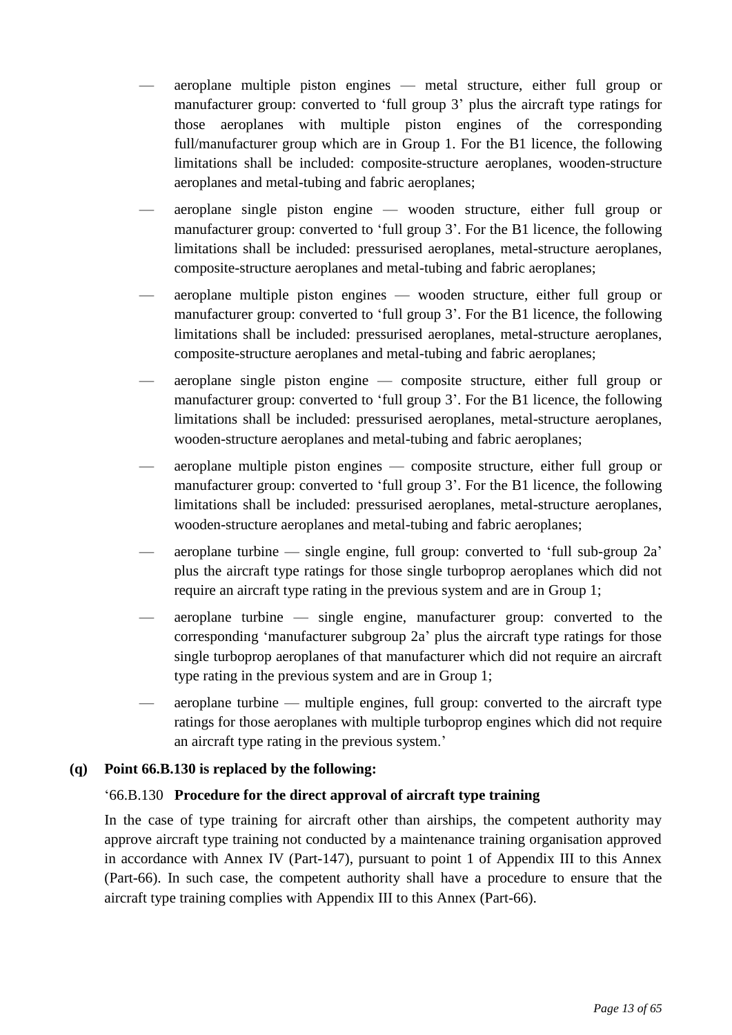— aeroplane multiple piston engines — metal structure, either full group or manufacturer group: converted to 'full group 3' plus the aircraft type ratings for those aeroplanes with multiple piston engines of the corresponding full/manufacturer group which are in Group 1. For the B1 licence, the following limitations shall be included: composite-structure aeroplanes, wooden-structure aeroplanes and metal-tubing and fabric aeroplanes;

— aeroplane single piston engine — wooden structure, either full group or manufacturer group: converted to 'full group 3'. For the B1 licence, the following limitations shall be included: pressurised aeroplanes, metal-structure aeroplanes, composite-structure aeroplanes and metal-tubing and fabric aeroplanes;

— aeroplane multiple piston engines — wooden structure, either full group or manufacturer group: converted to 'full group 3'. For the B1 licence, the following limitations shall be included: pressurised aeroplanes, metal-structure aeroplanes, composite-structure aeroplanes and metal-tubing and fabric aeroplanes;

— aeroplane single piston engine — composite structure, either full group or manufacturer group: converted to 'full group 3'. For the B1 licence, the following limitations shall be included: pressurised aeroplanes, metal-structure aeroplanes, wooden-structure aeroplanes and metal-tubing and fabric aeroplanes;

— aeroplane multiple piston engines — composite structure, either full group or manufacturer group: converted to 'full group 3'. For the B1 licence, the following limitations shall be included: pressurised aeroplanes, metal-structure aeroplanes, wooden-structure aeroplanes and metal-tubing and fabric aeroplanes;

— aeroplane turbine — single engine, full group: converted to 'full sub-group 2a' plus the aircraft type ratings for those single turboprop aeroplanes which did not require an aircraft type rating in the previous system and are in Group 1;

— aeroplane turbine — single engine, manufacturer group: converted to the corresponding 'manufacturer subgroup 2a' plus the aircraft type ratings for those single turboprop aeroplanes of that manufacturer which did not require an aircraft type rating in the previous system and are in Group 1;

— aeroplane turbine — multiple engines, full group: converted to the aircraft type ratings for those aeroplanes with multiple turboprop engines which did not require an aircraft type rating in the previous system.'

**(q) Point 66.B.130 is replaced by the following:**

'66.B.130 **Procedure for the direct approval of aircraft type training**

In the case of type training for aircraft other than airships, the competent authority may approve aircraft type training not conducted by a maintenance training organisation approved in accordance with Annex IV (Part-147), pursuant to point 1 of Appendix III to this Annex (Part-66). In such case, the competent authority shall have a procedure to ensure that the aircraft type training complies with Appendix III to this Annex (Part-66).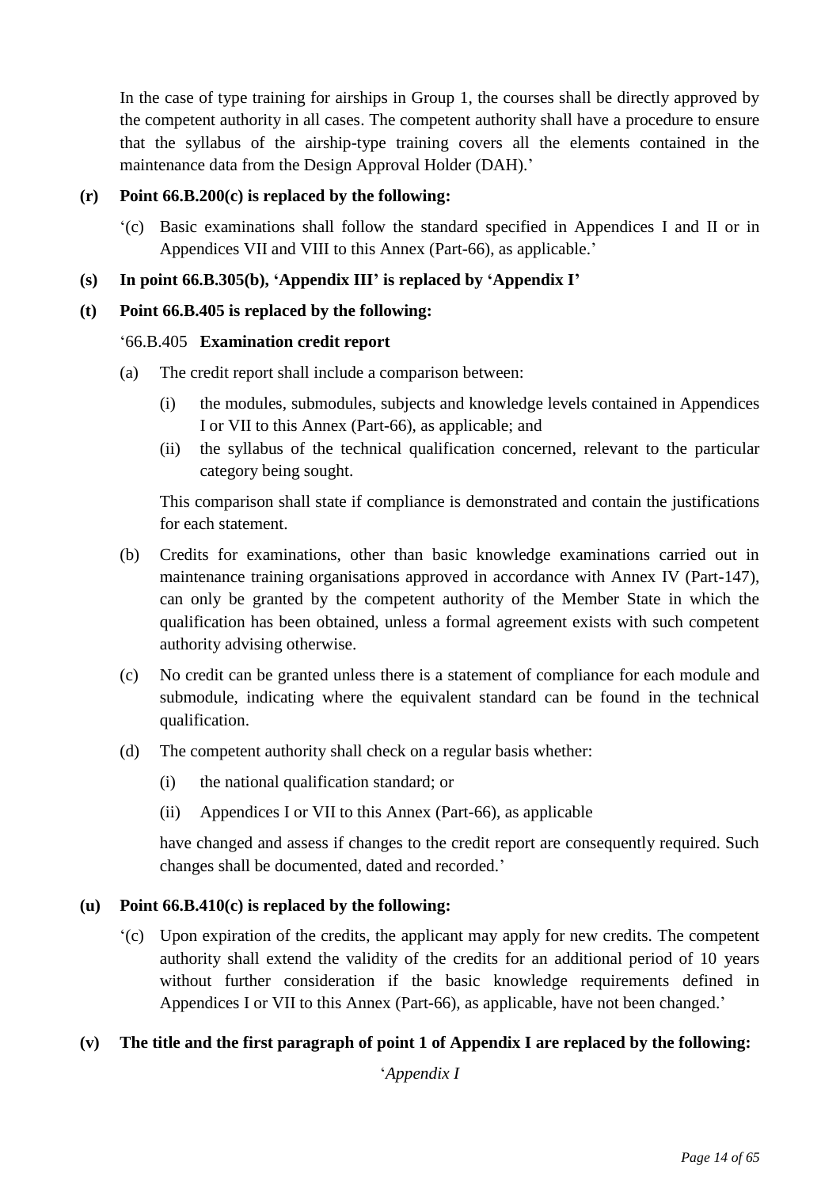In the case of type training for airships in Group 1, the courses shall be directly approved by the competent authority in all cases. The competent authority shall have a procedure to ensure that the syllabus of the airship-type training covers all the elements contained in the maintenance data from the Design Approval Holder (DAH).'

**(r) Point 66.B.200(c) is replaced by the following:**

'(c) Basic examinations shall follow the standard specified in Appendices I and II or in Appendices VII and VIII to this Annex (Part-66), as applicable.'

**(s) In point 66.B.305(b), 'Appendix III' is replaced by 'Appendix I'**

**(t) Point 66.B.405 is replaced by the following:**

'66.B.405 **Examination credit report**

(a) The credit report shall include a comparison between:

(i) the modules, submodules, subjects and knowledge levels contained in Appendices I or VII to this Annex (Part-66), as applicable; and

(ii) the syllabus of the technical qualification concerned, relevant to the particular category being sought.

This comparison shall state if compliance is demonstrated and contain the justifications for each statement.

(b) Credits for examinations, other than basic knowledge examinations carried out in maintenance training organisations approved in accordance with Annex IV (Part-147), can only be granted by the competent authority of the Member State in which the qualification has been obtained, unless a formal agreement exists with such competent authority advising otherwise.

(c) No credit can be granted unless there is a statement of compliance for each module and submodule, indicating where the equivalent standard can be found in the technical qualification.

(d) The competent authority shall check on a regular basis whether:

(i) the national qualification standard; or

(ii) Appendices I or VII to this Annex (Part-66), as applicable

have changed and assess if changes to the credit report are consequently required. Such changes shall be documented, dated and recorded.'

**(u) Point 66.B.410(c) is replaced by the following:**

'(c) Upon expiration of the credits, the applicant may apply for new credits. The competent authority shall extend the validity of the credits for an additional period of 10 years without further consideration if the basic knowledge requirements defined in Appendices I or VII to this Annex (Part-66), as applicable, have not been changed.'

**(v) The title and the first paragraph of point 1 of Appendix I are replaced by the following:**

'*Appendix I*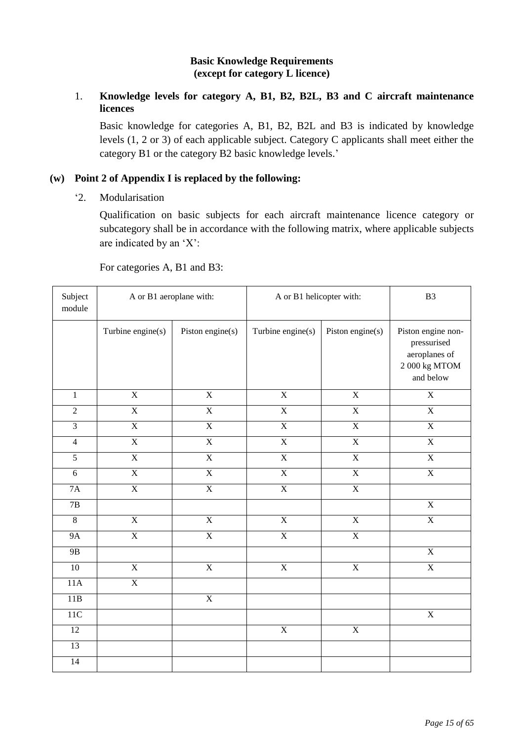**Basic Knowledge Requirements**
**(except for category L licence)**

1. **Knowledge levels for category A, B1, B2, B2L, B3 and C aircraft maintenance licences**

   Basic knowledge for categories A, B1, B2, B2L and B3 is indicated by knowledge levels (1, 2 or 3) of each applicable subject. Category C applicants shall meet either the category B1 or the category B2 basic knowledge levels.'

**(w) Point 2 of Appendix I is replaced by the following:**

'2. Modularisation

Qualification on basic subjects for each aircraft maintenance licence category or subcategory shall be in accordance with the following matrix, where applicable subjects are indicated by an 'X':

For categories A, B1 and B3:

| Subject module | A or B1 aeroplane with: | | A or B1 helicopter with: | | B3 |
|---|---|---|---|---|---|
| | Turbine engine(s) | Piston engine(s) | Turbine engine(s) | Piston engine(s) | Piston engine non-pressurised aeroplanes of 2 000 kg MTOM and below |
| 1 | X | X | X | X | X |
| 2 | X | X | X | X | X |
| 3 | X | X | X | X | X |
| 4 | X | X | X | X | X |
| 5 | X | X | X | X | X |
| 6 | X | X | X | X | X |
| 7A | X | X | X | X | |
| 7B | | | | | X |
| 8 | X | X | X | X | X |
| 9A | X | X | X | X | |
| 9B | | | | | X |
| 10 | X | X | X | X | X |
| 11A | X | | | | |
| 11B | | X | | | |
| 11C | | | | | X |
| 12 | | | X | X | |
| 13 | | | | | |
| 14 | | | | | |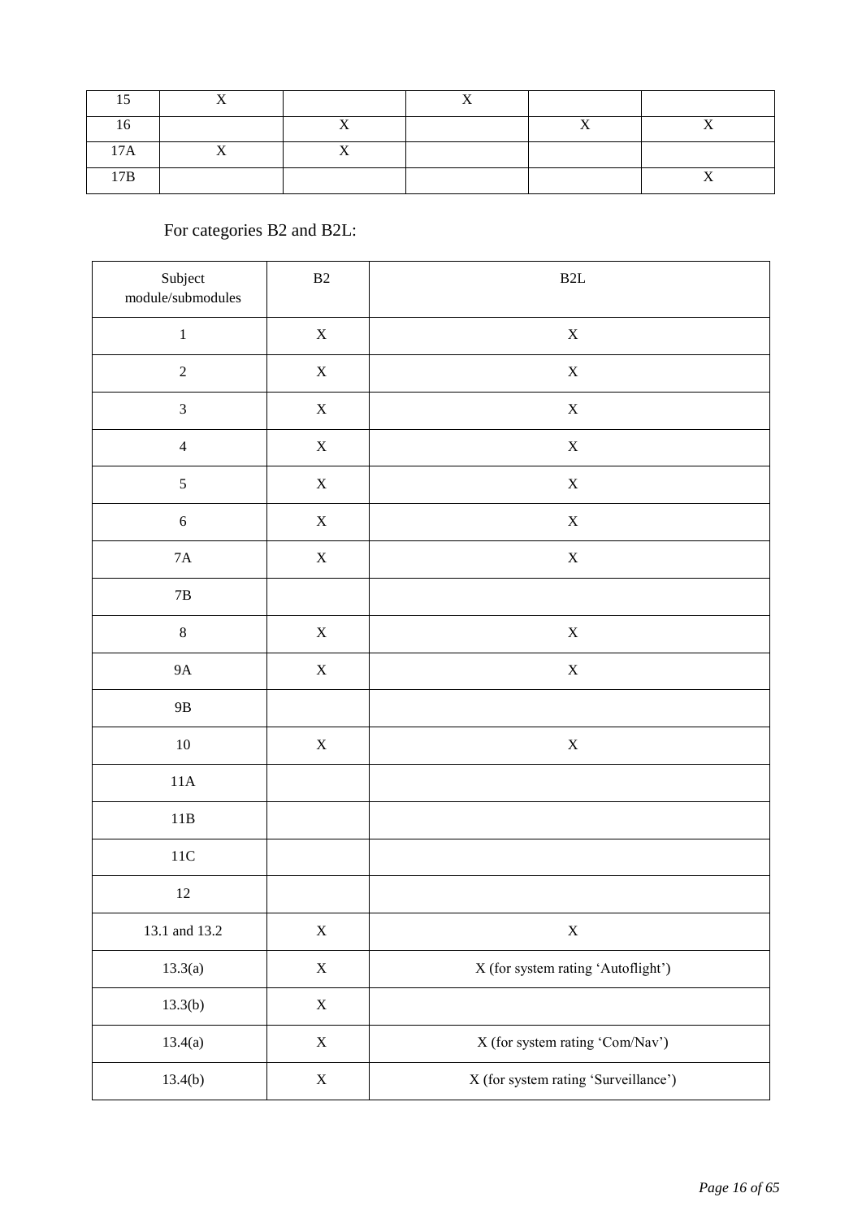| | | | | | |
|---|---|---|---|---|---|
| 15 | X | | X | | |
| 16 | | X | | X | X |
| 17A | X | X | | | |
| 17B | | | | | X |

For categories B2 and B2L:

| Subject module/submodules | B2 | B2L |
|---|---|---|
| 1 | X | X |
| 2 | X | X |
| 3 | X | X |
| 4 | X | X |
| 5 | X | X |
| 6 | X | X |
| 7A | X | X |
| 7B | | |
| 8 | X | X |
| 9A | X | X |
| 9B | | |
| 10 | X | X |
| 11A | | |
| 11B | | |
| 11C | | |
| 12 | | |
| 13.1 and 13.2 | X | X |
| 13.3(a) | X | X (for system rating 'Autoflight') |
| 13.3(b) | X | |
| 13.4(a) | X | X (for system rating 'Com/Nav') |
| 13.4(b) | X | X (for system rating 'Surveillance') |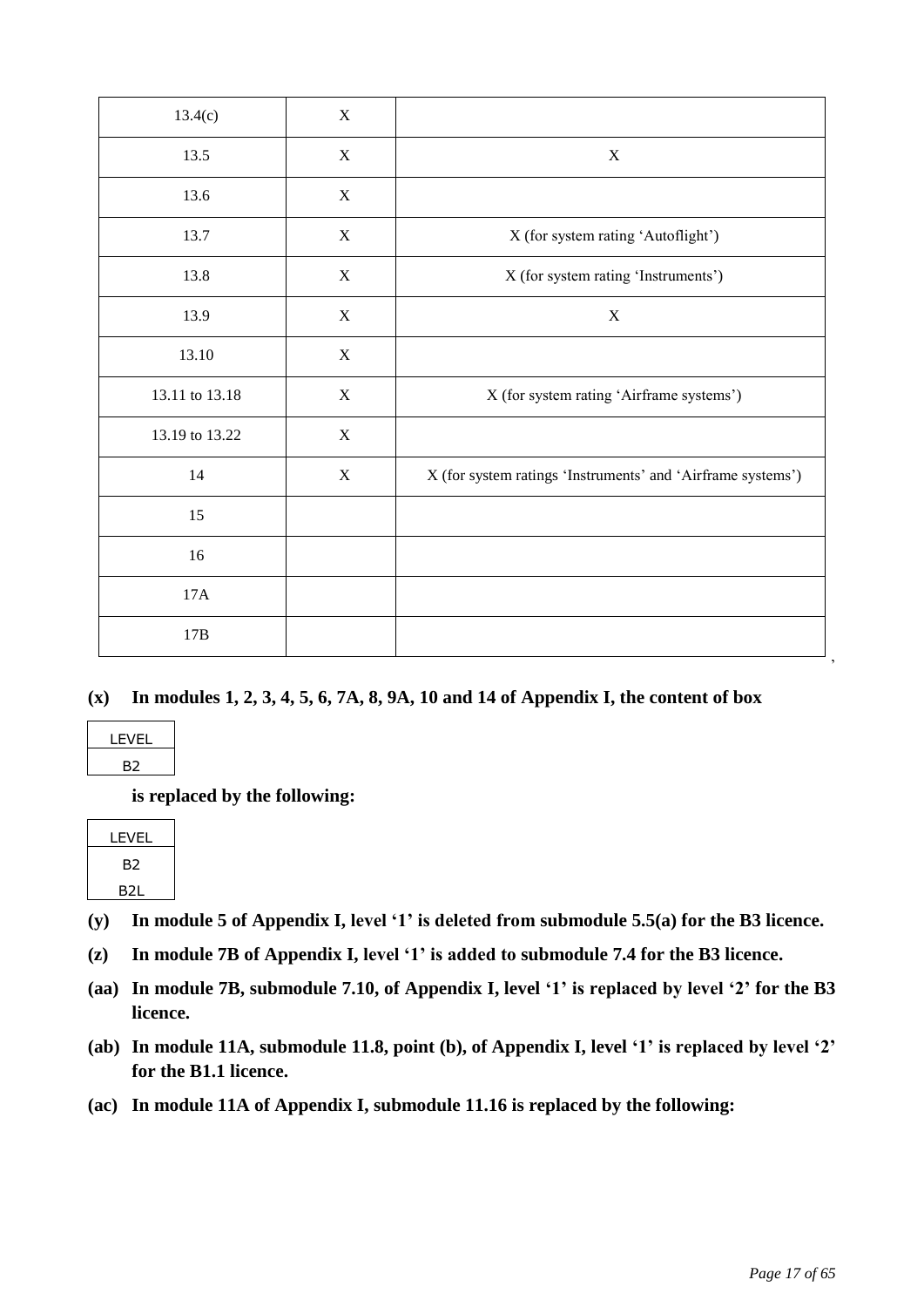| 13.4(c) | X | |
|---|---|---|
| 13.5 | X | X |
| 13.6 | X | |
| 13.7 | X | X (for system rating 'Autoflight') |
| 13.8 | X | X (for system rating 'Instruments') |
| 13.9 | X | X |
| 13.10 | X | |
| 13.11 to 13.18 | X | X (for system rating 'Airframe systems') |
| 13.19 to 13.22 | X | |
| 14 | X | X (for system ratings 'Instruments' and 'Airframe systems') |
| 15 | | |
| 16 | | |
| 17A | | |
| 17B | | |

,

**(x) In modules 1, 2, 3, 4, 5, 6, 7A, 8, 9A, 10 and 14 of Appendix I, the content of box**

| LEVEL |
|---|
| B2 |

**is replaced by the following:**

| LEVEL |
|---|
| B2 |
| B2L |

**(y) In module 5 of Appendix I, level '1' is deleted from submodule 5.5(a) for the B3 licence.**

**(z) In module 7B of Appendix I, level '1' is added to submodule 7.4 for the B3 licence.**

**(aa) In module 7B, submodule 7.10, of Appendix I, level '1' is replaced by level '2' for the B3 licence.**

**(ab) In module 11A, submodule 11.8, point (b), of Appendix I, level '1' is replaced by level '2' for the B1.1 licence.**

**(ac) In module 11A of Appendix I, submodule 11.16 is replaced by the following:**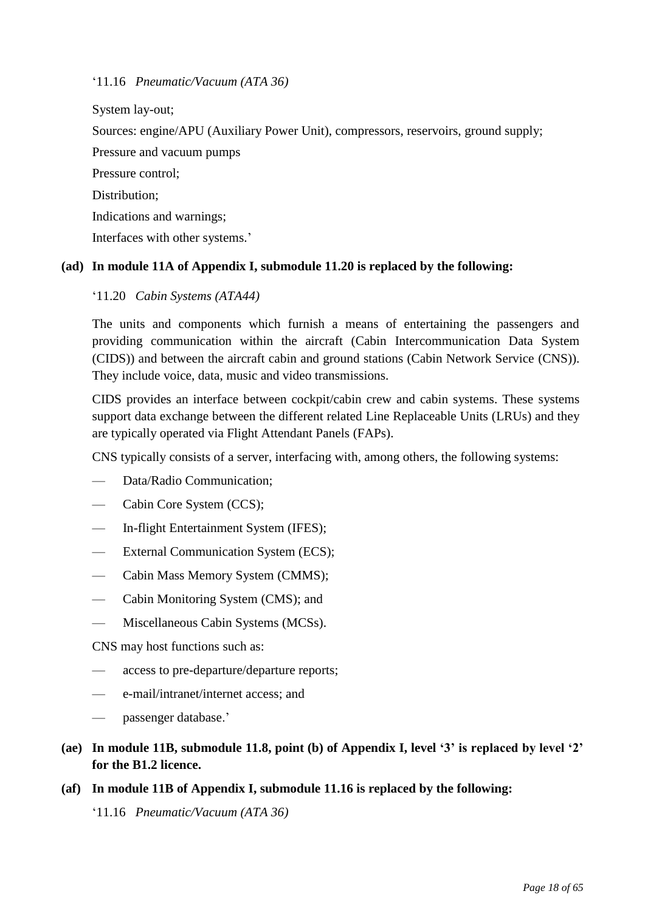'11.16 *Pneumatic/Vacuum (ATA 36)*

System lay-out;

Sources: engine/APU (Auxiliary Power Unit), compressors, reservoirs, ground supply;

Pressure and vacuum pumps

Pressure control;

Distribution;

Indications and warnings;

Interfaces with other systems.'

**(ad) In module 11A of Appendix I, submodule 11.20 is replaced by the following:**

'11.20 *Cabin Systems (ATA44)*

The units and components which furnish a means of entertaining the passengers and providing communication within the aircraft (Cabin Intercommunication Data System (CIDS)) and between the aircraft cabin and ground stations (Cabin Network Service (CNS)). They include voice, data, music and video transmissions.

CIDS provides an interface between cockpit/cabin crew and cabin systems. These systems support data exchange between the different related Line Replaceable Units (LRUs) and they are typically operated via Flight Attendant Panels (FAPs).

CNS typically consists of a server, interfacing with, among others, the following systems:

- Data/Radio Communication;
- Cabin Core System (CCS);
- In-flight Entertainment System (IFES);
- External Communication System (ECS);
- Cabin Mass Memory System (CMMS);
- Cabin Monitoring System (CMS); and
- Miscellaneous Cabin Systems (MCSs).

CNS may host functions such as:

- access to pre-departure/departure reports;
- e-mail/intranet/internet access; and
- passenger database.'

**(ae) In module 11B, submodule 11.8, point (b) of Appendix I, level '3' is replaced by level '2' for the B1.2 licence.**

**(af) In module 11B of Appendix I, submodule 11.16 is replaced by the following:**

'11.16 *Pneumatic/Vacuum (ATA 36)*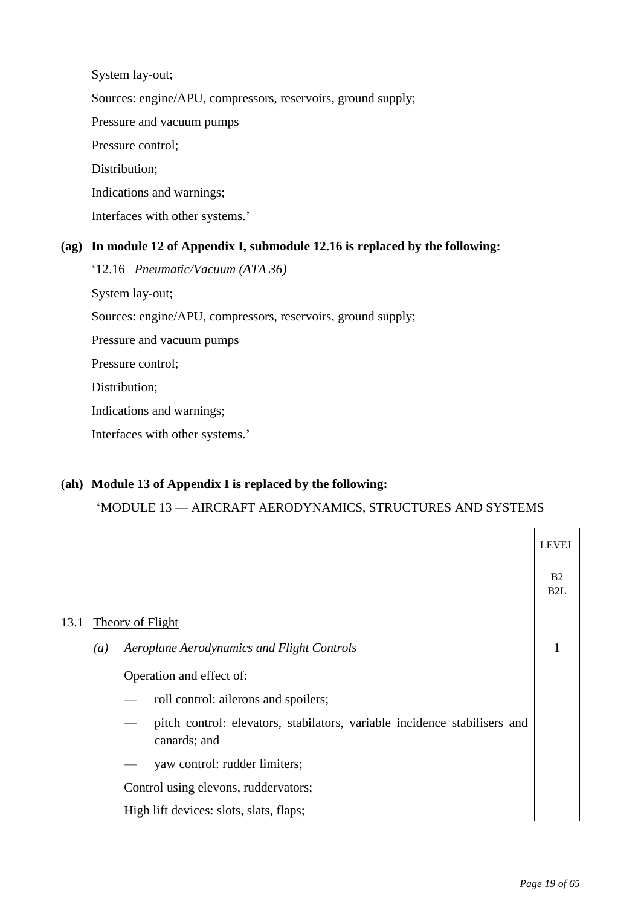System lay-out;

Sources: engine/APU, compressors, reservoirs, ground supply;

Pressure and vacuum pumps

Pressure control;

Distribution;

Indications and warnings;

Interfaces with other systems.'

**(ag) In module 12 of Appendix I, submodule 12.16 is replaced by the following:**

'12.16 *Pneumatic/Vacuum (ATA 36)*

System lay-out;

Sources: engine/APU, compressors, reservoirs, ground supply;

Pressure and vacuum pumps

Pressure control;

Distribution;

Indications and warnings;

Interfaces with other systems.'

**(ah) Module 13 of Appendix I is replaced by the following:**

'MODULE 13 — AIRCRAFT AERODYNAMICS, STRUCTURES AND SYSTEMS

| | LEVEL |
|---|---|
| | B2<br>B2L |
| 13.1 Theory of Flight | |
| (*a*) *Aeroplane Aerodynamics and Flight Controls* | 1 |
| Operation and effect of: | |
| — roll control: ailerons and spoilers; | |
| — pitch control: elevators, stabilators, variable incidence stabilisers and canards; and | |
| — yaw control: rudder limiters; | |
| Control using elevons, ruddervators; | |
| High lift devices: slots, slats, flaps; | |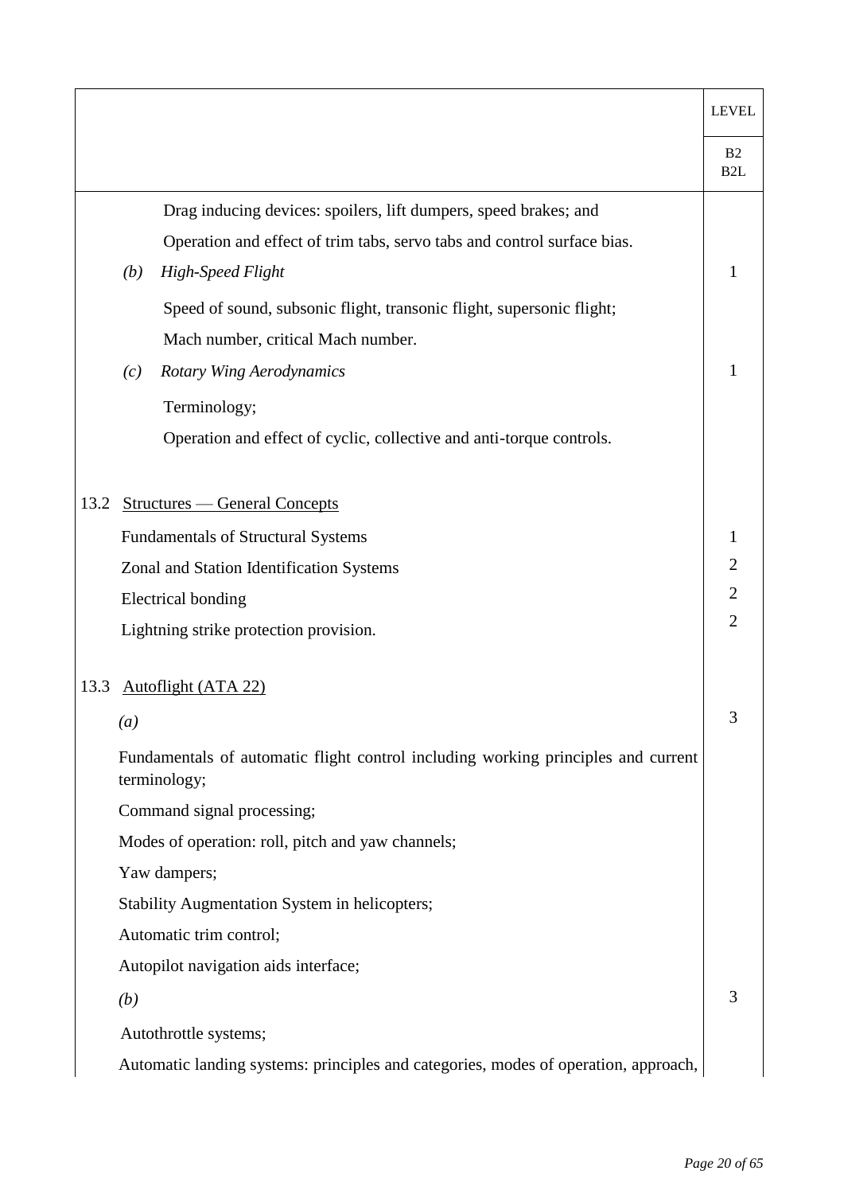| | LEVEL |
|---|---|
| | B2<br>B2L |
| Drag inducing devices: spoilers, lift dumpers, speed brakes; and | |
| Operation and effect of trim tabs, servo tabs and control surface bias. | |
| *(b)* *High-Speed Flight* | 1 |
| Speed of sound, subsonic flight, transonic flight, supersonic flight; | |
| Mach number, critical Mach number. | |
| *(c)* *Rotary Wing Aerodynamics* | 1 |
| Terminology; | |
| Operation and effect of cyclic, collective and anti-torque controls. | |
| | |
| 13.2 <u>Structures — General Concepts</u> | |
| Fundamentals of Structural Systems | 1 |
| Zonal and Station Identification Systems | 2 |
| Electrical bonding | 2 |
| Lightning strike protection provision. | 2 |
| | |
| 13.3 <u>Autoflight (ATA 22)</u> | |
| *(a)* | 3 |
| Fundamentals of automatic flight control including working principles and current terminology; | |
| Command signal processing; | |
| Modes of operation: roll, pitch and yaw channels; | |
| Yaw dampers; | |
| Stability Augmentation System in helicopters; | |
| Automatic trim control; | |
| Autopilot navigation aids interface; | |
| *(b)* | 3 |
| Autothrottle systems; | |
| Automatic landing systems: principles and categories, modes of operation, approach, | |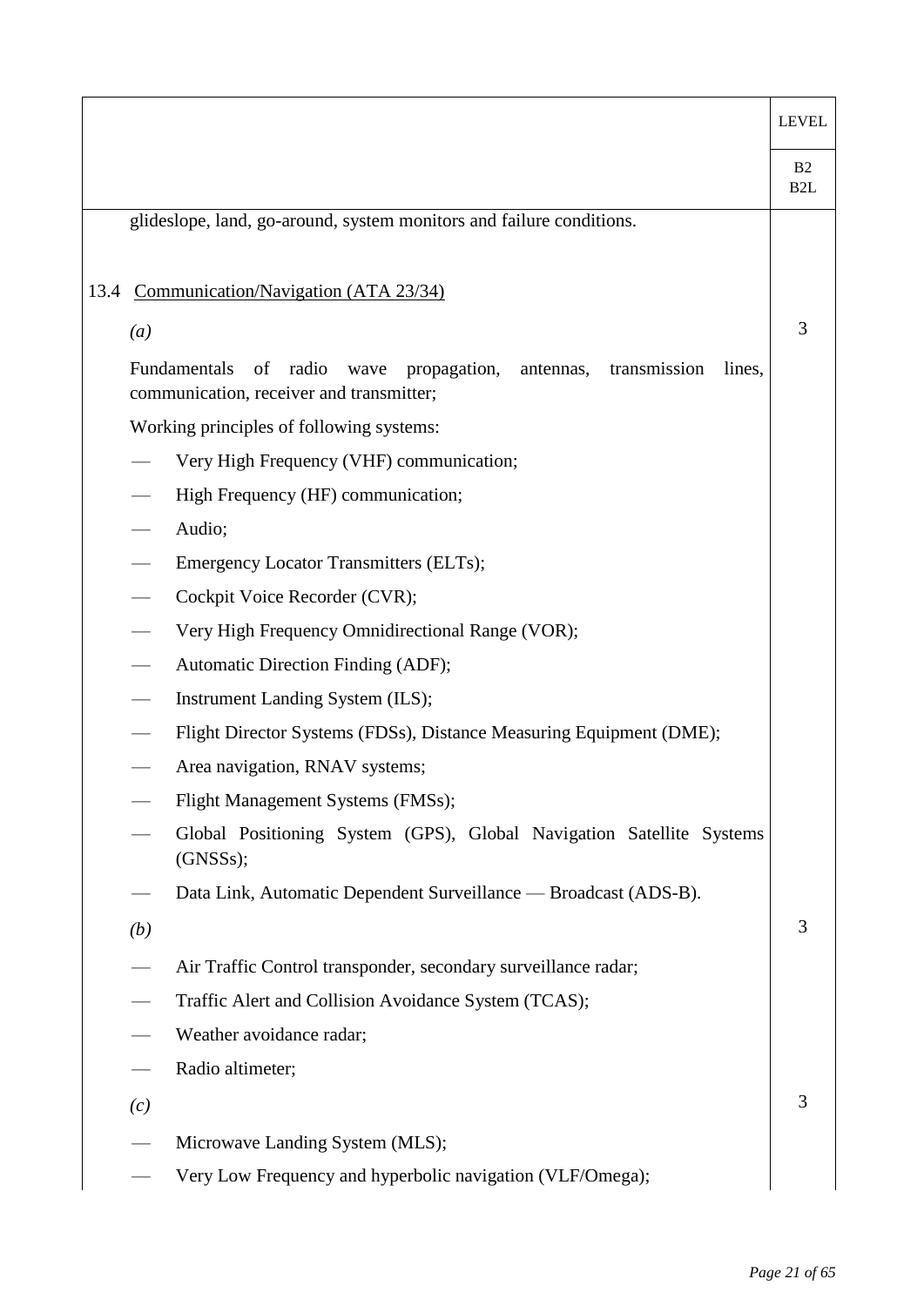| | LEVEL |
|---|---|
| | B2<br>B2L |
| glideslope, land, go-around, system monitors and failure conditions. | |
| 13.4 <u>Communication/Navigation (ATA 23/34)</u> | |
| *(a)* | 3 |
| Fundamentals of radio wave propagation, antennas, transmission lines, communication, receiver and transmitter; | |
| Working principles of following systems: | |
| — Very High Frequency (VHF) communication; | |
| — High Frequency (HF) communication; | |
| — Audio; | |
| — Emergency Locator Transmitters (ELTs); | |
| — Cockpit Voice Recorder (CVR); | |
| — Very High Frequency Omnidirectional Range (VOR); | |
| — Automatic Direction Finding (ADF); | |
| — Instrument Landing System (ILS); | |
| — Flight Director Systems (FDSs), Distance Measuring Equipment (DME); | |
| — Area navigation, RNAV systems; | |
| — Flight Management Systems (FMSs); | |
| — Global Positioning System (GPS), Global Navigation Satellite Systems (GNSSs); | |
| — Data Link, Automatic Dependent Surveillance — Broadcast (ADS-B). | |
| *(b)* | 3 |
| — Air Traffic Control transponder, secondary surveillance radar; | |
| — Traffic Alert and Collision Avoidance System (TCAS); | |
| — Weather avoidance radar; | |
| — Radio altimeter; | |
| *(c)* | 3 |
| — Microwave Landing System (MLS); | |
| — Very Low Frequency and hyperbolic navigation (VLF/Omega); | |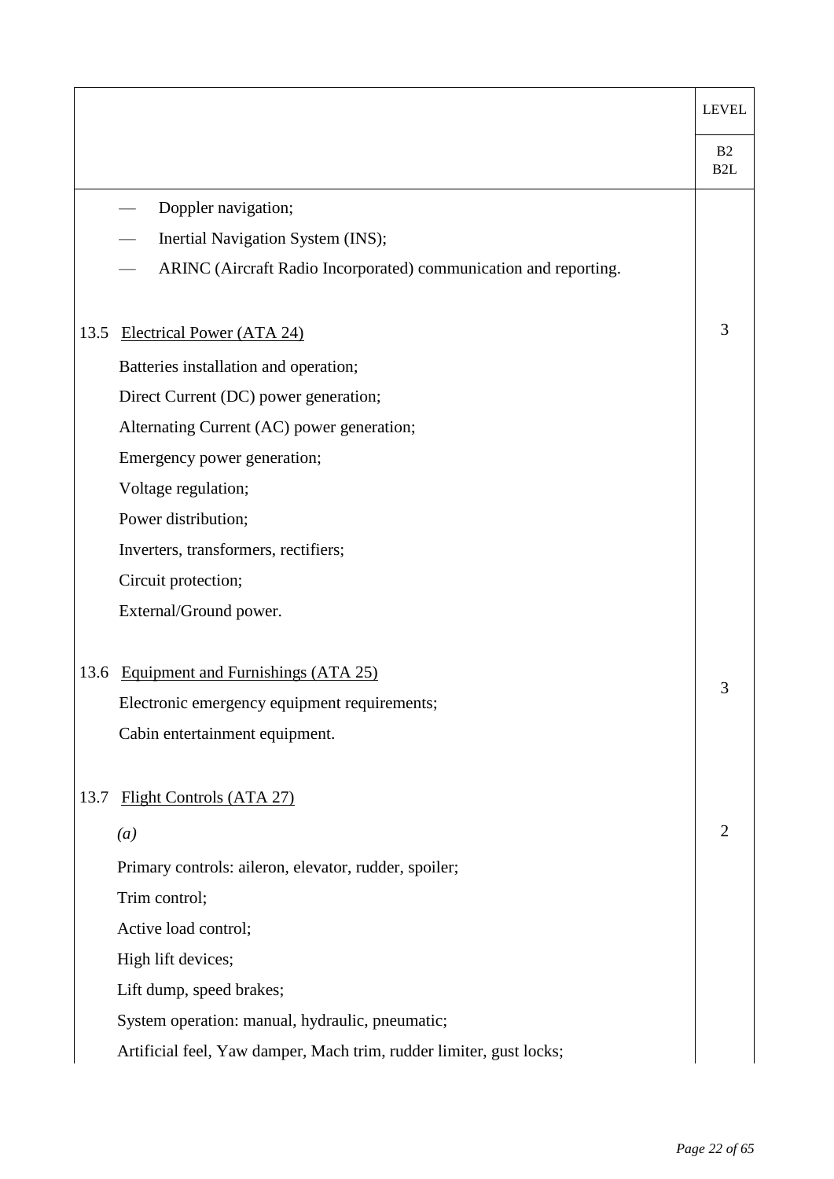| | LEVEL |
|---|---|
| | B2<br>B2L |
| — Doppler navigation;<br>— Inertial Navigation System (INS);<br>— ARINC (Aircraft Radio Incorporated) communication and reporting. | |
| 13.5 <u>Electrical Power (ATA 24)</u><br>Batteries installation and operation;<br>Direct Current (DC) power generation;<br>Alternating Current (AC) power generation;<br>Emergency power generation;<br>Voltage regulation;<br>Power distribution;<br>Inverters, transformers, rectifiers;<br>Circuit protection;<br>External/Ground power. | 3 |
| 13.6 <u>Equipment and Furnishings (ATA 25)</u><br>Electronic emergency equipment requirements;<br>Cabin entertainment equipment. | 3 |
| 13.7 <u>Flight Controls (ATA 27)</u><br>*(a)*<br>Primary controls: aileron, elevator, rudder, spoiler;<br>Trim control;<br>Active load control;<br>High lift devices;<br>Lift dump, speed brakes;<br>System operation: manual, hydraulic, pneumatic;<br>Artificial feel, Yaw damper, Mach trim, rudder limiter, gust locks; | 2 |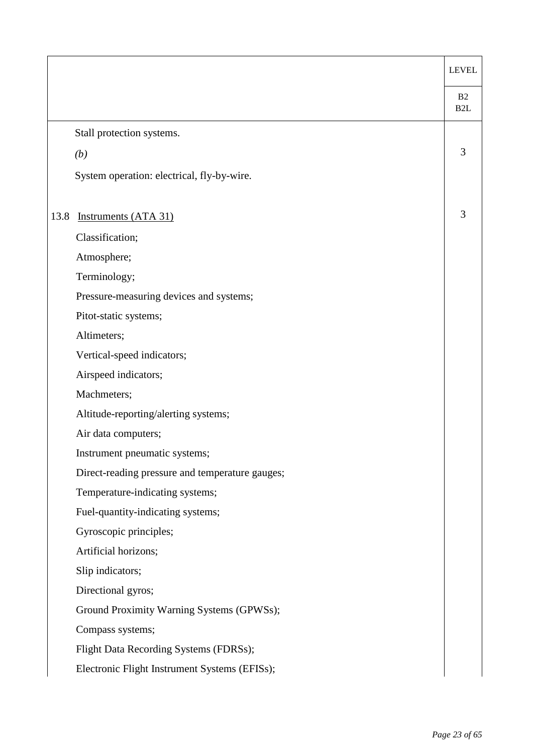| | LEVEL |
|---|---|
| | B2<br>B2L |
| Stall protection systems.<br>*(b)*<br>System operation: electrical, fly-by-wire. | 3 |
| 13.8 Instruments (ATA 31)<br>Classification;<br>Atmosphere;<br>Terminology;<br>Pressure-measuring devices and systems;<br>Pitot-static systems;<br>Altimeters;<br>Vertical-speed indicators;<br>Airspeed indicators;<br>Machmeters;<br>Altitude-reporting/alerting systems;<br>Air data computers;<br>Instrument pneumatic systems;<br>Direct-reading pressure and temperature gauges;<br>Temperature-indicating systems;<br>Fuel-quantity-indicating systems;<br>Gyroscopic principles;<br>Artificial horizons;<br>Slip indicators;<br>Directional gyros;<br>Ground Proximity Warning Systems (GPWSs);<br>Compass systems;<br>Flight Data Recording Systems (FDRSs);<br>Electronic Flight Instrument Systems (EFISs); | 3 |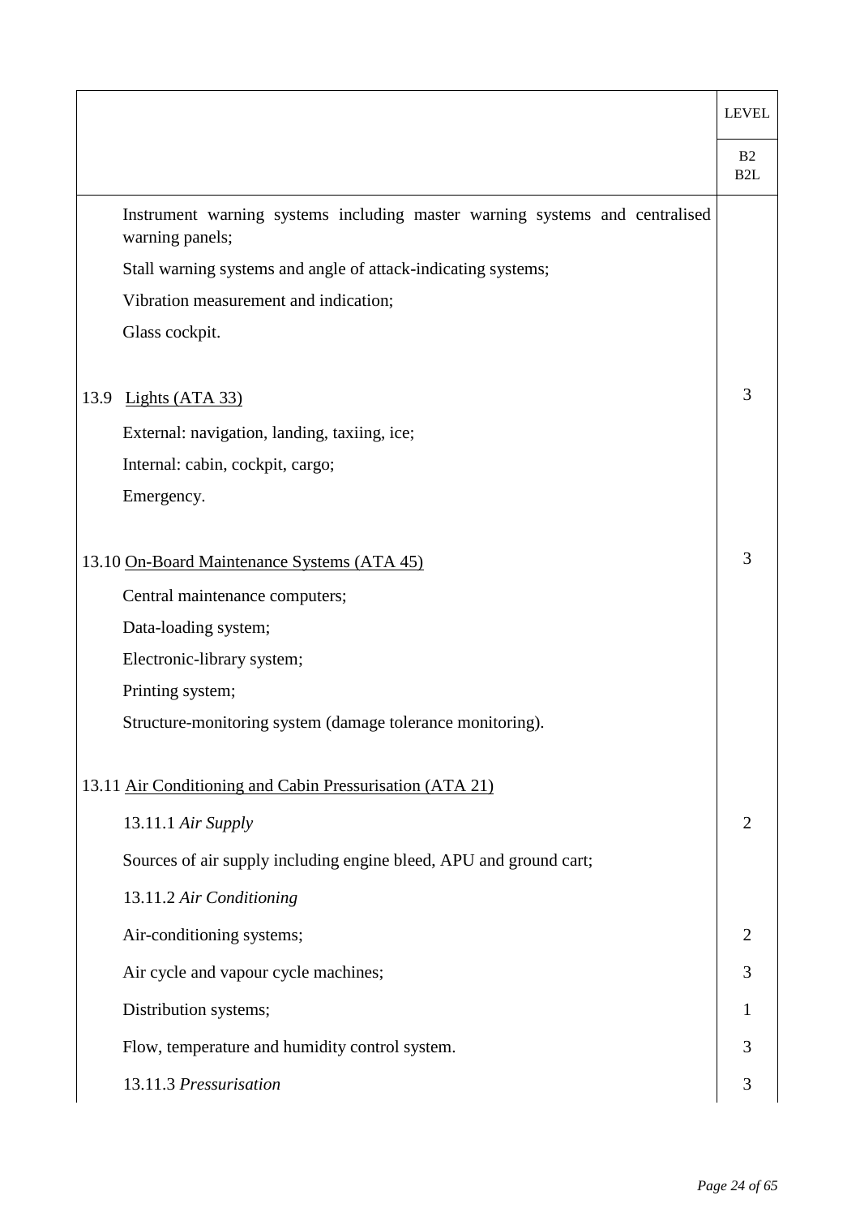| | LEVEL |
|---|---|
| | B2<br>B2L |
| Instrument warning systems including master warning systems and centralised warning panels; | |
| Stall warning systems and angle of attack-indicating systems; | |
| Vibration measurement and indication; | |
| Glass cockpit. | |
| 13.9 <u>Lights (ATA 33)</u> | 3 |
| External: navigation, landing, taxiing, ice; | |
| Internal: cabin, cockpit, cargo; | |
| Emergency. | |
| 13.10 <u>On-Board Maintenance Systems (ATA 45)</u> | 3 |
| Central maintenance computers; | |
| Data-loading system; | |
| Electronic-library system; | |
| Printing system; | |
| Structure-monitoring system (damage tolerance monitoring). | |
| 13.11 <u>Air Conditioning and Cabin Pressurisation (ATA 21)</u> | |
| 13.11.1 *Air Supply* | 2 |
| Sources of air supply including engine bleed, APU and ground cart; | |
| 13.11.2 *Air Conditioning* | |
| Air-conditioning systems; | 2 |
| Air cycle and vapour cycle machines; | 3 |
| Distribution systems; | 1 |
| Flow, temperature and humidity control system. | 3 |
| 13.11.3 *Pressurisation* | 3 |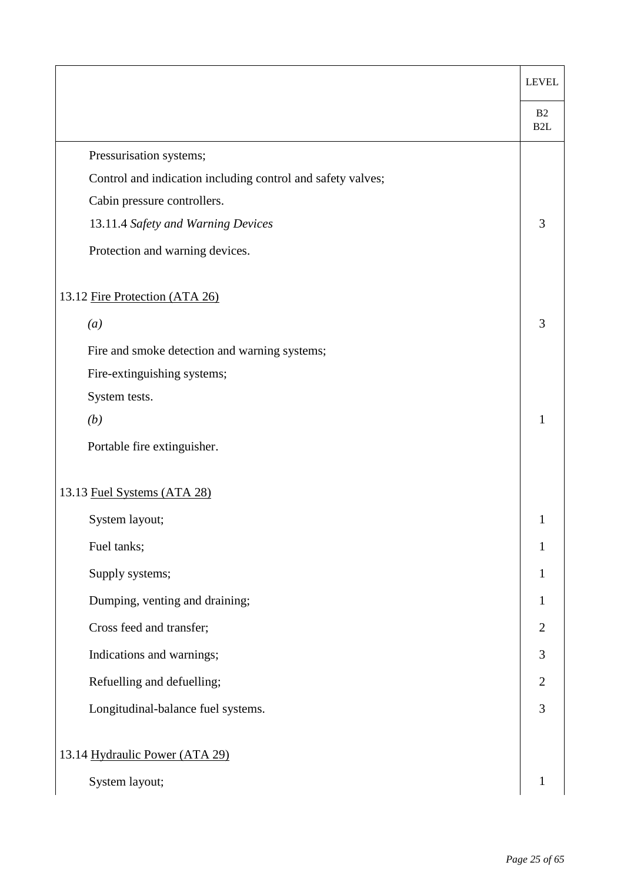| | LEVEL |
|---|---|
| | B2<br>B2L |
| Pressurisation systems;<br>Control and indication including control and safety valves;<br>Cabin pressure controllers. | |
| 13.11.4 *Safety and Warning Devices*<br>Protection and warning devices. | 3 |
| 13.12 Fire Protection (ATA 26) | |
| *(a)*<br>Fire and smoke detection and warning systems;<br>Fire-extinguishing systems;<br>System tests. | 3 |
| *(b)*<br>Portable fire extinguisher. | 1 |
| 13.13 Fuel Systems (ATA 28) | |
| System layout; | 1 |
| Fuel tanks; | 1 |
| Supply systems; | 1 |
| Dumping, venting and draining; | 1 |
| Cross feed and transfer; | 2 |
| Indications and warnings; | 3 |
| Refuelling and defuelling; | 2 |
| Longitudinal-balance fuel systems. | 3 |
| 13.14 Hydraulic Power (ATA 29) | |
| System layout; | 1 |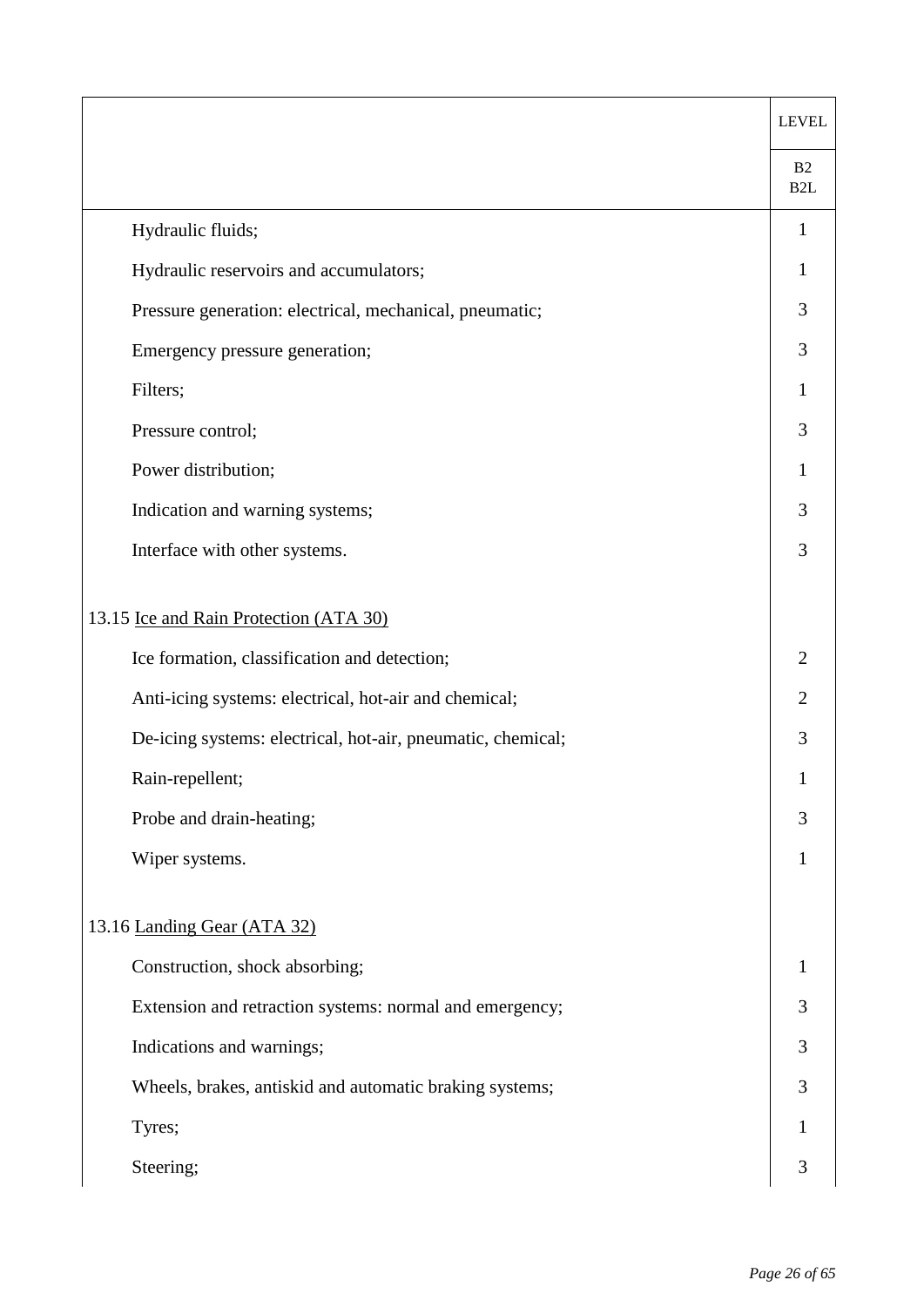| | LEVEL |
|---|---|
| | B2<br>B2L |
| Hydraulic fluids; | 1 |
| Hydraulic reservoirs and accumulators; | 1 |
| Pressure generation: electrical, mechanical, pneumatic; | 3 |
| Emergency pressure generation; | 3 |
| Filters; | 1 |
| Pressure control; | 3 |
| Power distribution; | 1 |
| Indication and warning systems; | 3 |
| Interface with other systems. | 3 |
| | |
| 13.15 <u>Ice and Rain Protection (ATA 30)</u> | |
| Ice formation, classification and detection; | 2 |
| Anti-icing systems: electrical, hot-air and chemical; | 2 |
| De-icing systems: electrical, hot-air, pneumatic, chemical; | 3 |
| Rain-repellent; | 1 |
| Probe and drain-heating; | 3 |
| Wiper systems. | 1 |
| | |
| 13.16 <u>Landing Gear (ATA 32)</u> | |
| Construction, shock absorbing; | 1 |
| Extension and retraction systems: normal and emergency; | 3 |
| Indications and warnings; | 3 |
| Wheels, brakes, antiskid and automatic braking systems; | 3 |
| Tyres; | 1 |
| Steering; | 3 |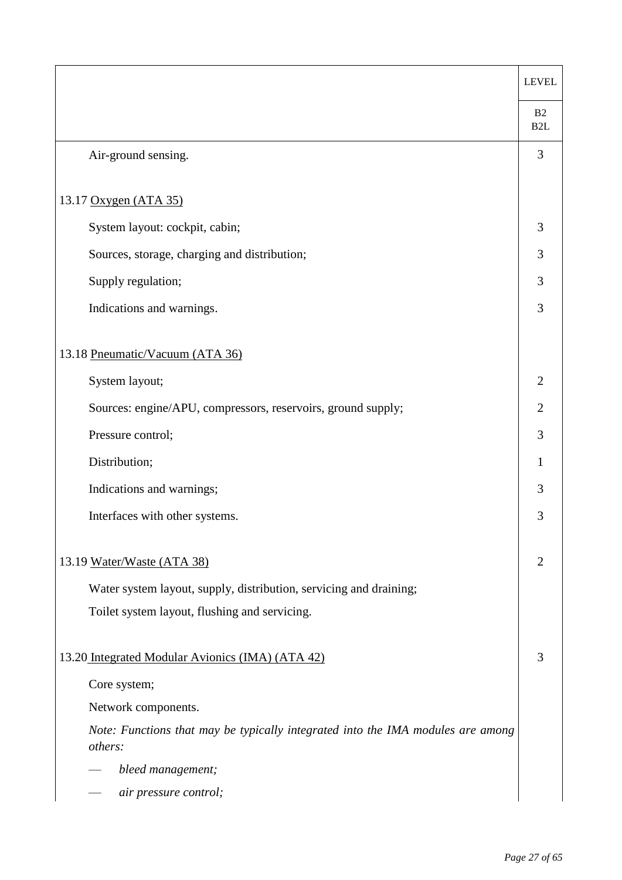| | LEVEL |
|---|---|
| | B2<br>B2L |
| Air-ground sensing. | 3 |
| 13.17 <u>Oxygen (ATA 35)</u> | |
| System layout: cockpit, cabin; | 3 |
| Sources, storage, charging and distribution; | 3 |
| Supply regulation; | 3 |
| Indications and warnings. | 3 |
| 13.18 <u>Pneumatic/Vacuum (ATA 36)</u> | |
| System layout; | 2 |
| Sources: engine/APU, compressors, reservoirs, ground supply; | 2 |
| Pressure control; | 3 |
| Distribution; | 1 |
| Indications and warnings; | 3 |
| Interfaces with other systems. | 3 |
| 13.19 <u>Water/Waste (ATA 38)</u> | 2 |
| Water system layout, supply, distribution, servicing and draining; | |
| Toilet system layout, flushing and servicing. | |
| 13.20 <u>Integrated Modular Avionics (IMA) (ATA 42)</u> | 3 |
| Core system; | |
| Network components. | |
| *Note: Functions that may be typically integrated into the IMA modules are among others:* | |
| — *bleed management;* | |
| — *air pressure control;* | |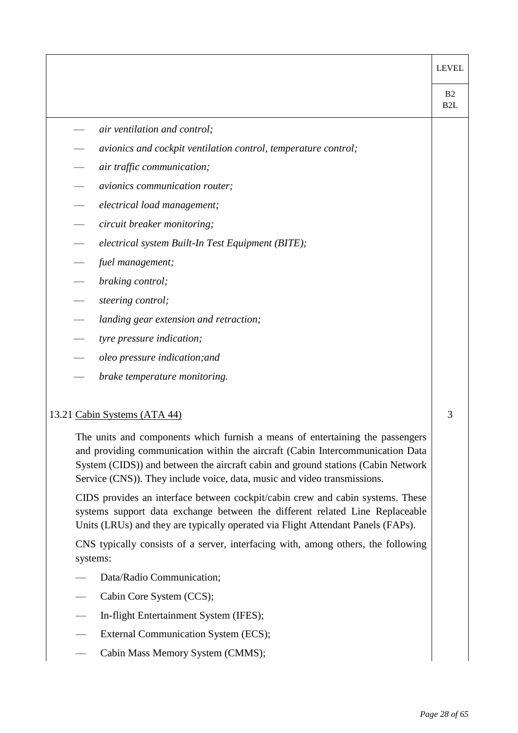| | LEVEL |
|---|---|
| | B2<br>B2L |
| — *air ventilation and control;*<br>— *avionics and cockpit ventilation control, temperature control;*<br>— *air traffic communication;*<br>— *avionics communication router;*<br>— *electrical load management;*<br>— *circuit breaker monitoring;*<br>— *electrical system Built-In Test Equipment (BITE);*<br>— *fuel management;*<br>— *braking control;*<br>— *steering control;*<br>— *landing gear extension and retraction;*<br>— *tyre pressure indication;*<br>— *oleo pressure indication;and*<br>— *brake temperature monitoring.* | |
| 13.21 <u>Cabin Systems (ATA 44)</u> | 3 |
| The units and components which furnish a means of entertaining the passengers and providing communication within the aircraft (Cabin Intercommunication Data System (CIDS)) and between the aircraft cabin and ground stations (Cabin Network Service (CNS)). They include voice, data, music and video transmissions.<br><br>CIDS provides an interface between cockpit/cabin crew and cabin systems. These systems support data exchange between the different related Line Replaceable Units (LRUs) and they are typically operated via Flight Attendant Panels (FAPs).<br><br>CNS typically consists of a server, interfacing with, among others, the following systems:<br><br>— Data/Radio Communication;<br>— Cabin Core System (CCS);<br>— In-flight Entertainment System (IFES);<br>— External Communication System (ECS);<br>— Cabin Mass Memory System (CMMS); | |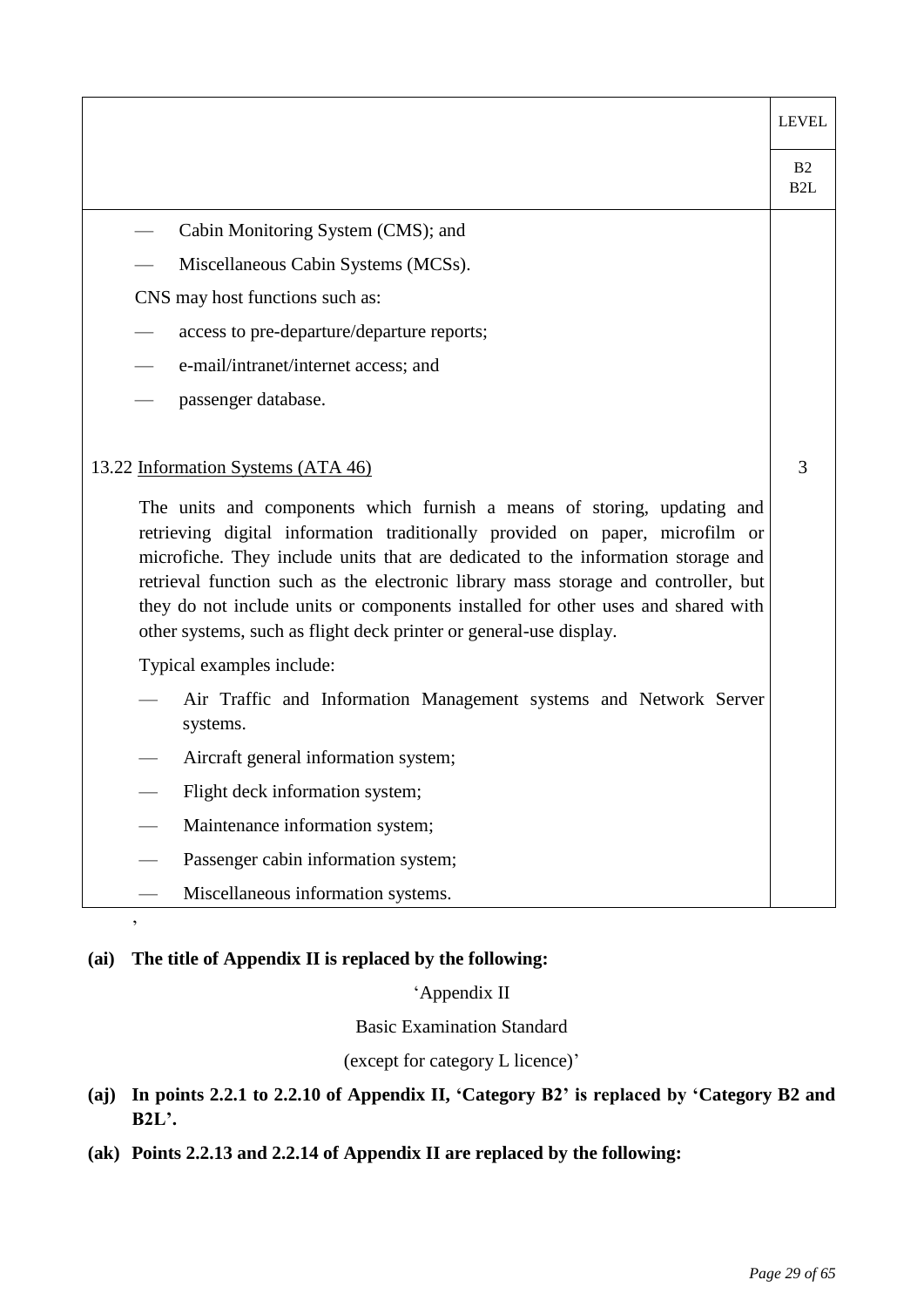| | LEVEL |
|---|---|
| | B2<br>B2L |
| — Cabin Monitoring System (CMS); and<br>— Miscellaneous Cabin Systems (MCSs).<br>CNS may host functions such as:<br>— access to pre-departure/departure reports;<br>— e-mail/intranet/internet access; and<br>— passenger database. | |
| 13.22 Information Systems (ATA 46) | 3 |
| The units and components which furnish a means of storing, updating and retrieving digital information traditionally provided on paper, microfilm or microfiche. They include units that are dedicated to the information storage and retrieval function such as the electronic library mass storage and controller, but they do not include units or components installed for other uses and shared with other systems, such as flight deck printer or general-use display.<br>Typical examples include:<br>— Air Traffic and Information Management systems and Network Server systems.<br>— Aircraft general information system;<br>— Flight deck information system;<br>— Maintenance information system;<br>— Passenger cabin information system;<br>— Miscellaneous information systems. | |

’

**(ai) The title of Appendix II is replaced by the following:**

‘Appendix II

Basic Examination Standard

(except for category L licence)’

**(aj) In points 2.2.1 to 2.2.10 of Appendix II, ‘Category B2’ is replaced by ‘Category B2 and B2L’.**

**(ak) Points 2.2.13 and 2.2.14 of Appendix II are replaced by the following:**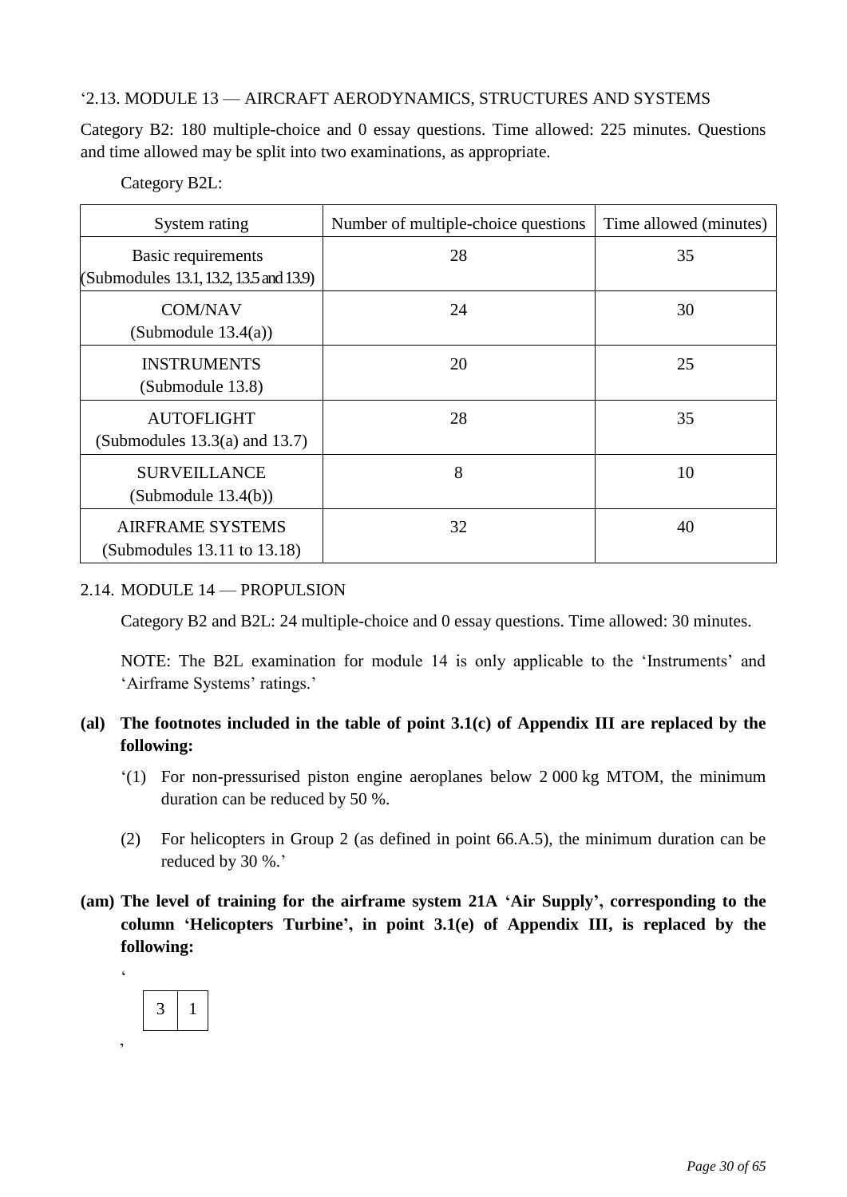‘2.13. MODULE 13 — AIRCRAFT AERODYNAMICS, STRUCTURES AND SYSTEMS

Category B2: 180 multiple-choice and 0 essay questions. Time allowed: 225 minutes. Questions and time allowed may be split into two examinations, as appropriate.

Category B2L:

| System rating | Number of multiple-choice questions | Time allowed (minutes) |
|---|---|---|
| Basic requirements (Submodules 13.1, 13.2, 13.5 and 13.9) | 28 | 35 |
| COM/NAV (Submodule 13.4(a)) | 24 | 30 |
| INSTRUMENTS (Submodule 13.8) | 20 | 25 |
| AUTOFLIGHT (Submodules 13.3(a) and 13.7) | 28 | 35 |
| SURVEILLANCE (Submodule 13.4(b)) | 8 | 10 |
| AIRFRAME SYSTEMS (Submodules 13.11 to 13.18) | 32 | 40 |

2.14. MODULE 14 — PROPULSION

Category B2 and B2L: 24 multiple-choice and 0 essay questions. Time allowed: 30 minutes.

NOTE: The B2L examination for module 14 is only applicable to the ‘Instruments’ and ‘Airframe Systems’ ratings.’

**(al) The footnotes included in the table of point 3.1(c) of Appendix III are replaced by the following:**

‘(1) For non-pressurised piston engine aeroplanes below 2 000 kg MTOM, the minimum duration can be reduced by 50 %.

(2) For helicopters in Group 2 (as defined in point 66.A.5), the minimum duration can be reduced by 30 %.’

**(am) The level of training for the airframe system 21A ‘Air Supply’, corresponding to the column ‘Helicopters Turbine’, in point 3.1(e) of Appendix III, is replaced by the following:**

‘

| 3 | 1 |
|---|---|

’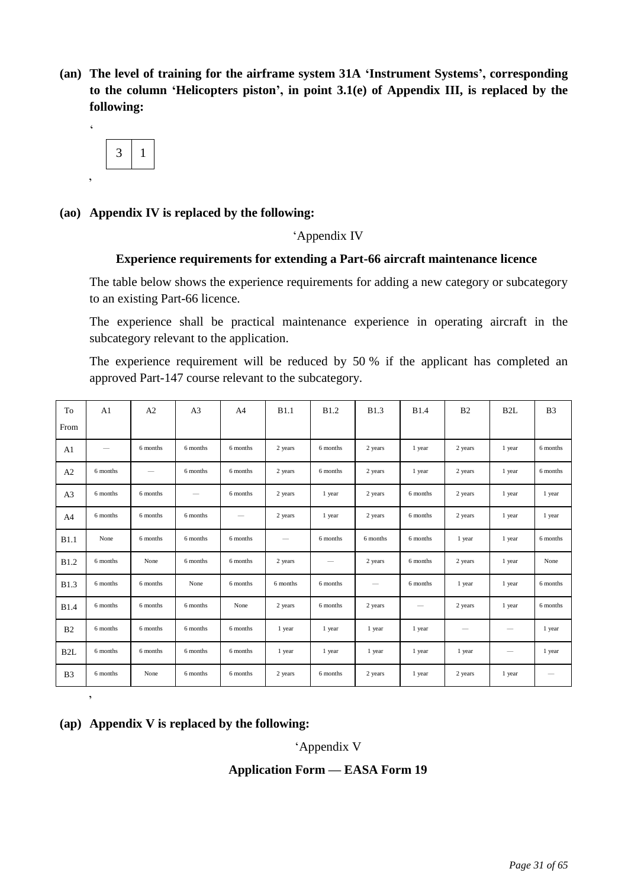**(an) The level of training for the airframe system 31A 'Instrument Systems', corresponding to the column 'Helicopters piston', in point 3.1(e) of Appendix III, is replaced by the following:**

'

| 3 | 1 |
|---|---|

'

**(ao) Appendix IV is replaced by the following:**

'Appendix IV

**Experience requirements for extending a Part-66 aircraft maintenance licence**

The table below shows the experience requirements for adding a new category or subcategory to an existing Part-66 licence.

The experience shall be practical maintenance experience in operating aircraft in the subcategory relevant to the application.

The experience requirement will be reduced by 50 % if the applicant has completed an approved Part-147 course relevant to the subcategory.

| To<br>From | A1 | A2 | A3 | A4 | B1.1 | B1.2 | B1.3 | B1.4 | B2 | B2L | B3 |
|---|---|---|---|---|---|---|---|---|---|---|---|
| A1 | — | 6 months | 6 months | 6 months | 2 years | 6 months | 2 years | 1 year | 2 years | 1 year | 6 months |
| A2 | 6 months | — | 6 months | 6 months | 2 years | 6 months | 2 years | 1 year | 2 years | 1 year | 6 months |
| A3 | 6 months | 6 months | — | 6 months | 2 years | 1 year | 2 years | 6 months | 2 years | 1 year | 1 year |
| A4 | 6 months | 6 months | 6 months | — | 2 years | 1 year | 2 years | 6 months | 2 years | 1 year | 1 year |
| B1.1 | None | 6 months | 6 months | 6 months | — | 6 months | 6 months | 6 months | 1 year | 1 year | 6 months |
| B1.2 | 6 months | None | 6 months | 6 months | 2 years | — | 2 years | 6 months | 2 years | 1 year | None |
| B1.3 | 6 months | 6 months | None | 6 months | 6 months | 6 months | — | 6 months | 1 year | 1 year | 6 months |
| B1.4 | 6 months | 6 months | 6 months | None | 2 years | 6 months | 2 years | — | 2 years | 1 year | 6 months |
| B2 | 6 months | 6 months | 6 months | 6 months | 1 year | 1 year | 1 year | 1 year | — | — | 1 year |
| B2L | 6 months | 6 months | 6 months | 6 months | 1 year | 1 year | 1 year | 1 year | 1 year | — | 1 year |
| B3 | 6 months | None | 6 months | 6 months | 2 years | 6 months | 2 years | 1 year | 2 years | 1 year | — |

'

**(ap) Appendix V is replaced by the following:**

'Appendix V

**Application Form — EASA Form 19**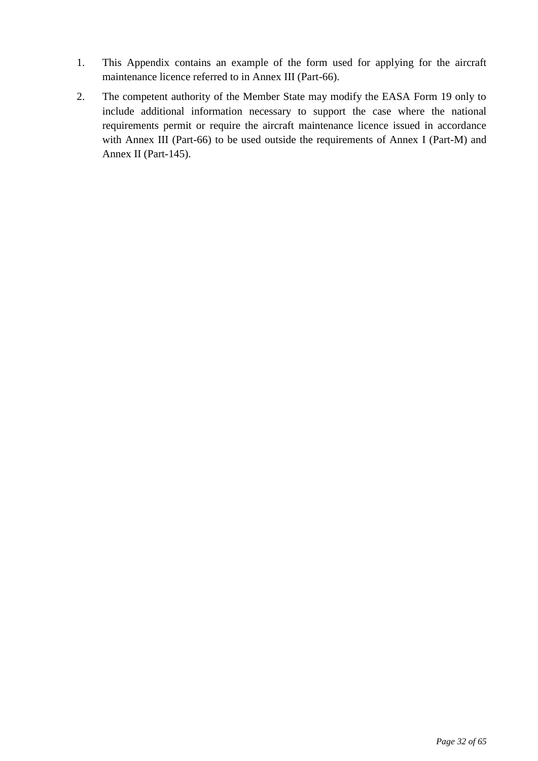1. This Appendix contains an example of the form used for applying for the aircraft maintenance licence referred to in Annex III (Part-66).
2. The competent authority of the Member State may modify the EASA Form 19 only to include additional information necessary to support the case where the national requirements permit or require the aircraft maintenance licence issued in accordance with Annex III (Part-66) to be used outside the requirements of Annex I (Part-M) and Annex II (Part-145).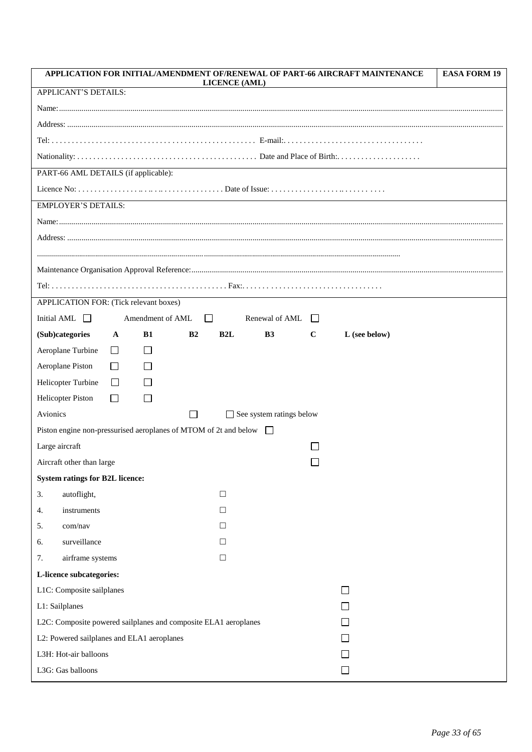| APPLICATION FOR INITIAL/AMENDMENT OF/RENEWAL OF PART-66 AIRCRAFT MAINTENANCE LICENCE (AML) | EASA FORM 19 |
|---|---|

**APPLICANT'S DETAILS:**

Name:...........................................................................................................................

Address: .......................................................................................................................

Tel: . . . . . . . . . . . . . . . . . . . . . . . . . . . . . . . . . . . . . . . . . . . . . . . . E-mail:. . . . . . . . . . . . . . . . . . . . . . . . . . . . . . . . .

Nationality: . . . . . . . . . . . . . . . . . . . . . . . . . . . . . . . . . . . . . . . . . . . Date and Place of Birth:. . . . . . . . . . . . . . . . . . . .

**PART-66 AML DETAILS (if applicable):**

Licence No: . . . . . . . . . . . . . . . . . . . . . . . . . . . . . . . . Date of Issue: . . . . . . . . . . . . . . . . . . . . . . . . . . . . .

**EMPLOYER'S DETAILS:**

Name:...........................................................................................................................

Address: .......................................................................................................................

.....................................................................................................................................

Maintenance Organisation Approval Reference:.................................................................

Tel: . . . . . . . . . . . . . . . . . . . . . . . . . . . . . . . . . . . . . . . . . Fax:. . . . . . . . . . . . . . . . . . . . . . . . . . . . . . . . . .

**APPLICATION FOR: (Tick relevant boxes)**

Initial AML ☐ Amendment of AML ☐ Renewal of AML ☐

| (Sub)categories | A | B1 | B2 | B2L | B3 | C | L (see below) |
|---|---|---|---|---|---|---|---|
| Aeroplane Turbine | ☐ | ☐ | | | | | |
| Aeroplane Piston | ☐ | ☐ | | | | | |
| Helicopter Turbine | ☐ | ☐ | | | | | |
| Helicopter Piston | ☐ | ☐ | | | | | |
| Avionics | | | ☐ | ☐ See system ratings below | | | |
| Piston engine non-pressurised aeroplanes of MTOM of 2t and below | | | | | ☐ | | |
| Large aircraft | | | | | | ☐ | |
| Aircraft other than large | | | | | | ☐ | |

**System ratings for B2L licence:**

| | | |
|---|---|---|
| 3. | autoflight, | ☐ |
| 4. | instruments | ☐ |
| 5. | com/nav | ☐ |
| 6. | surveillance | ☐ |
| 7. | airframe systems | ☐ |

**L-licence subcategories:**

| | |
|---|---|
| L1C: Composite sailplanes | ☐ |
| L1: Sailplanes | ☐ |
| L2C: Composite powered sailplanes and composite ELA1 aeroplanes | ☐ |
| L2: Powered sailplanes and ELA1 aeroplanes | ☐ |
| L3H: Hot-air balloons | ☐ |
| L3G: Gas balloons | ☐ |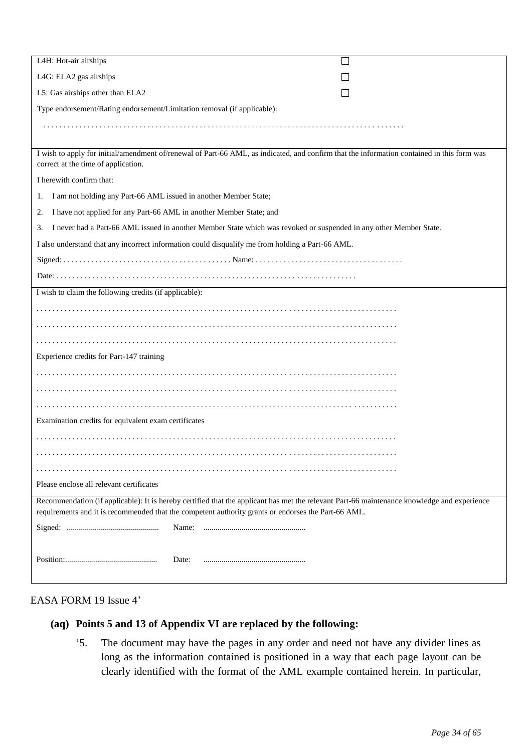| | |
|---|---|
| L4H: Hot-air airships | ☐ |
| L4G: ELA2 gas airships | ☐ |
| L5: Gas airships other than ELA2 | ☐ |
| Type endorsement/Rating endorsement/Limitation removal (if applicable): | |
| . . . . . . . . . . . . . . . . . . . . . . . . . . . . . . . . . . . . . . . . . . . . . . . . . . . . . . . . . . . . . . . . . . . . . . . . . . . . . . . . . . . . . . . . . | |

I wish to apply for initial/amendment of/renewal of Part-66 AML, as indicated, and confirm that the information contained in this form was correct at the time of application.

I herewith confirm that:

1. I am not holding any Part-66 AML issued in another Member State;
2. I have not applied for any Part-66 AML in another Member State; and
3. I never had a Part-66 AML issued in another Member State which was revoked or suspended in any other Member State.

I also understand that any incorrect information could disqualify me from holding a Part-66 AML.

Signed: . . . . . . . . . . . . . . . . . . . . . . . . . . . . . . . . . . . . . . . . . Name: . . . . . . . . . . . . . . . . . . . . . . . . . . . . . . . . . . . .

Date: . . . . . . . . . . . . . . . . . . . . . . . . . . . . . . . . . . . . . . . . . . . . . . . . . . . . . . . . . . . . . . . . . . . . . . . .

I wish to claim the following credits (if applicable):

. . . . . . . . . . . . . . . . . . . . . . . . . . . . . . . . . . . . . . . . . . . . . . . . . . . . . . . . . . . . . . . . . . . . . . . . . . . . . . . . . . . . . . .

. . . . . . . . . . . . . . . . . . . . . . . . . . . . . . . . . . . . . . . . . . . . . . . . . . . . . . . . . . . . . . . . . . . . . . . . . . . . . . . . . . . . . . .

. . . . . . . . . . . . . . . . . . . . . . . . . . . . . . . . . . . . . . . . . . . . . . . . . . . . . . . . . . . . . . . . . . . . . . . . . . . . . . . . . . . . . . .

Experience credits for Part-147 training

. . . . . . . . . . . . . . . . . . . . . . . . . . . . . . . . . . . . . . . . . . . . . . . . . . . . . . . . . . . . . . . . . . . . . . . . . . . . . . . . . . . . . . .

. . . . . . . . . . . . . . . . . . . . . . . . . . . . . . . . . . . . . . . . . . . . . . . . . . . . . . . . . . . . . . . . . . . . . . . . . . . . . . . . . . . . . . .

. . . . . . . . . . . . . . . . . . . . . . . . . . . . . . . . . . . . . . . . . . . . . . . . . . . . . . . . . . . . . . . . . . . . . . . . . . . . . . . . . . . . . . .

Examination credits for equivalent exam certificates

. . . . . . . . . . . . . . . . . . . . . . . . . . . . . . . . . . . . . . . . . . . . . . . . . . . . . . . . . . . . . . . . . . . . . . . . . . . . . . . . . . . . . . .

. . . . . . . . . . . . . . . . . . . . . . . . . . . . . . . . . . . . . . . . . . . . . . . . . . . . . . . . . . . . . . . . . . . . . . . . . . . . . . . . . . . . . . .

. . . . . . . . . . . . . . . . . . . . . . . . . . . . . . . . . . . . . . . . . . . . . . . . . . . . . . . . . . . . . . . . . . . . . . . . . . . . . . . . . . . . . . .

Please enclose all relevant certificates

Recommendation (if applicable): It is hereby certified that the applicant has met the relevant Part-66 maintenance knowledge and experience requirements and it is recommended that the competent authority grants or endorses the Part-66 AML.

Signed: ............................................. Name: ..................................................

Position:............................................. Date: ..................................................

EASA FORM 19 Issue 4'

**(aq) Points 5 and 13 of Appendix VI are replaced by the following:**

'5. The document may have the pages in any order and need not have any divider lines as long as the information contained is positioned in a way that each page layout can be clearly identified with the format of the AML example contained herein. In particular,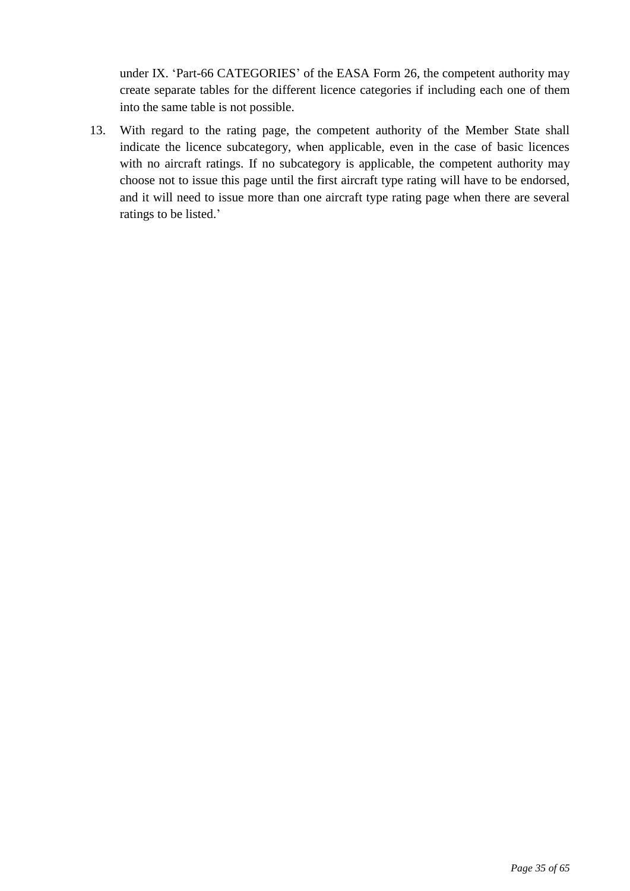under IX. 'Part-66 CATEGORIES' of the EASA Form 26, the competent authority may create separate tables for the different licence categories if including each one of them into the same table is not possible.

13. With regard to the rating page, the competent authority of the Member State shall indicate the licence subcategory, when applicable, even in the case of basic licences with no aircraft ratings. If no subcategory is applicable, the competent authority may choose not to issue this page until the first aircraft type rating will have to be endorsed, and it will need to issue more than one aircraft type rating page when there are several ratings to be listed.'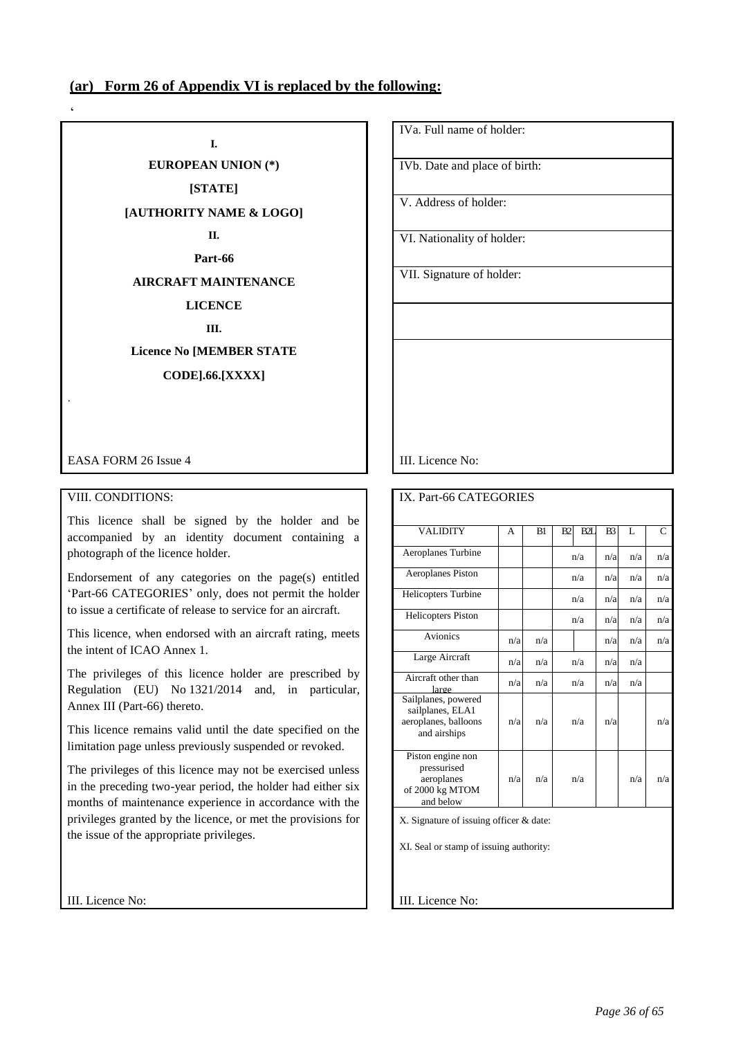**(ar) Form 26 of Appendix VI is replaced by the following:**

‘

**I.**

**EUROPEAN UNION (*)**

**[STATE]**

**[AUTHORITY NAME & LOGO]**

**II.**

**Part-66**

**AIRCRAFT MAINTENANCE**

**LICENCE**

**III.**

**Licence No [MEMBER STATE CODE].66.[XXXX]**

.

EASA FORM 26 Issue 4

---

IVa. Full name of holder:

IVb. Date and place of birth:

V. Address of holder:

VI. Nationality of holder:

VII. Signature of holder:

III. Licence No:

---

VIII. CONDITIONS:

This licence shall be signed by the holder and be accompanied by an identity document containing a photograph of the licence holder.

Endorsement of any categories on the page(s) entitled ‘Part-66 CATEGORIES’ only, does not permit the holder to issue a certificate of release to service for an aircraft.

This licence, when endorsed with an aircraft rating, meets the intent of ICAO Annex 1.

The privileges of this licence holder are prescribed by Regulation (EU) No 1321/2014 and, in particular, Annex III (Part-66) thereto.

This licence remains valid until the date specified on the limitation page unless previously suspended or revoked.

The privileges of this licence may not be exercised unless in the preceding two-year period, the holder had either six months of maintenance experience in accordance with the privileges granted by the licence, or met the provisions for the issue of the appropriate privileges.

III. Licence No:

---

IX. Part-66 CATEGORIES

| VALIDITY | A | B1 | B2 | B2L | B3 | L | C |
|---|---|---|---|---|---|---|---|
| Aeroplanes Turbine | | | n/a | | n/a | n/a | n/a |
| Aeroplanes Piston | | | n/a | | n/a | n/a | n/a |
| Helicopters Turbine | | | n/a | | n/a | n/a | n/a |
| Helicopters Piston | | | n/a | | n/a | n/a | n/a |
| Avionics | n/a | n/a | | | n/a | n/a | n/a |
| Large Aircraft | n/a | n/a | n/a | | n/a | n/a | |
| Aircraft other than large | n/a | n/a | n/a | | n/a | n/a | |
| Sailplanes, powered sailplanes, ELA1 aeroplanes, balloons and airships | n/a | n/a | n/a | | n/a | | n/a |
| Piston engine non pressurised aeroplanes of 2000 kg MTOM and below | n/a | n/a | n/a | | | n/a | n/a |

X. Signature of issuing officer & date:

XI. Seal or stamp of issuing authority:

III. Licence No: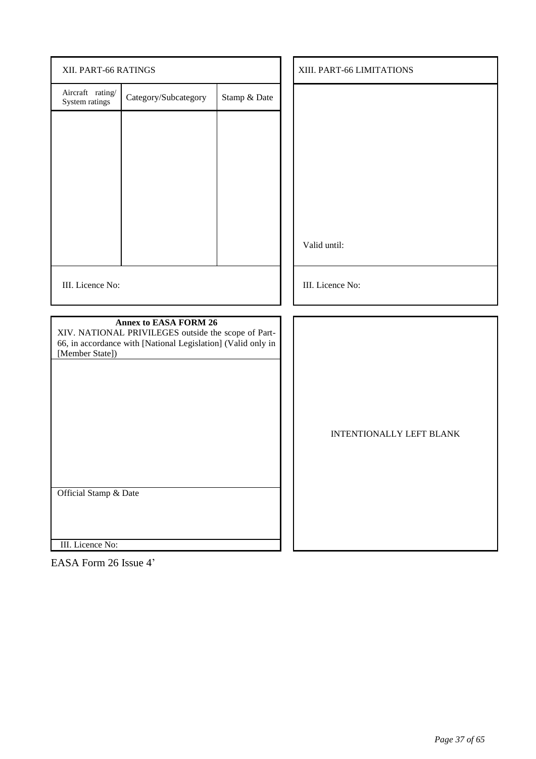| XII. PART-66 RATINGS | | |
|---|---|---|
| Aircraft rating/ System ratings | Category/Subcategory | Stamp & Date |
| | | |
| III. Licence No: | | |

| XIII. PART-66 LIMITATIONS |
|---|
| Valid until: |
| III. Licence No: |

| **Annex to EASA FORM 26**<br>XIV. NATIONAL PRIVILEGES outside the scope of Part-66, in accordance with [National Legislation] (Valid only in [Member State]) |
|---|
| |
| Official Stamp & Date |
| III. Licence No: |

INTENTIONALLY LEFT BLANK

EASA Form 26 Issue 4'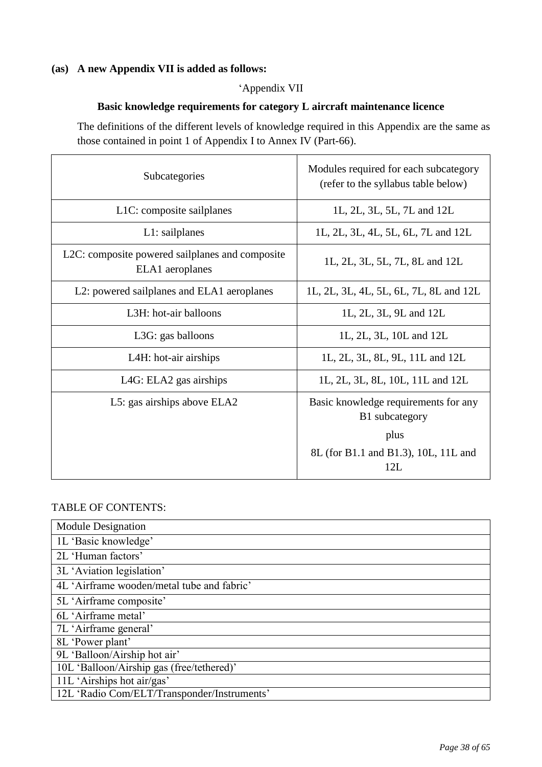**(as) A new Appendix VII is added as follows:**

'Appendix VII

**Basic knowledge requirements for category L aircraft maintenance licence**

The definitions of the different levels of knowledge required in this Appendix are the same as those contained in point 1 of Appendix I to Annex IV (Part-66).

| Subcategories | Modules required for each subcategory (refer to the syllabus table below) |
|---|---|
| L1C: composite sailplanes | 1L, 2L, 3L, 5L, 7L and 12L |
| L1: sailplanes | 1L, 2L, 3L, 4L, 5L, 6L, 7L and 12L |
| L2C: composite powered sailplanes and composite ELA1 aeroplanes | 1L, 2L, 3L, 5L, 7L, 8L and 12L |
| L2: powered sailplanes and ELA1 aeroplanes | 1L, 2L, 3L, 4L, 5L, 6L, 7L, 8L and 12L |
| L3H: hot-air balloons | 1L, 2L, 3L, 9L and 12L |
| L3G: gas balloons | 1L, 2L, 3L, 10L and 12L |
| L4H: hot-air airships | 1L, 2L, 3L, 8L, 9L, 11L and 12L |
| L4G: ELA2 gas airships | 1L, 2L, 3L, 8L, 10L, 11L and 12L |
| L5: gas airships above ELA2 | Basic knowledge requirements for any B1 subcategory<br>plus<br>8L (for B1.1 and B1.3), 10L, 11L and 12L |

TABLE OF CONTENTS:

| Module Designation |
|---|
| 1L 'Basic knowledge' |
| 2L 'Human factors' |
| 3L 'Aviation legislation' |
| 4L 'Airframe wooden/metal tube and fabric' |
| 5L 'Airframe composite' |
| 6L 'Airframe metal' |
| 7L 'Airframe general' |
| 8L 'Power plant' |
| 9L 'Balloon/Airship hot air' |
| 10L 'Balloon/Airship gas (free/tethered)' |
| 11L 'Airships hot air/gas' |
| 12L 'Radio Com/ELT/Transponder/Instruments' |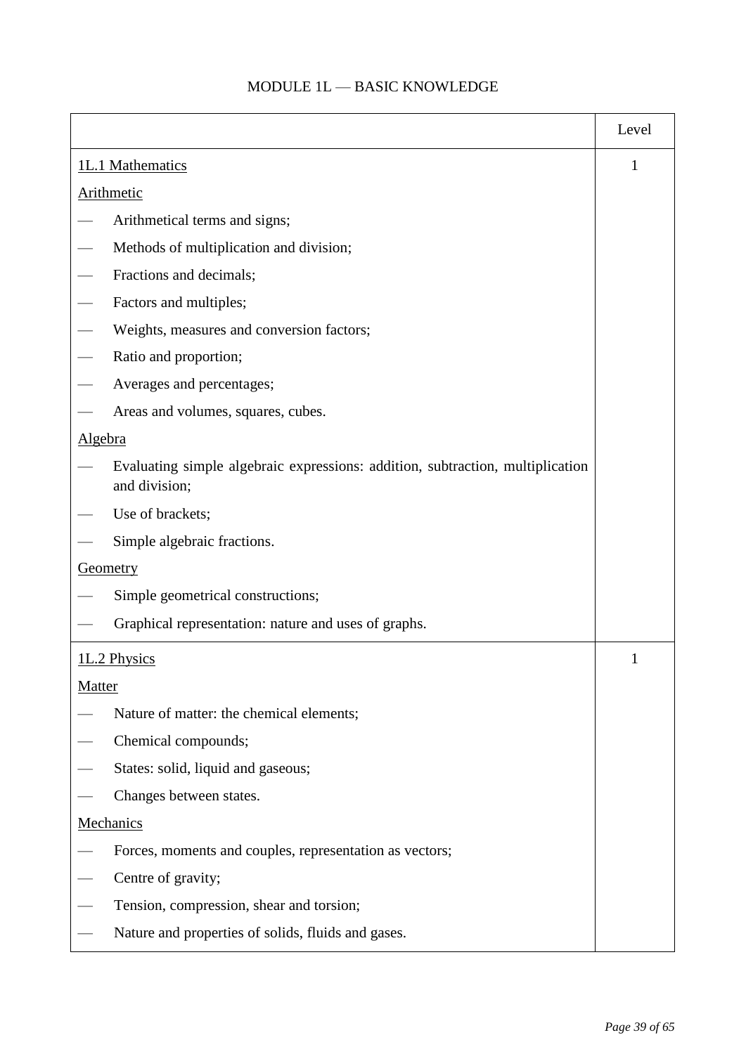# MODULE 1L — BASIC KNOWLEDGE

| | Level |
|---|---|
| <u>1L.1 Mathematics</u><br><u>Arithmetic</u><br>— Arithmetical terms and signs;<br>— Methods of multiplication and division;<br>— Fractions and decimals;<br>— Factors and multiples;<br>— Weights, measures and conversion factors;<br>— Ratio and proportion;<br>— Averages and percentages;<br>— Areas and volumes, squares, cubes.<br><u>Algebra</u><br>— Evaluating simple algebraic expressions: addition, subtraction, multiplication and division;<br>— Use of brackets;<br>— Simple algebraic fractions.<br><u>Geometry</u><br>— Simple geometrical constructions;<br>— Graphical representation: nature and uses of graphs. | 1 |
| <u>1L.2 Physics</u><br><u>Matter</u><br>— Nature of matter: the chemical elements;<br>— Chemical compounds;<br>— States: solid, liquid and gaseous;<br>— Changes between states.<br><u>Mechanics</u><br>— Forces, moments and couples, representation as vectors;<br>— Centre of gravity;<br>— Tension, compression, shear and torsion;<br>— Nature and properties of solids, fluids and gases. | 1 |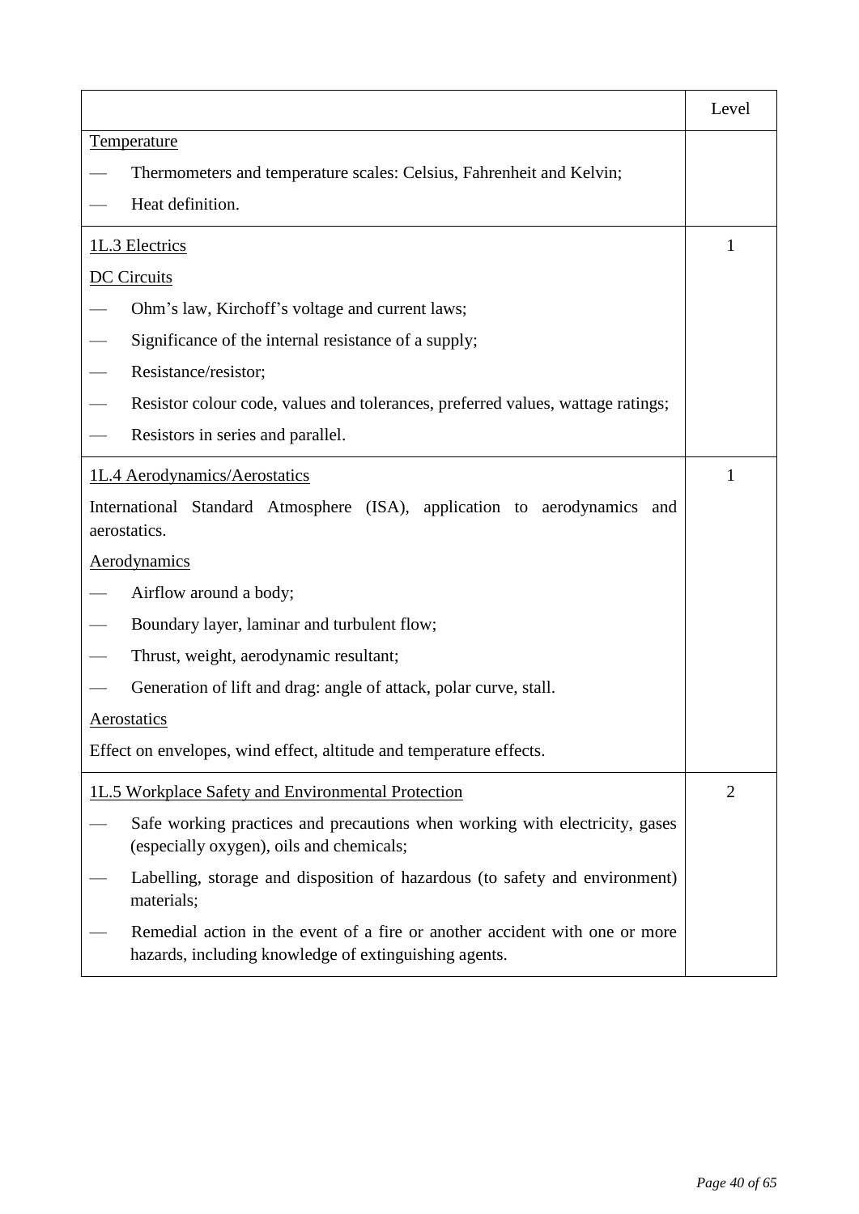| | Level |
| --- | --- |
| Temperature<br>— Thermometers and temperature scales: Celsius, Fahrenheit and Kelvin;<br>— Heat definition. | |
| 1L.3 Electrics<br>DC Circuits<br>— Ohm's law, Kirchoff's voltage and current laws;<br>— Significance of the internal resistance of a supply;<br>— Resistance/resistor;<br>— Resistor colour code, values and tolerances, preferred values, wattage ratings;<br>— Resistors in series and parallel. | 1 |
| 1L.4 Aerodynamics/Aerostatics<br>International Standard Atmosphere (ISA), application to aerodynamics and aerostatics.<br>Aerodynamics<br>— Airflow around a body;<br>— Boundary layer, laminar and turbulent flow;<br>— Thrust, weight, aerodynamic resultant;<br>— Generation of lift and drag: angle of attack, polar curve, stall.<br>Aerostatics<br>Effect on envelopes, wind effect, altitude and temperature effects. | 1 |
| 1L.5 Workplace Safety and Environmental Protection<br>— Safe working practices and precautions when working with electricity, gases (especially oxygen), oils and chemicals;<br>— Labelling, storage and disposition of hazardous (to safety and environment) materials;<br>— Remedial action in the event of a fire or another accident with one or more hazards, including knowledge of extinguishing agents. | 2 |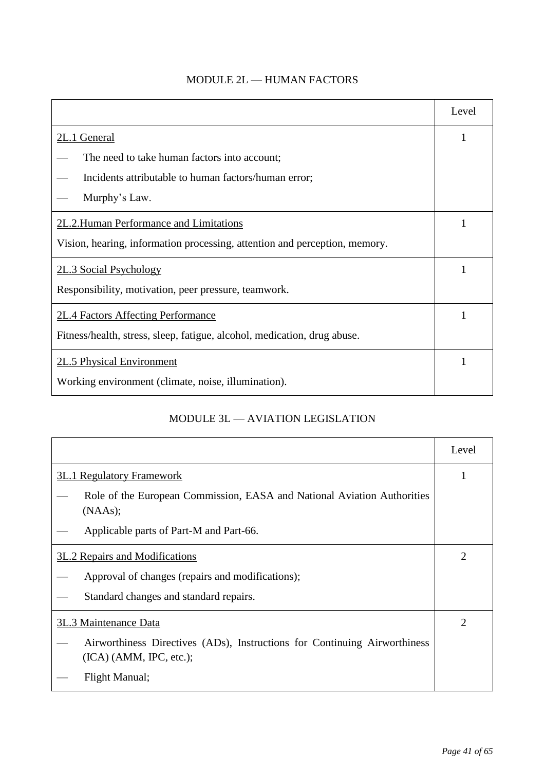## MODULE 2L — HUMAN FACTORS

| | Level |
|---|---|
| <u>2L.1 General</u><br>— The need to take human factors into account;<br>— Incidents attributable to human factors/human error;<br>— Murphy's Law. | 1 |
| <u>2L.2.Human Performance and Limitations</u><br>Vision, hearing, information processing, attention and perception, memory. | 1 |
| <u>2L.3 Social Psychology</u><br>Responsibility, motivation, peer pressure, teamwork. | 1 |
| <u>2L.4 Factors Affecting Performance</u><br>Fitness/health, stress, sleep, fatigue, alcohol, medication, drug abuse. | 1 |
| <u>2L.5 Physical Environment</u><br>Working environment (climate, noise, illumination). | 1 |

## MODULE 3L — AVIATION LEGISLATION

| | Level |
|---|---|
| <u>3L.1 Regulatory Framework</u><br>— Role of the European Commission, EASA and National Aviation Authorities (NAAs);<br>— Applicable parts of Part-M and Part-66. | 1 |
| <u>3L.2 Repairs and Modifications</u><br>— Approval of changes (repairs and modifications);<br>— Standard changes and standard repairs. | 2 |
| <u>3L.3 Maintenance Data</u><br>— Airworthiness Directives (ADs), Instructions for Continuing Airworthiness (ICA) (AMM, IPC, etc.);<br>— Flight Manual; | 2 |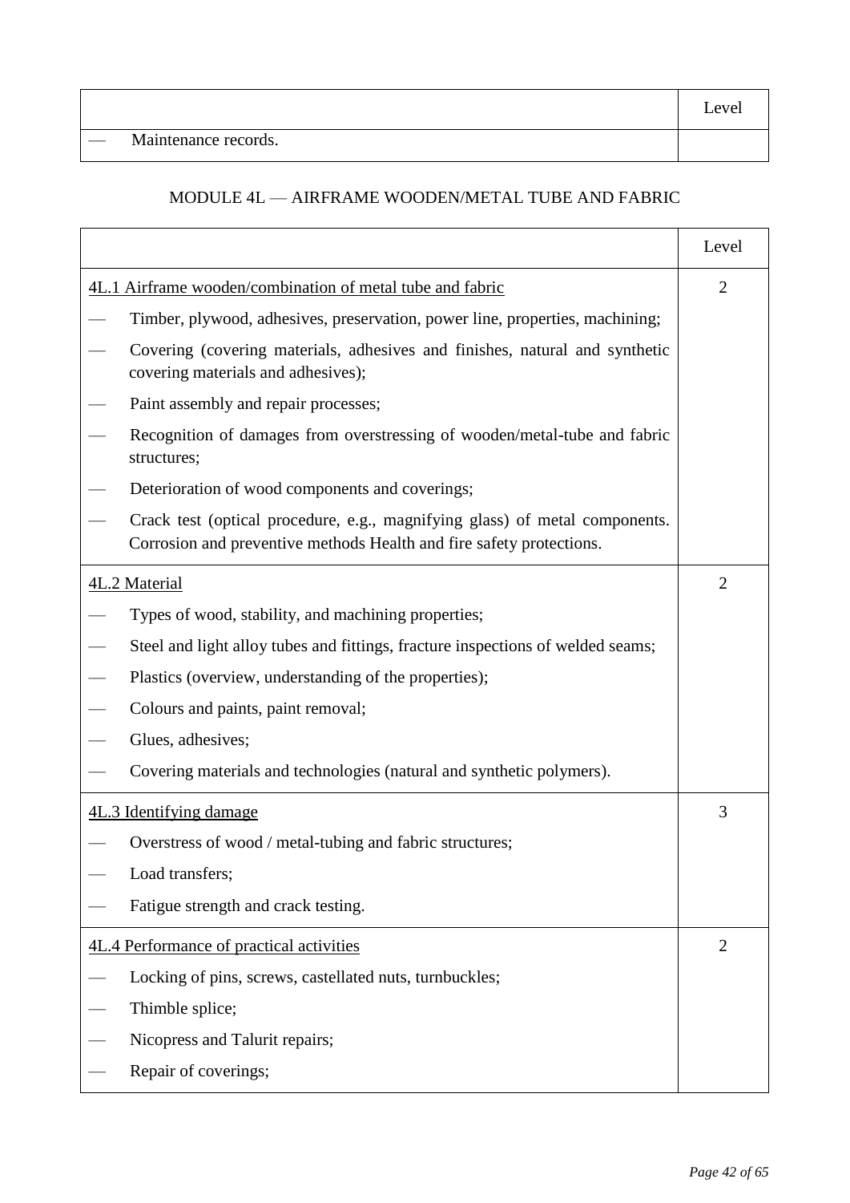| | Level |
|---|---|
| — Maintenance records. | |

MODULE 4L — AIRFRAME WOODEN/METAL TUBE AND FABRIC

| | Level |
|---|---|
| 4L.1 Airframe wooden/combination of metal tube and fabric | 2 |
| — Timber, plywood, adhesives, preservation, power line, properties, machining; | |
| — Covering (covering materials, adhesives and finishes, natural and synthetic covering materials and adhesives); | |
| — Paint assembly and repair processes; | |
| — Recognition of damages from overstressing of wooden/metal-tube and fabric structures; | |
| — Deterioration of wood components and coverings; | |
| — Crack test (optical procedure, e.g., magnifying glass) of metal components. Corrosion and preventive methods Health and fire safety protections. | |
| 4L.2 Material | 2 |
| — Types of wood, stability, and machining properties; | |
| — Steel and light alloy tubes and fittings, fracture inspections of welded seams; | |
| — Plastics (overview, understanding of the properties); | |
| — Colours and paints, paint removal; | |
| — Glues, adhesives; | |
| — Covering materials and technologies (natural and synthetic polymers). | |
| 4L.3 Identifying damage | 3 |
| — Overstress of wood / metal-tubing and fabric structures; | |
| — Load transfers; | |
| — Fatigue strength and crack testing. | |
| 4L.4 Performance of practical activities | 2 |
| — Locking of pins, screws, castellated nuts, turnbuckles; | |
| — Thimble splice; | |
| — Nicopress and Talurit repairs; | |
| — Repair of coverings; | |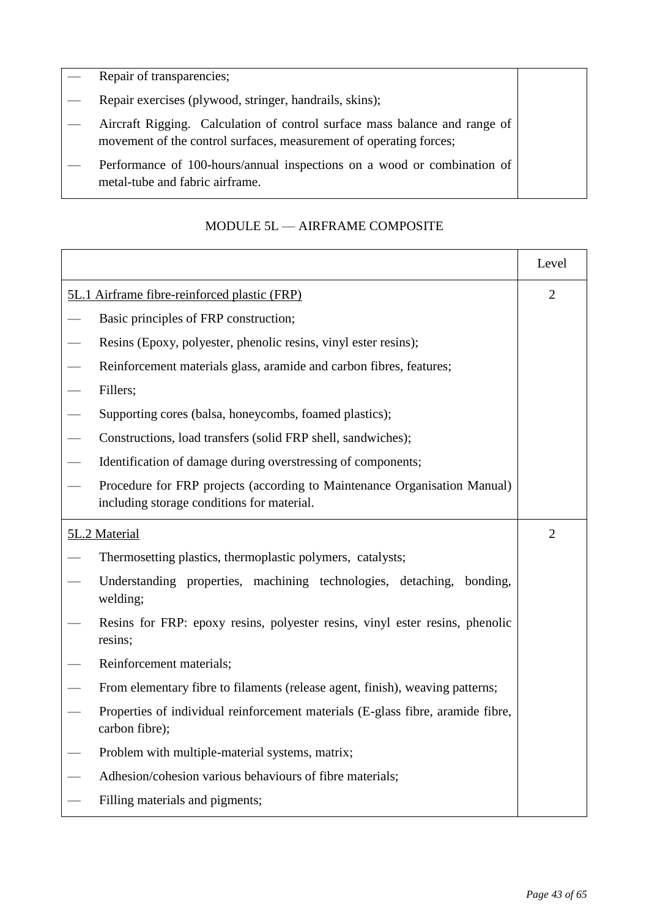| | |
|---|---|
| — Repair of transparencies;<br>— Repair exercises (plywood, stringer, handrails, skins);<br>— Aircraft Rigging. Calculation of control surface mass balance and range of movement of the control surfaces, measurement of operating forces;<br>— Performance of 100-hours/annual inspections on a wood or combination of metal-tube and fabric airframe. | |

MODULE 5L — AIRFRAME COMPOSITE

| | Level |
|---|---|
| 5L.1 Airframe fibre-reinforced plastic (FRP)<br>— Basic principles of FRP construction;<br>— Resins (Epoxy, polyester, phenolic resins, vinyl ester resins);<br>— Reinforcement materials glass, aramide and carbon fibres, features;<br>— Fillers;<br>— Supporting cores (balsa, honeycombs, foamed plastics);<br>— Constructions, load transfers (solid FRP shell, sandwiches);<br>— Identification of damage during overstressing of components;<br>— Procedure for FRP projects (according to Maintenance Organisation Manual) including storage conditions for material. | 2 |
| 5L.2 Material<br>— Thermosetting plastics, thermoplastic polymers, catalysts;<br>— Understanding properties, machining technologies, detaching, bonding, welding;<br>— Resins for FRP: epoxy resins, polyester resins, vinyl ester resins, phenolic resins;<br>— Reinforcement materials;<br>— From elementary fibre to filaments (release agent, finish), weaving patterns;<br>— Properties of individual reinforcement materials (E-glass fibre, aramide fibre, carbon fibre);<br>— Problem with multiple-material systems, matrix;<br>— Adhesion/cohesion various behaviours of fibre materials;<br>— Filling materials and pigments; | 2 |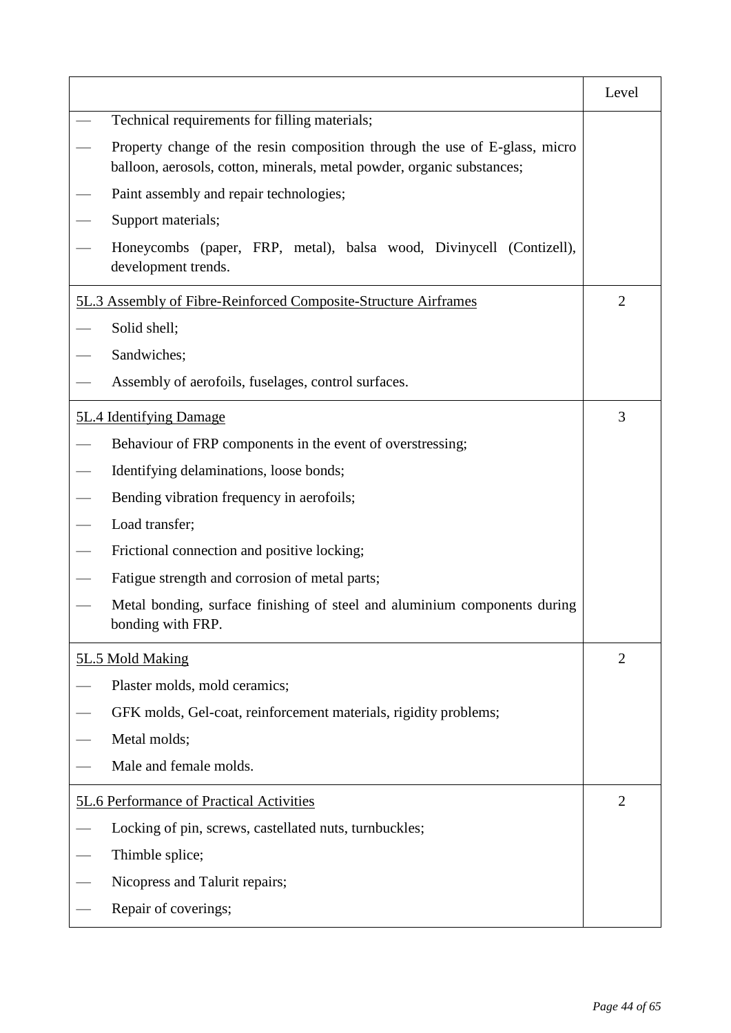| | Level |
|---|---|
| — Technical requirements for filling materials;<br>— Property change of the resin composition through the use of E-glass, micro balloon, aerosols, cotton, minerals, metal powder, organic substances;<br>— Paint assembly and repair technologies;<br>— Support materials;<br>— Honeycombs (paper, FRP, metal), balsa wood, Divinycell (Contizell), development trends. | |
| <u>5L.3 Assembly of Fibre-Reinforced Composite-Structure Airframes</u><br>— Solid shell;<br>— Sandwiches;<br>— Assembly of aerofoils, fuselages, control surfaces. | 2 |
| <u>5L.4 Identifying Damage</u><br>— Behaviour of FRP components in the event of overstressing;<br>— Identifying delaminations, loose bonds;<br>— Bending vibration frequency in aerofoils;<br>— Load transfer;<br>— Frictional connection and positive locking;<br>— Fatigue strength and corrosion of metal parts;<br>— Metal bonding, surface finishing of steel and aluminium components during bonding with FRP. | 3 |
| <u>5L.5 Mold Making</u><br>— Plaster molds, mold ceramics;<br>— GFK molds, Gel-coat, reinforcement materials, rigidity problems;<br>— Metal molds;<br>— Male and female molds. | 2 |
| <u>5L.6 Performance of Practical Activities</u><br>— Locking of pin, screws, castellated nuts, turnbuckles;<br>— Thimble splice;<br>— Nicopress and Talurit repairs;<br>— Repair of coverings; | 2 |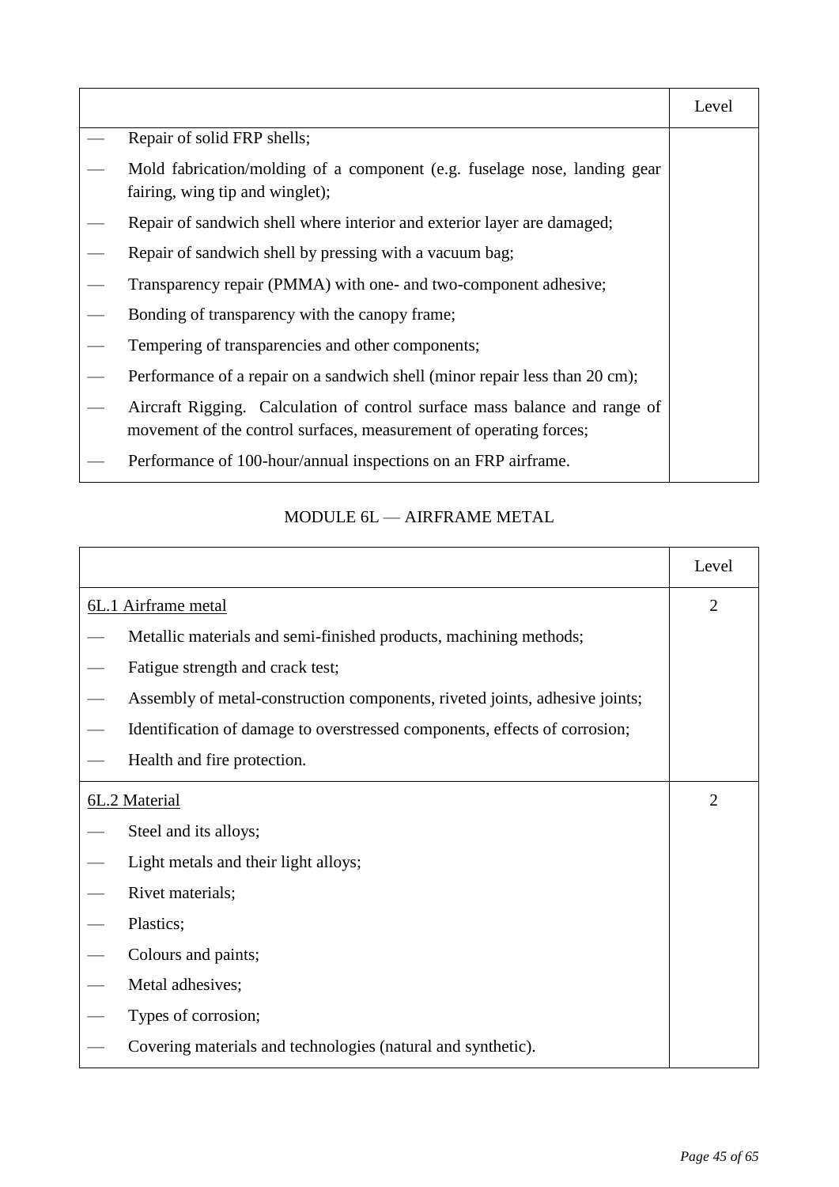| | Level |
|---|---|
| — Repair of solid FRP shells; | |
| — Mold fabrication/molding of a component (e.g. fuselage nose, landing gear fairing, wing tip and winglet); | |
| — Repair of sandwich shell where interior and exterior layer are damaged; | |
| — Repair of sandwich shell by pressing with a vacuum bag; | |
| — Transparency repair (PMMA) with one- and two-component adhesive; | |
| — Bonding of transparency with the canopy frame; | |
| — Tempering of transparencies and other components; | |
| — Performance of a repair on a sandwich shell (minor repair less than 20 cm); | |
| — Aircraft Rigging. Calculation of control surface mass balance and range of movement of the control surfaces, measurement of operating forces; | |
| — Performance of 100-hour/annual inspections on an FRP airframe. | |

## MODULE 6L — AIRFRAME METAL

| | Level |
|---|---|
| <u>6L.1 Airframe metal</u> | 2 |
| — Metallic materials and semi-finished products, machining methods; | |
| — Fatigue strength and crack test; | |
| — Assembly of metal-construction components, riveted joints, adhesive joints; | |
| — Identification of damage to overstressed components, effects of corrosion; | |
| — Health and fire protection. | |
| <u>6L.2 Material</u> | 2 |
| — Steel and its alloys; | |
| — Light metals and their light alloys; | |
| — Rivet materials; | |
| — Plastics; | |
| — Colours and paints; | |
| — Metal adhesives; | |
| — Types of corrosion; | |
| — Covering materials and technologies (natural and synthetic). | |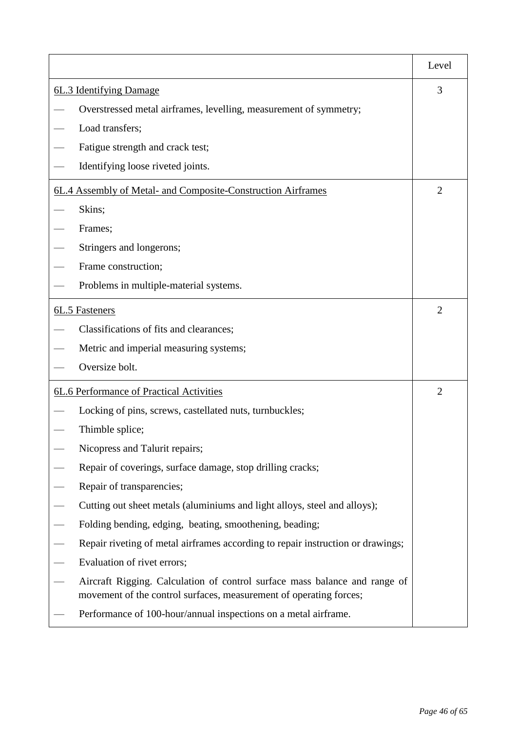| | Level |
|---|---|
| 6L.3 Identifying Damage<br>— Overstressed metal airframes, levelling, measurement of symmetry;<br>— Load transfers;<br>— Fatigue strength and crack test;<br>— Identifying loose riveted joints. | 3 |
| 6L.4 Assembly of Metal- and Composite-Construction Airframes<br>— Skins;<br>— Frames;<br>— Stringers and longerons;<br>— Frame construction;<br>— Problems in multiple-material systems. | 2 |
| 6L.5 Fasteners<br>— Classifications of fits and clearances;<br>— Metric and imperial measuring systems;<br>— Oversize bolt. | 2 |
| 6L.6 Performance of Practical Activities<br>— Locking of pins, screws, castellated nuts, turnbuckles;<br>— Thimble splice;<br>— Nicopress and Talurit repairs;<br>— Repair of coverings, surface damage, stop drilling cracks;<br>— Repair of transparencies;<br>— Cutting out sheet metals (aluminiums and light alloys, steel and alloys);<br>— Folding bending, edging, beating, smoothening, beading;<br>— Repair riveting of metal airframes according to repair instruction or drawings;<br>— Evaluation of rivet errors;<br>— Aircraft Rigging. Calculation of control surface mass balance and range of movement of the control surfaces, measurement of operating forces;<br>— Performance of 100-hour/annual inspections on a metal airframe. | 2 |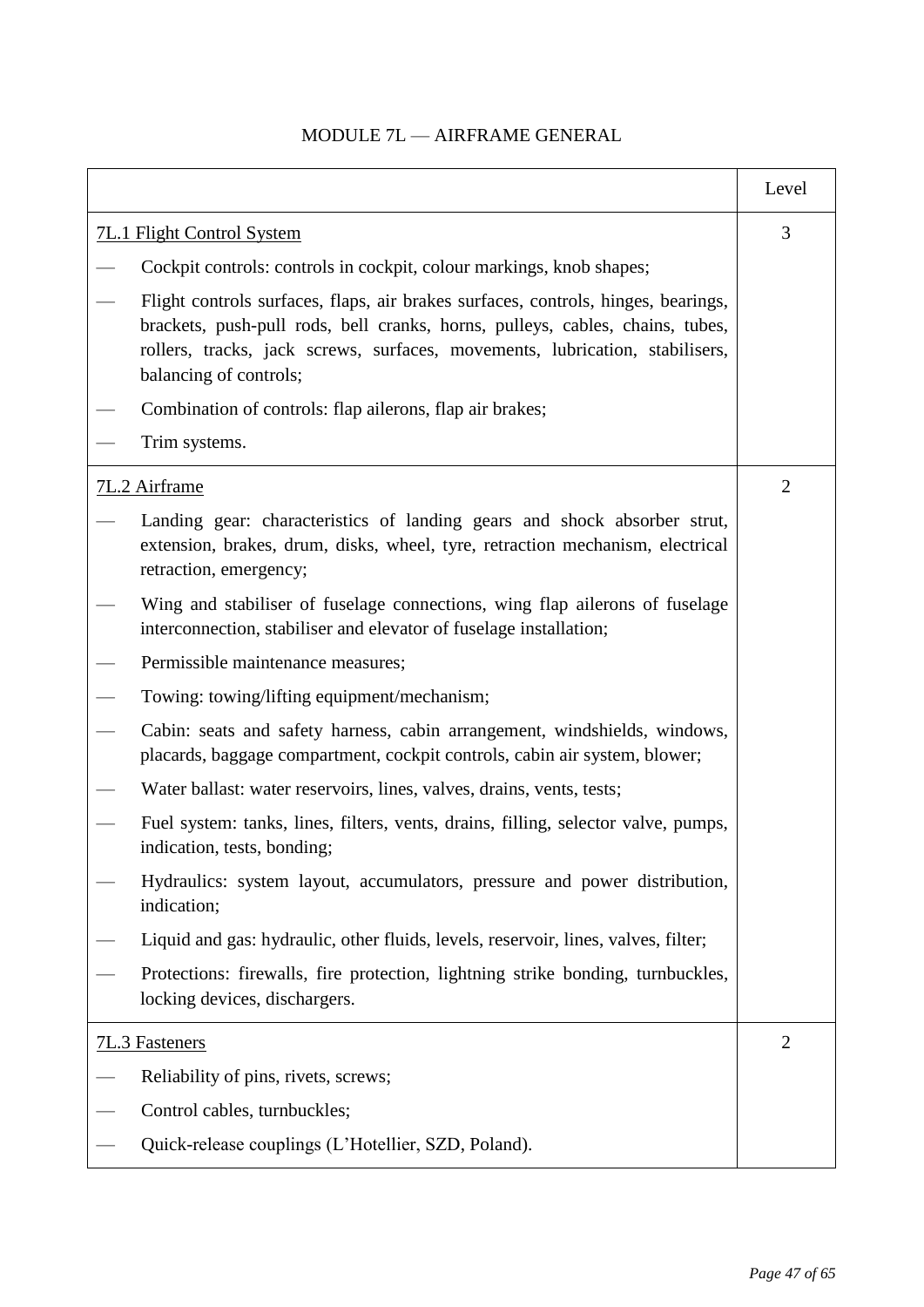# MODULE 7L — AIRFRAME GENERAL

| | Level |
|---|---|
| 7L.1 Flight Control System<br>— Cockpit controls: controls in cockpit, colour markings, knob shapes;<br>— Flight controls surfaces, flaps, air brakes surfaces, controls, hinges, bearings, brackets, push-pull rods, bell cranks, horns, pulleys, cables, chains, tubes, rollers, tracks, jack screws, surfaces, movements, lubrication, stabilisers, balancing of controls;<br>— Combination of controls: flap ailerons, flap air brakes;<br>— Trim systems. | 3 |
| 7L.2 Airframe<br>— Landing gear: characteristics of landing gears and shock absorber strut, extension, brakes, drum, disks, wheel, tyre, retraction mechanism, electrical retraction, emergency;<br>— Wing and stabiliser of fuselage connections, wing flap ailerons of fuselage interconnection, stabiliser and elevator of fuselage installation;<br>— Permissible maintenance measures;<br>— Towing: towing/lifting equipment/mechanism;<br>— Cabin: seats and safety harness, cabin arrangement, windshields, windows, placards, baggage compartment, cockpit controls, cabin air system, blower;<br>— Water ballast: water reservoirs, lines, valves, drains, vents, tests;<br>— Fuel system: tanks, lines, filters, vents, drains, filling, selector valve, pumps, indication, tests, bonding;<br>— Hydraulics: system layout, accumulators, pressure and power distribution, indication;<br>— Liquid and gas: hydraulic, other fluids, levels, reservoir, lines, valves, filter;<br>— Protections: firewalls, fire protection, lightning strike bonding, turnbuckles, locking devices, dischargers. | 2 |
| 7L.3 Fasteners<br>— Reliability of pins, rivets, screws;<br>— Control cables, turnbuckles;<br>— Quick-release couplings (L'Hotellier, SZD, Poland). | 2 |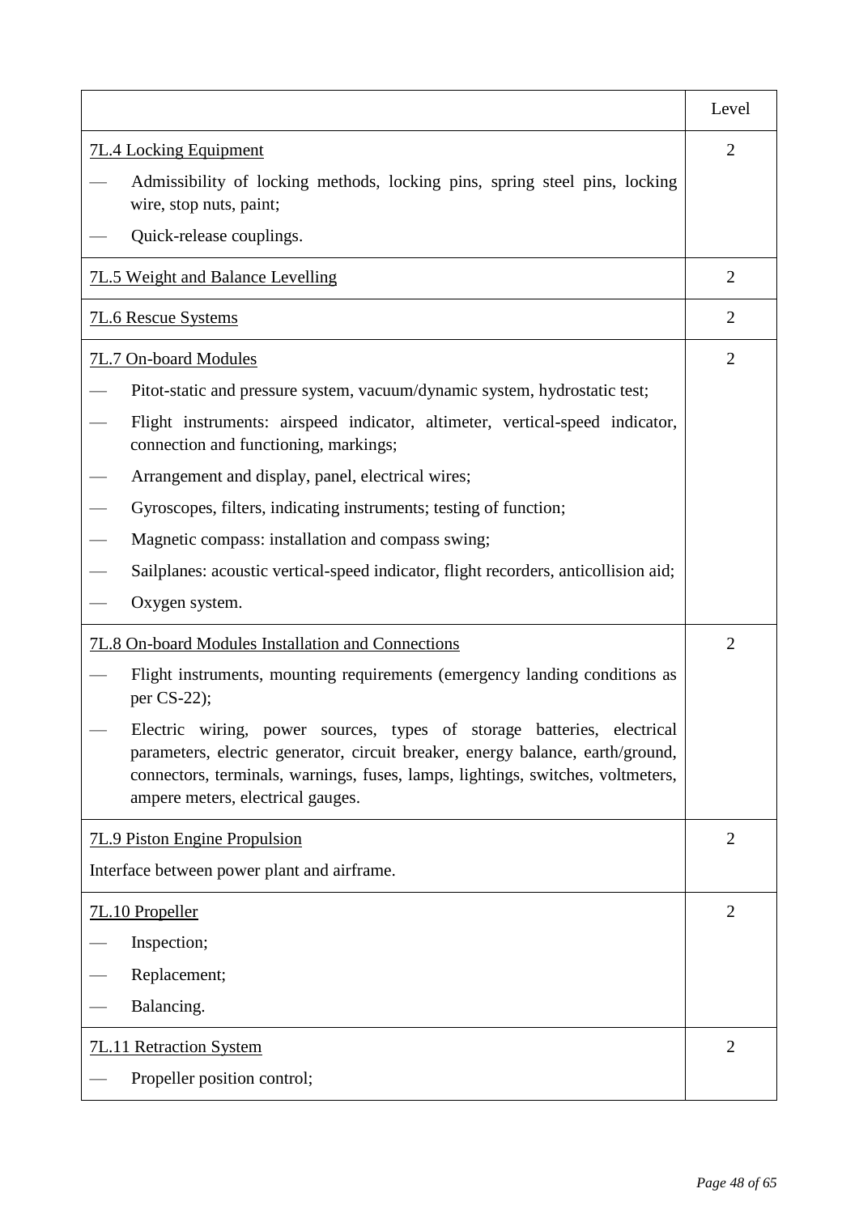| | Level |
|---|---|
| 7L.4 Locking Equipment<br>— Admissibility of locking methods, locking pins, spring steel pins, locking wire, stop nuts, paint;<br>— Quick-release couplings. | 2 |
| 7L.5 Weight and Balance Levelling | 2 |
| 7L.6 Rescue Systems | 2 |
| 7L.7 On-board Modules<br>— Pitot-static and pressure system, vacuum/dynamic system, hydrostatic test;<br>— Flight instruments: airspeed indicator, altimeter, vertical-speed indicator, connection and functioning, markings;<br>— Arrangement and display, panel, electrical wires;<br>— Gyroscopes, filters, indicating instruments; testing of function;<br>— Magnetic compass: installation and compass swing;<br>— Sailplanes: acoustic vertical-speed indicator, flight recorders, anticollision aid;<br>— Oxygen system. | 2 |
| 7L.8 On-board Modules Installation and Connections<br>— Flight instruments, mounting requirements (emergency landing conditions as per CS-22);<br>— Electric wiring, power sources, types of storage batteries, electrical parameters, electric generator, circuit breaker, energy balance, earth/ground, connectors, terminals, warnings, fuses, lamps, lightings, switches, voltmeters, ampere meters, electrical gauges. | 2 |
| 7L.9 Piston Engine Propulsion<br>Interface between power plant and airframe. | 2 |
| 7L.10 Propeller<br>— Inspection;<br>— Replacement;<br>— Balancing. | 2 |
| 7L.11 Retraction System<br>— Propeller position control; | 2 |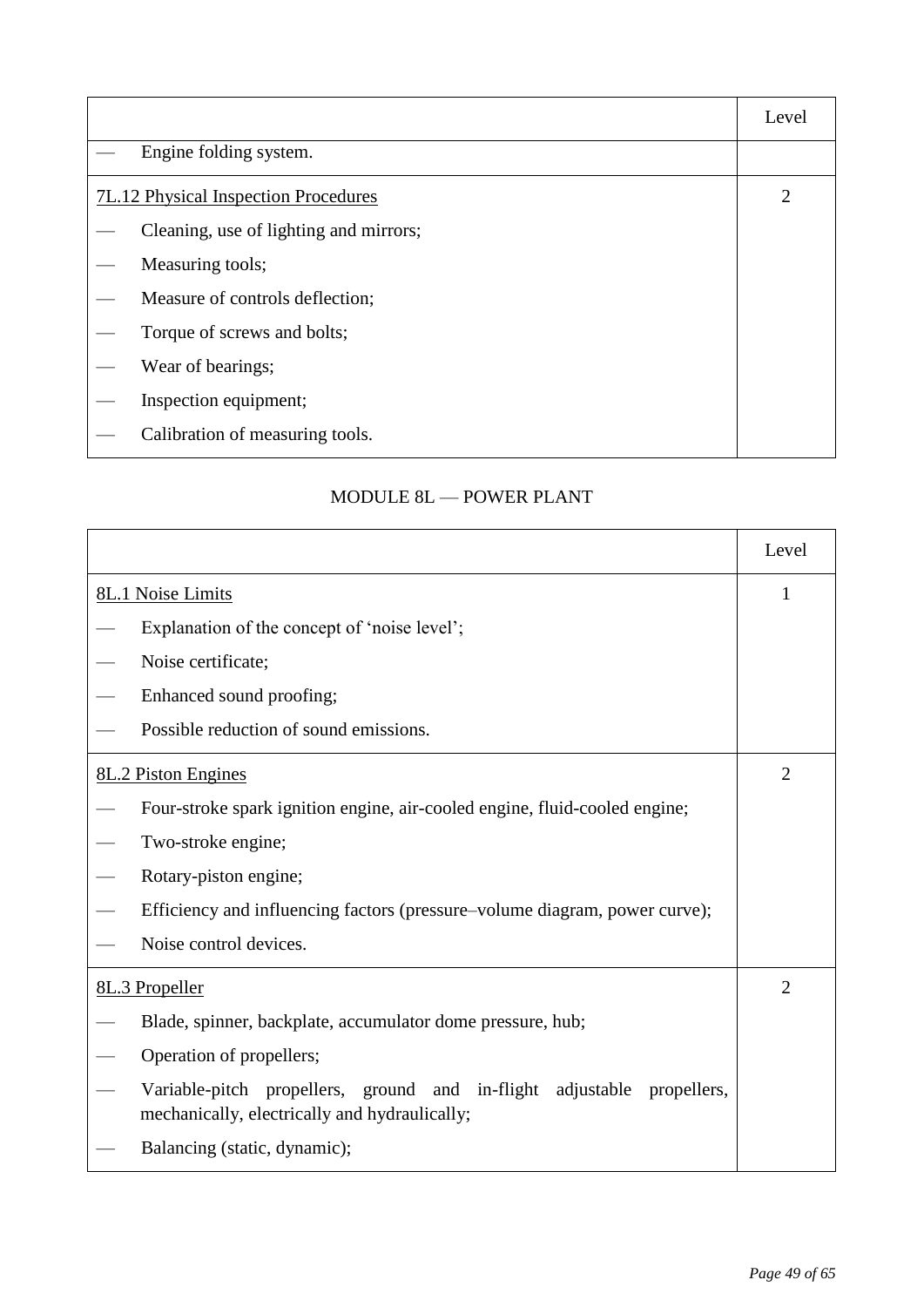| | Level |
|---|---|
| — Engine folding system. | |
| 7L.12 Physical Inspection Procedures<br>— Cleaning, use of lighting and mirrors;<br>— Measuring tools;<br>— Measure of controls deflection;<br>— Torque of screws and bolts;<br>— Wear of bearings;<br>— Inspection equipment;<br>— Calibration of measuring tools. | 2 |

MODULE 8L — POWER PLANT

| | Level |
|---|---|
| 8L.1 Noise Limits<br>— Explanation of the concept of 'noise level';<br>— Noise certificate;<br>— Enhanced sound proofing;<br>— Possible reduction of sound emissions. | 1 |
| 8L.2 Piston Engines<br>— Four-stroke spark ignition engine, air-cooled engine, fluid-cooled engine;<br>— Two-stroke engine;<br>— Rotary-piston engine;<br>— Efficiency and influencing factors (pressure–volume diagram, power curve);<br>— Noise control devices. | 2 |
| 8L.3 Propeller<br>— Blade, spinner, backplate, accumulator dome pressure, hub;<br>— Operation of propellers;<br>— Variable-pitch propellers, ground and in-flight adjustable propellers, mechanically, electrically and hydraulically;<br>— Balancing (static, dynamic); | 2 |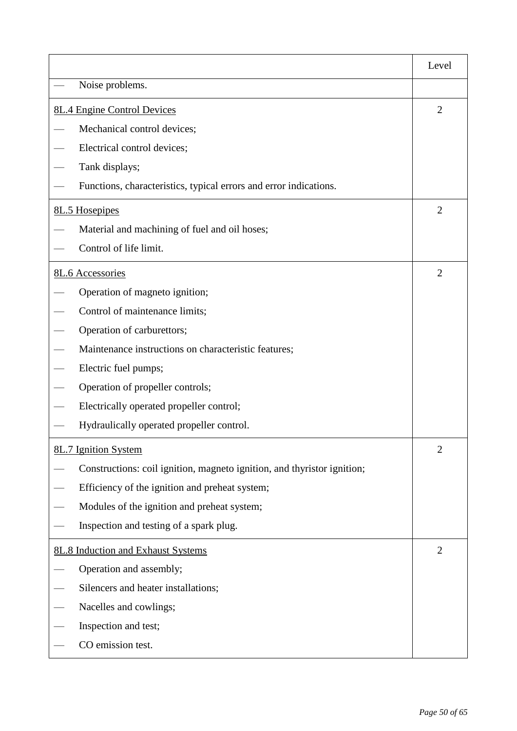| | Level |
|---|---|
| — Noise problems. | |
| 8L.4 Engine Control Devices | 2 |
| — Mechanical control devices; | |
| — Electrical control devices; | |
| — Tank displays; | |
| — Functions, characteristics, typical errors and error indications. | |
| 8L.5 Hosepipes | 2 |
| — Material and machining of fuel and oil hoses; | |
| — Control of life limit. | |
| 8L.6 Accessories | 2 |
| — Operation of magneto ignition; | |
| — Control of maintenance limits; | |
| — Operation of carburettors; | |
| — Maintenance instructions on characteristic features; | |
| — Electric fuel pumps; | |
| — Operation of propeller controls; | |
| — Electrically operated propeller control; | |
| — Hydraulically operated propeller control. | |
| 8L.7 Ignition System | 2 |
| — Constructions: coil ignition, magneto ignition, and thyristor ignition; | |
| — Efficiency of the ignition and preheat system; | |
| — Modules of the ignition and preheat system; | |
| — Inspection and testing of a spark plug. | |
| 8L.8 Induction and Exhaust Systems | 2 |
| — Operation and assembly; | |
| — Silencers and heater installations; | |
| — Nacelles and cowlings; | |
| — Inspection and test; | |
| — CO emission test. | |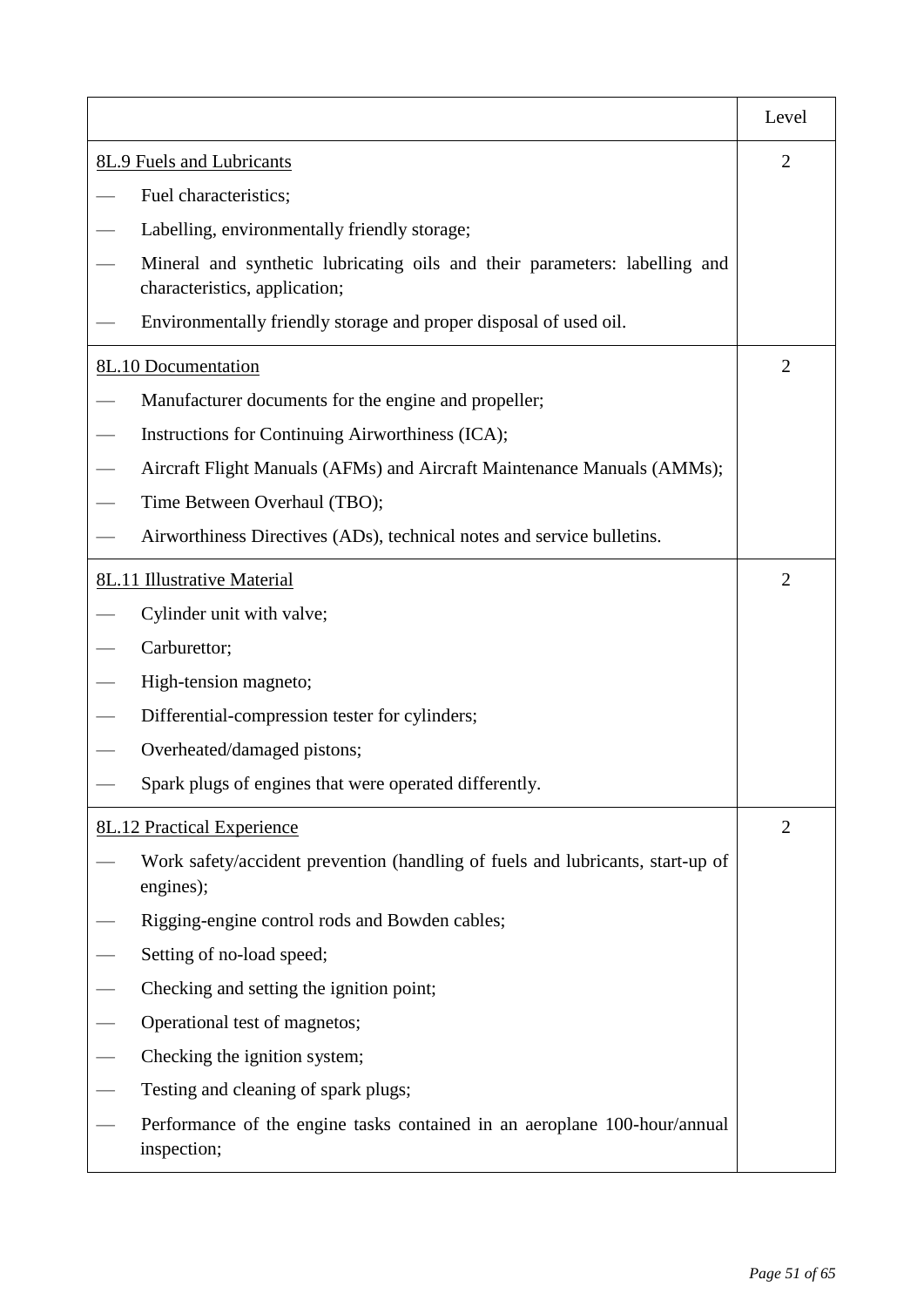| | Level |
|---|---|
| <u>8L.9 Fuels and Lubricants</u><br>— Fuel characteristics;<br>— Labelling, environmentally friendly storage;<br>— Mineral and synthetic lubricating oils and their parameters: labelling and characteristics, application;<br>— Environmentally friendly storage and proper disposal of used oil. | 2 |
| <u>8L.10 Documentation</u><br>— Manufacturer documents for the engine and propeller;<br>— Instructions for Continuing Airworthiness (ICA);<br>— Aircraft Flight Manuals (AFMs) and Aircraft Maintenance Manuals (AMMs);<br>— Time Between Overhaul (TBO);<br>— Airworthiness Directives (ADs), technical notes and service bulletins. | 2 |
| <u>8L.11 Illustrative Material</u><br>— Cylinder unit with valve;<br>— Carburettor;<br>— High-tension magneto;<br>— Differential-compression tester for cylinders;<br>— Overheated/damaged pistons;<br>— Spark plugs of engines that were operated differently. | 2 |
| <u>8L.12 Practical Experience</u><br>— Work safety/accident prevention (handling of fuels and lubricants, start-up of engines);<br>— Rigging-engine control rods and Bowden cables;<br>— Setting of no-load speed;<br>— Checking and setting the ignition point;<br>— Operational test of magnetos;<br>— Checking the ignition system;<br>— Testing and cleaning of spark plugs;<br>— Performance of the engine tasks contained in an aeroplane 100-hour/annual inspection; | 2 |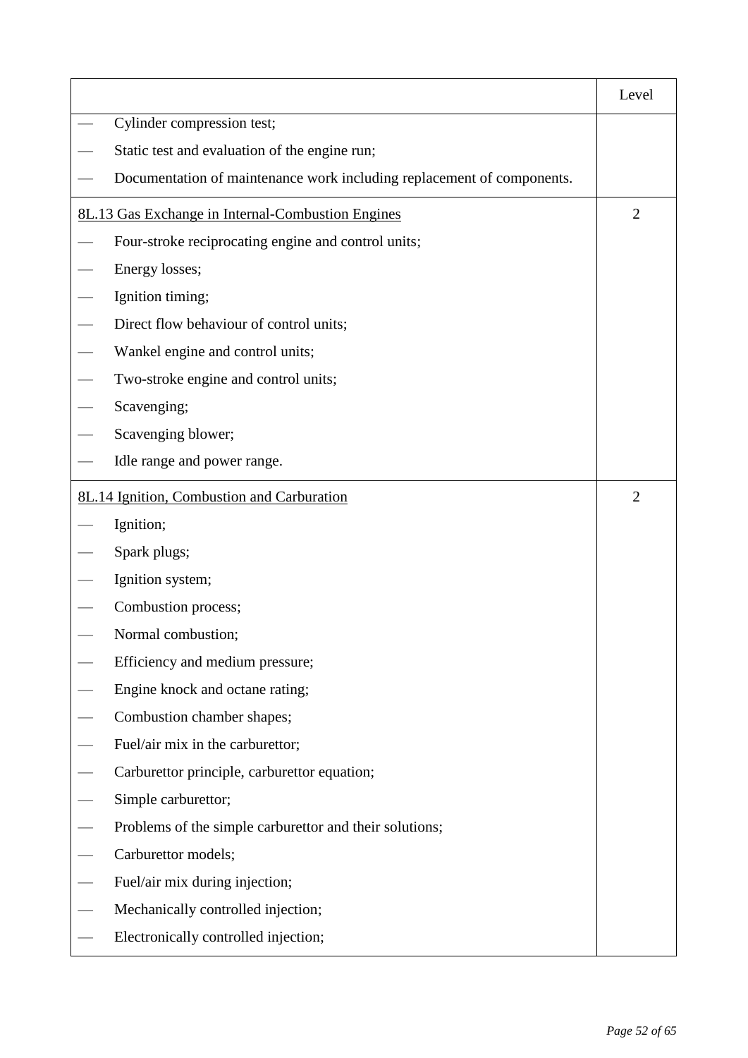| | Level |
|---|---|
| — Cylinder compression test;<br>— Static test and evaluation of the engine run;<br>— Documentation of maintenance work including replacement of components. | |
| <u>8L.13 Gas Exchange in Internal-Combustion Engines</u><br>— Four-stroke reciprocating engine and control units;<br>— Energy losses;<br>— Ignition timing;<br>— Direct flow behaviour of control units;<br>— Wankel engine and control units;<br>— Two-stroke engine and control units;<br>— Scavenging;<br>— Scavenging blower;<br>— Idle range and power range. | 2 |
| <u>8L.14 Ignition, Combustion and Carburation</u><br>— Ignition;<br>— Spark plugs;<br>— Ignition system;<br>— Combustion process;<br>— Normal combustion;<br>— Efficiency and medium pressure;<br>— Engine knock and octane rating;<br>— Combustion chamber shapes;<br>— Fuel/air mix in the carburettor;<br>— Carburettor principle, carburettor equation;<br>— Simple carburettor;<br>— Problems of the simple carburettor and their solutions;<br>— Carburettor models;<br>— Fuel/air mix during injection;<br>— Mechanically controlled injection;<br>— Electronically controlled injection; | 2 |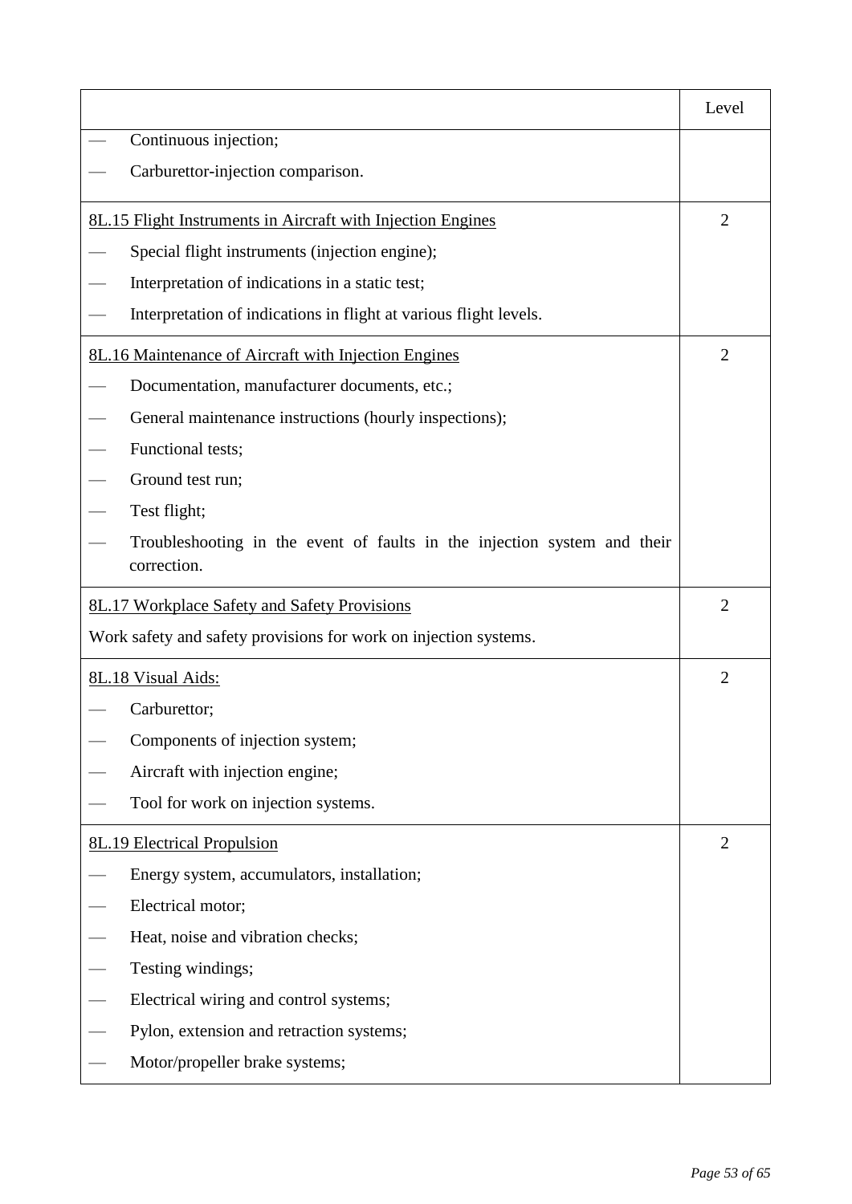| | Level |
|---|---|
| — Continuous injection;<br>— Carburettor-injection comparison. | |
| <u>8L.15 Flight Instruments in Aircraft with Injection Engines</u><br>— Special flight instruments (injection engine);<br>— Interpretation of indications in a static test;<br>— Interpretation of indications in flight at various flight levels. | 2 |
| <u>8L.16 Maintenance of Aircraft with Injection Engines</u><br>— Documentation, manufacturer documents, etc.;<br>— General maintenance instructions (hourly inspections);<br>— Functional tests;<br>— Ground test run;<br>— Test flight;<br>— Troubleshooting in the event of faults in the injection system and their correction. | 2 |
| <u>8L.17 Workplace Safety and Safety Provisions</u><br>Work safety and safety provisions for work on injection systems. | 2 |
| <u>8L.18 Visual Aids:</u><br>— Carburettor;<br>— Components of injection system;<br>— Aircraft with injection engine;<br>— Tool for work on injection systems. | 2 |
| <u>8L.19 Electrical Propulsion</u><br>— Energy system, accumulators, installation;<br>— Electrical motor;<br>— Heat, noise and vibration checks;<br>— Testing windings;<br>— Electrical wiring and control systems;<br>— Pylon, extension and retraction systems;<br>— Motor/propeller brake systems; | 2 |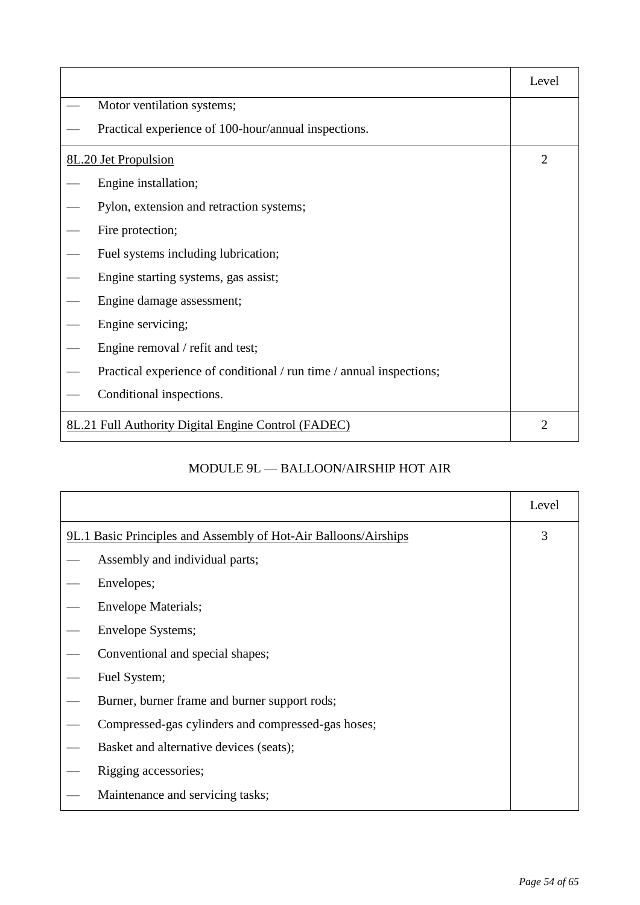| | Level |
|---|---|
| — Motor ventilation systems;<br>— Practical experience of 100-hour/annual inspections. | |
| 8L.20 Jet Propulsion<br>— Engine installation;<br>— Pylon, extension and retraction systems;<br>— Fire protection;<br>— Fuel systems including lubrication;<br>— Engine starting systems, gas assist;<br>— Engine damage assessment;<br>— Engine servicing;<br>— Engine removal / refit and test;<br>— Practical experience of conditional / run time / annual inspections;<br>— Conditional inspections. | 2 |
| 8L.21 Full Authority Digital Engine Control (FADEC) | 2 |

## MODULE 9L — BALLOON/AIRSHIP HOT AIR

| | Level |
|---|---|
| 9L.1 Basic Principles and Assembly of Hot-Air Balloons/Airships<br>— Assembly and individual parts;<br>— Envelopes;<br>— Envelope Materials;<br>— Envelope Systems;<br>— Conventional and special shapes;<br>— Fuel System;<br>— Burner, burner frame and burner support rods;<br>— Compressed-gas cylinders and compressed-gas hoses;<br>— Basket and alternative devices (seats);<br>— Rigging accessories;<br>— Maintenance and servicing tasks; | 3 |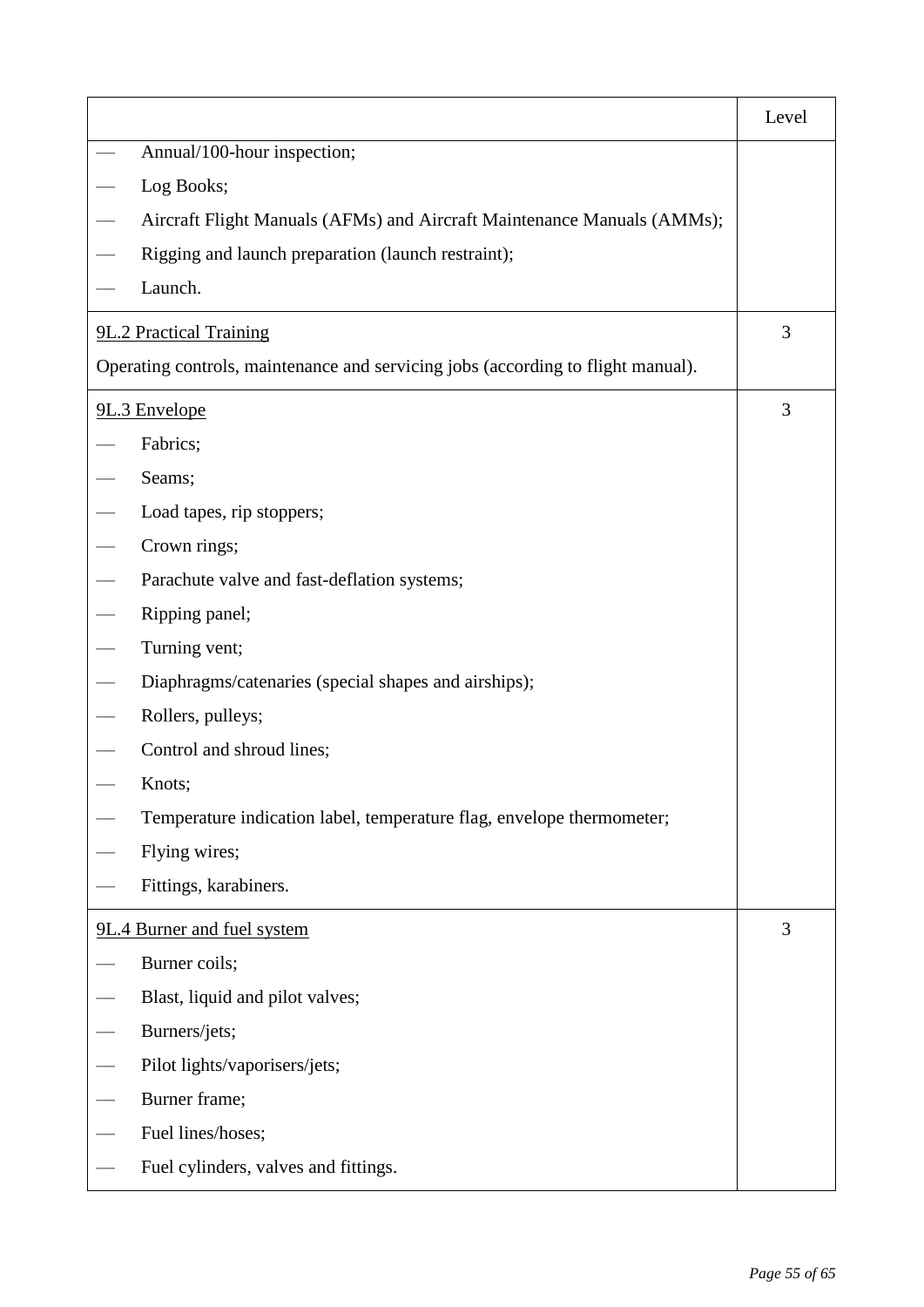| | Level |
|---|---|
| — Annual/100-hour inspection;<br>— Log Books;<br>— Aircraft Flight Manuals (AFMs) and Aircraft Maintenance Manuals (AMMs);<br>— Rigging and launch preparation (launch restraint);<br>— Launch. | |
| <u>9L.2 Practical Training</u><br>Operating controls, maintenance and servicing jobs (according to flight manual). | 3 |
| <u>9L.3 Envelope</u><br>— Fabrics;<br>— Seams;<br>— Load tapes, rip stoppers;<br>— Crown rings;<br>— Parachute valve and fast-deflation systems;<br>— Ripping panel;<br>— Turning vent;<br>— Diaphragms/catenaries (special shapes and airships);<br>— Rollers, pulleys;<br>— Control and shroud lines;<br>— Knots;<br>— Temperature indication label, temperature flag, envelope thermometer;<br>— Flying wires;<br>— Fittings, karabiners. | 3 |
| <u>9L.4 Burner and fuel system</u><br>— Burner coils;<br>— Blast, liquid and pilot valves;<br>— Burners/jets;<br>— Pilot lights/vaporisers/jets;<br>— Burner frame;<br>— Fuel lines/hoses;<br>— Fuel cylinders, valves and fittings. | 3 |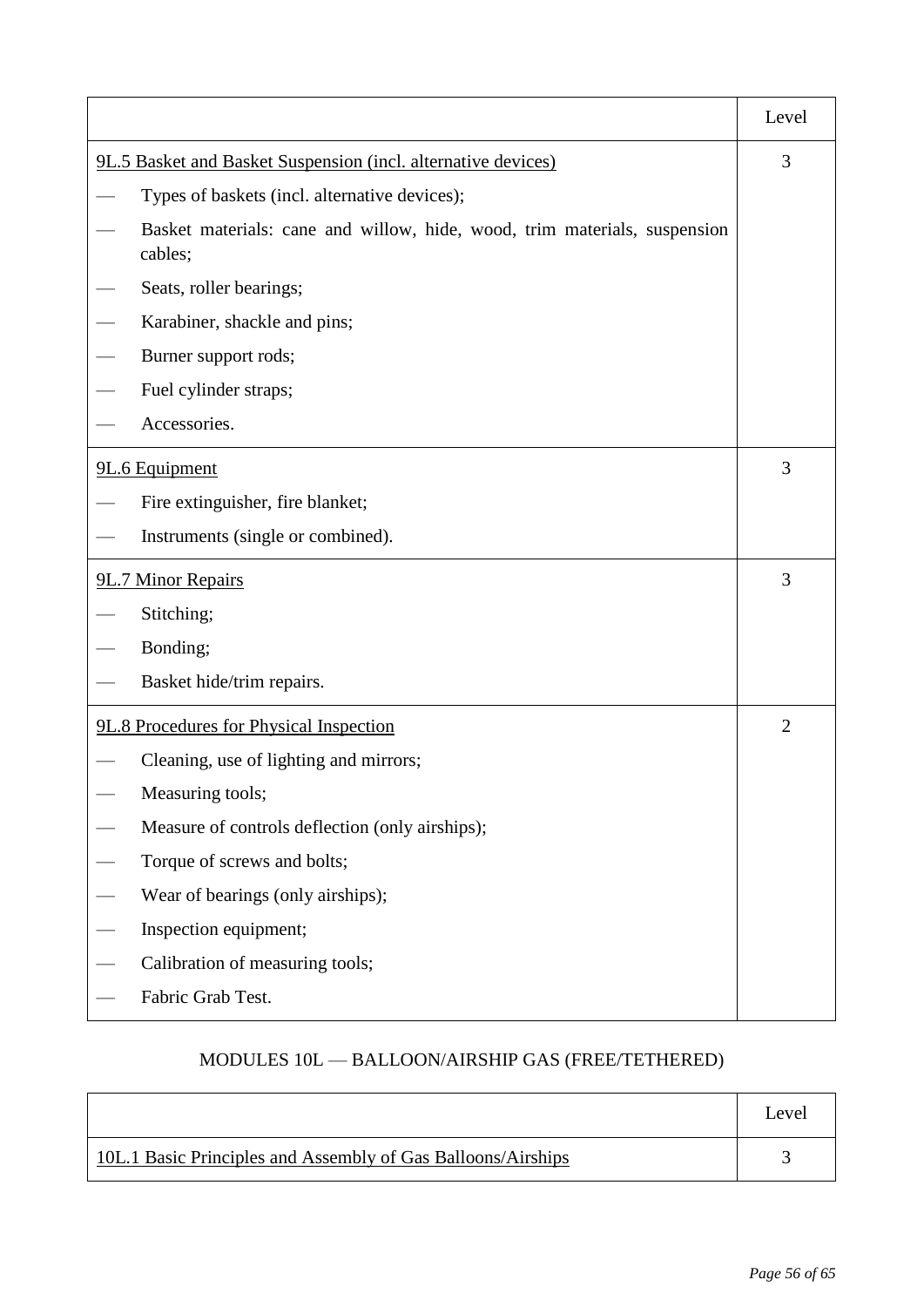| | Level |
|---|---|
| 9L.5 Basket and Basket Suspension (incl. alternative devices) | 3 |
| — Types of baskets (incl. alternative devices); | |
| — Basket materials: cane and willow, hide, wood, trim materials, suspension cables; | |
| — Seats, roller bearings; | |
| — Karabiner, shackle and pins; | |
| — Burner support rods; | |
| — Fuel cylinder straps; | |
| — Accessories. | |
| 9L.6 Equipment | 3 |
| — Fire extinguisher, fire blanket; | |
| — Instruments (single or combined). | |
| 9L.7 Minor Repairs | 3 |
| — Stitching; | |
| — Bonding; | |
| — Basket hide/trim repairs. | |
| 9L.8 Procedures for Physical Inspection | 2 |
| — Cleaning, use of lighting and mirrors; | |
| — Measuring tools; | |
| — Measure of controls deflection (only airships); | |
| — Torque of screws and bolts; | |
| — Wear of bearings (only airships); | |
| — Inspection equipment; | |
| — Calibration of measuring tools; | |
| — Fabric Grab Test. | |

MODULES 10L — BALLOON/AIRSHIP GAS (FREE/TETHERED)

| | Level |
|---|---|
| 10L.1 Basic Principles and Assembly of Gas Balloons/Airships | 3 |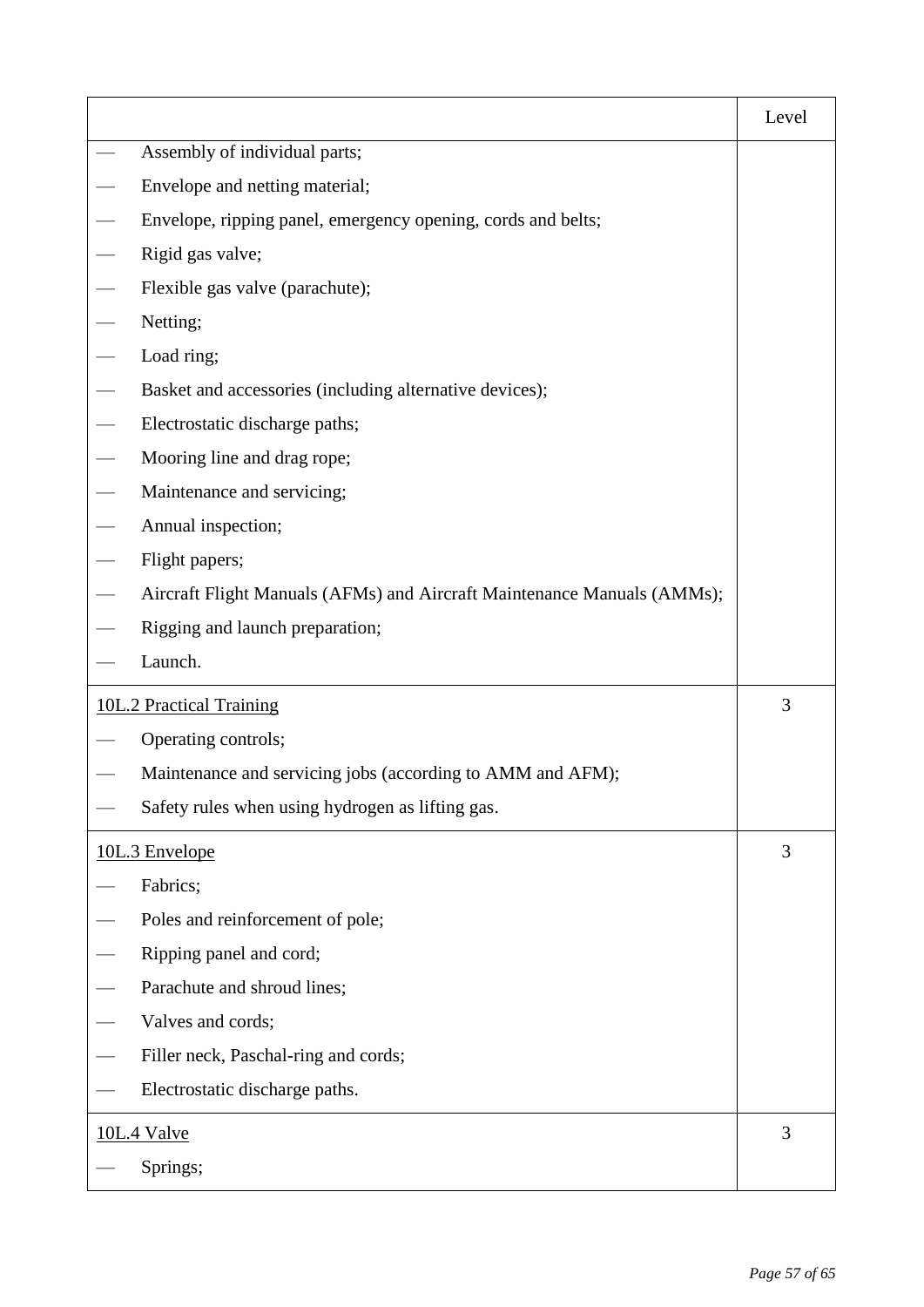| | Level |
|---|---|
| — Assembly of individual parts;<br>— Envelope and netting material;<br>— Envelope, ripping panel, emergency opening, cords and belts;<br>— Rigid gas valve;<br>— Flexible gas valve (parachute);<br>— Netting;<br>— Load ring;<br>— Basket and accessories (including alternative devices);<br>— Electrostatic discharge paths;<br>— Mooring line and drag rope;<br>— Maintenance and servicing;<br>— Annual inspection;<br>— Flight papers;<br>— Aircraft Flight Manuals (AFMs) and Aircraft Maintenance Manuals (AMMs);<br>— Rigging and launch preparation;<br>— Launch. | |
| <u>10L.2 Practical Training</u><br>— Operating controls;<br>— Maintenance and servicing jobs (according to AMM and AFM);<br>— Safety rules when using hydrogen as lifting gas. | 3 |
| <u>10L.3 Envelope</u><br>— Fabrics;<br>— Poles and reinforcement of pole;<br>— Ripping panel and cord;<br>— Parachute and shroud lines;<br>— Valves and cords;<br>— Filler neck, Paschal-ring and cords;<br>— Electrostatic discharge paths. | 3 |
| <u>10L.4 Valve</u><br>— Springs; | 3 |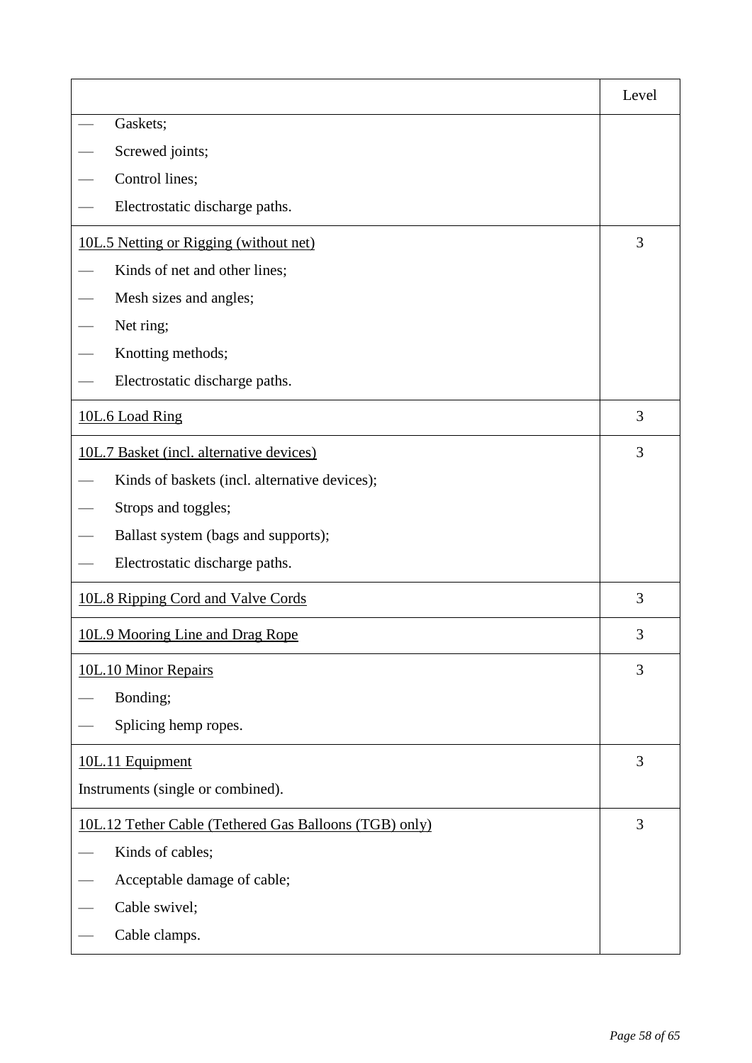| | Level |
|---|---|
| — Gaskets;<br>— Screwed joints;<br>— Control lines;<br>— Electrostatic discharge paths. | |
| <u>10L.5 Netting or Rigging (without net)</u><br>— Kinds of net and other lines;<br>— Mesh sizes and angles;<br>— Net ring;<br>— Knotting methods;<br>— Electrostatic discharge paths. | 3 |
| <u>10L.6 Load Ring</u> | 3 |
| <u>10L.7 Basket (incl. alternative devices)</u><br>— Kinds of baskets (incl. alternative devices);<br>— Strops and toggles;<br>— Ballast system (bags and supports);<br>— Electrostatic discharge paths. | 3 |
| <u>10L.8 Ripping Cord and Valve Cords</u> | 3 |
| <u>10L.9 Mooring Line and Drag Rope</u> | 3 |
| <u>10L.10 Minor Repairs</u><br>— Bonding;<br>— Splicing hemp ropes. | 3 |
| <u>10L.11 Equipment</u><br>Instruments (single or combined). | 3 |
| <u>10L.12 Tether Cable (Tethered Gas Balloons (TGB) only)</u><br>— Kinds of cables;<br>— Acceptable damage of cable;<br>— Cable swivel;<br>— Cable clamps. | 3 |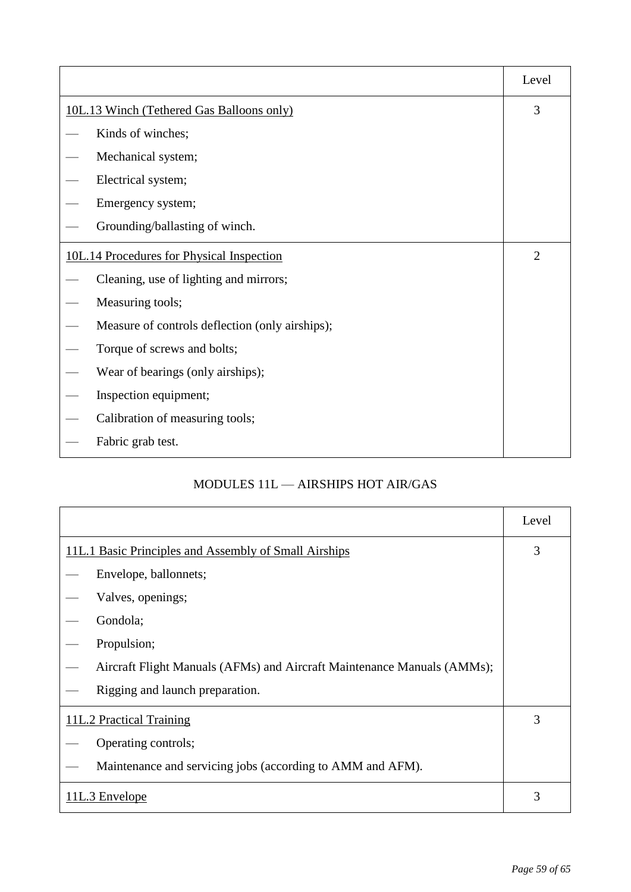| | Level |
|---|---|
| 10L.13 Winch (Tethered Gas Balloons only) | 3 |
| — Kinds of winches; | |
| — Mechanical system; | |
| — Electrical system; | |
| — Emergency system; | |
| — Grounding/ballasting of winch. | |
| 10L.14 Procedures for Physical Inspection | 2 |
| — Cleaning, use of lighting and mirrors; | |
| — Measuring tools; | |
| — Measure of controls deflection (only airships); | |
| — Torque of screws and bolts; | |
| — Wear of bearings (only airships); | |
| — Inspection equipment; | |
| — Calibration of measuring tools; | |
| — Fabric grab test. | |

MODULES 11L — AIRSHIPS HOT AIR/GAS

| | Level |
|---|---|
| 11L.1 Basic Principles and Assembly of Small Airships | 3 |
| — Envelope, ballonnets; | |
| — Valves, openings; | |
| — Gondola; | |
| — Propulsion; | |
| — Aircraft Flight Manuals (AFMs) and Aircraft Maintenance Manuals (AMMs); | |
| — Rigging and launch preparation. | |
| 11L.2 Practical Training | 3 |
| — Operating controls; | |
| — Maintenance and servicing jobs (according to AMM and AFM). | |
| 11L.3 Envelope | 3 |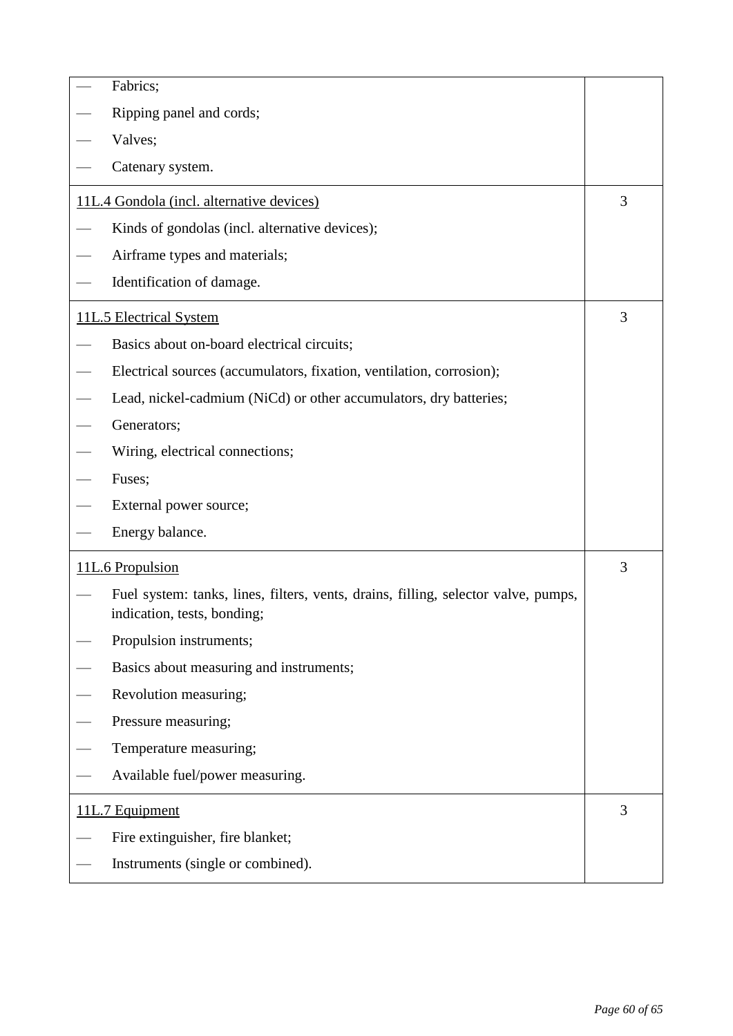| | |
|---|---|
| — Fabrics;<br>— Ripping panel and cords;<br>— Valves;<br>— Catenary system. | |
| 11L.4 Gondola (incl. alternative devices)<br>— Kinds of gondolas (incl. alternative devices);<br>— Airframe types and materials;<br>— Identification of damage. | 3 |
| 11L.5 Electrical System<br>— Basics about on-board electrical circuits;<br>— Electrical sources (accumulators, fixation, ventilation, corrosion);<br>— Lead, nickel-cadmium (NiCd) or other accumulators, dry batteries;<br>— Generators;<br>— Wiring, electrical connections;<br>— Fuses;<br>— External power source;<br>— Energy balance. | 3 |
| 11L.6 Propulsion<br>— Fuel system: tanks, lines, filters, vents, drains, filling, selector valve, pumps, indication, tests, bonding;<br>— Propulsion instruments;<br>— Basics about measuring and instruments;<br>— Revolution measuring;<br>— Pressure measuring;<br>— Temperature measuring;<br>— Available fuel/power measuring. | 3 |
| 11L.7 Equipment<br>— Fire extinguisher, fire blanket;<br>— Instruments (single or combined). | 3 |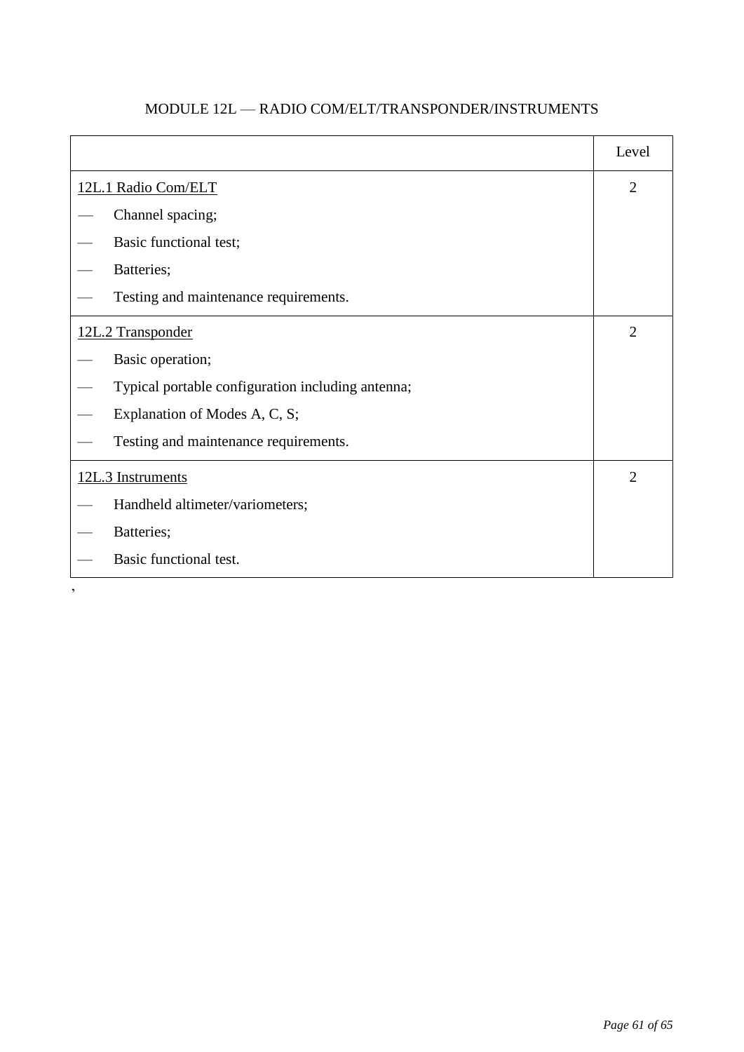MODULE 12L — RADIO COM/ELT/TRANSPONDER/INSTRUMENTS

| | Level |
|---|---|
| 12L.1 Radio Com/ELT<br>— Channel spacing;<br>— Basic functional test;<br>— Batteries;<br>— Testing and maintenance requirements. | 2 |
| 12L.2 Transponder<br>— Basic operation;<br>— Typical portable configuration including antenna;<br>— Explanation of Modes A, C, S;<br>— Testing and maintenance requirements. | 2 |
| 12L.3 Instruments<br>— Handheld altimeter/variometers;<br>— Batteries;<br>— Basic functional test. | 2 |

,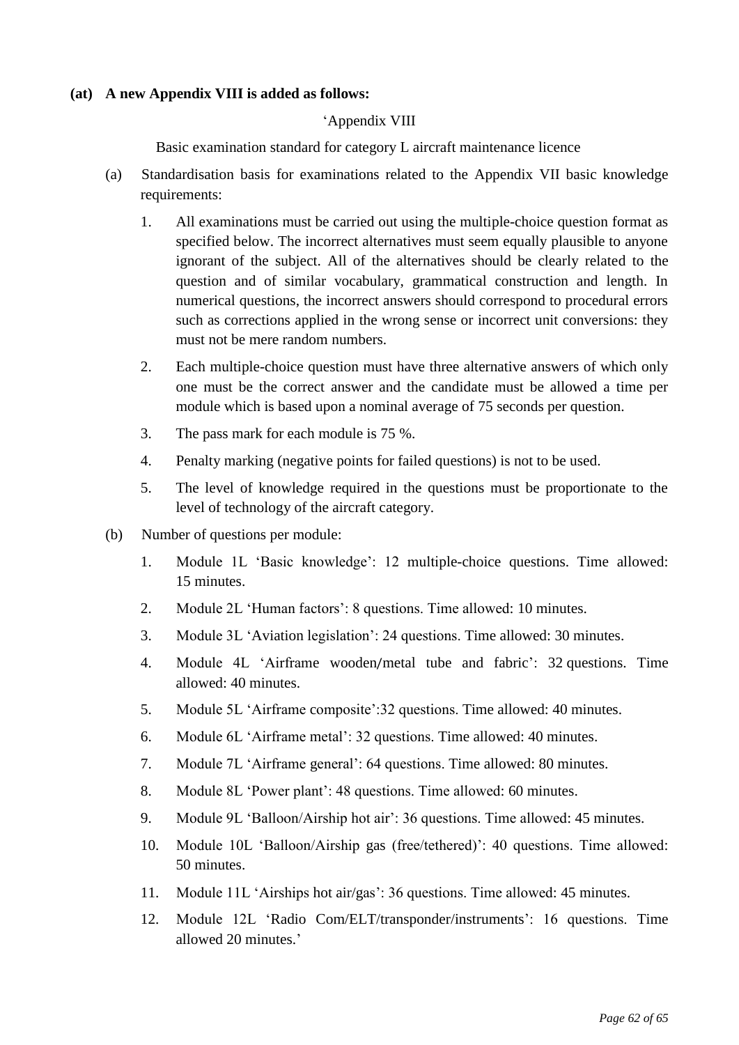**(at) A new Appendix VIII is added as follows:**

'Appendix VIII

Basic examination standard for category L aircraft maintenance licence

(a) Standardisation basis for examinations related to the Appendix VII basic knowledge requirements:

1. All examinations must be carried out using the multiple-choice question format as specified below. The incorrect alternatives must seem equally plausible to anyone ignorant of the subject. All of the alternatives should be clearly related to the question and of similar vocabulary, grammatical construction and length. In numerical questions, the incorrect answers should correspond to procedural errors such as corrections applied in the wrong sense or incorrect unit conversions: they must not be mere random numbers.

2. Each multiple-choice question must have three alternative answers of which only one must be the correct answer and the candidate must be allowed a time per module which is based upon a nominal average of 75 seconds per question.

3. The pass mark for each module is 75 %.

4. Penalty marking (negative points for failed questions) is not to be used.

5. The level of knowledge required in the questions must be proportionate to the level of technology of the aircraft category.

(b) Number of questions per module:

1. Module 1L 'Basic knowledge': 12 multiple-choice questions. Time allowed: 15 minutes.

2. Module 2L 'Human factors': 8 questions. Time allowed: 10 minutes.

3. Module 3L 'Aviation legislation': 24 questions. Time allowed: 30 minutes.

4. Module 4L 'Airframe wooden/metal tube and fabric': 32 questions. Time allowed: 40 minutes.

5. Module 5L 'Airframe composite':32 questions. Time allowed: 40 minutes.

6. Module 6L 'Airframe metal': 32 questions. Time allowed: 40 minutes.

7. Module 7L 'Airframe general': 64 questions. Time allowed: 80 minutes.

8. Module 8L 'Power plant': 48 questions. Time allowed: 60 minutes.

9. Module 9L 'Balloon/Airship hot air': 36 questions. Time allowed: 45 minutes.

10. Module 10L 'Balloon/Airship gas (free/tethered)': 40 questions. Time allowed: 50 minutes.

11. Module 11L 'Airships hot air/gas': 36 questions. Time allowed: 45 minutes.

12. Module 12L 'Radio Com/ELT/transponder/instruments': 16 questions. Time allowed 20 minutes.'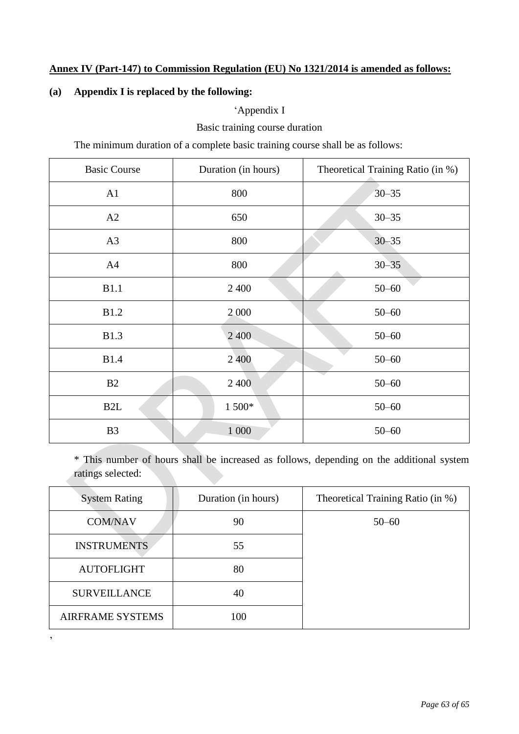**Annex IV (Part-147) to Commission Regulation (EU) No 1321/2014 is amended as follows:**

**(a) Appendix I is replaced by the following:**

‘Appendix I

Basic training course duration

The minimum duration of a complete basic training course shall be as follows:

| Basic Course | Duration (in hours) | Theoretical Training Ratio (in %) |
|---|---|---|
| A1 | 800 | 30–35 |
| A2 | 650 | 30–35 |
| A3 | 800 | 30–35 |
| A4 | 800 | 30–35 |
| B1.1 | 2 400 | 50–60 |
| B1.2 | 2 000 | 50–60 |
| B1.3 | 2 400 | 50–60 |
| B1.4 | 2 400 | 50–60 |
| B2 | 2 400 | 50–60 |
| B2L | 1 500* | 50–60 |
| B3 | 1 000 | 50–60 |

* This number of hours shall be increased as follows, depending on the additional system ratings selected:

| System Rating | Duration (in hours) | Theoretical Training Ratio (in %) |
|---|---|---|
| COM/NAV | 90 | 50–60 |
| INSTRUMENTS | 55 | |
| AUTOFLIGHT | 80 | |
| SURVEILLANCE | 40 | |
| AIRFRAME SYSTEMS | 100 | |

’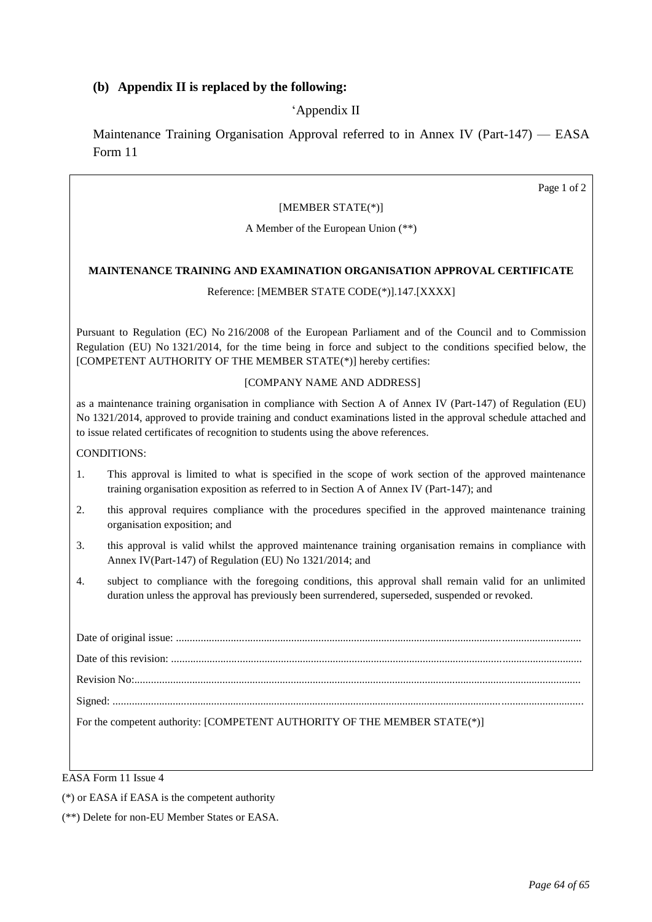**(b) Appendix II is replaced by the following:**

'Appendix II

Maintenance Training Organisation Approval referred to in Annex IV (Part-147) — EASA Form 11

Page 1 of 2

[MEMBER STATE(*)]

A Member of the European Union (**)

**MAINTENANCE TRAINING AND EXAMINATION ORGANISATION APPROVAL CERTIFICATE**

Reference: [MEMBER STATE CODE(*)].147.[XXXX]

Pursuant to Regulation (EC) No 216/2008 of the European Parliament and of the Council and to Commission Regulation (EU) No 1321/2014, for the time being in force and subject to the conditions specified below, the [COMPETENT AUTHORITY OF THE MEMBER STATE(*)] hereby certifies:

[COMPANY NAME AND ADDRESS]

as a maintenance training organisation in compliance with Section A of Annex IV (Part-147) of Regulation (EU) No 1321/2014, approved to provide training and conduct examinations listed in the approval schedule attached and to issue related certificates of recognition to students using the above references.

CONDITIONS:

1. This approval is limited to what is specified in the scope of work section of the approved maintenance training organisation exposition as referred to in Section A of Annex IV (Part-147); and
2. this approval requires compliance with the procedures specified in the approved maintenance training organisation exposition; and
3. this approval is valid whilst the approved maintenance training organisation remains in compliance with Annex IV(Part-147) of Regulation (EU) No 1321/2014; and
4. subject to compliance with the foregoing conditions, this approval shall remain valid for an unlimited duration unless the approval has previously been surrendered, superseded, suspended or revoked.

Date of original issue: ..................................................................................................................................................

Date of this revision: ....................................................................................................................................................

Revision No:................................................................................................................................................................

Signed: .........................................................................................................................................................................

For the competent authority: [COMPETENT AUTHORITY OF THE MEMBER STATE(*)]

EASA Form 11 Issue 4

(*) or EASA if EASA is the competent authority

(**) Delete for non-EU Member States or EASA.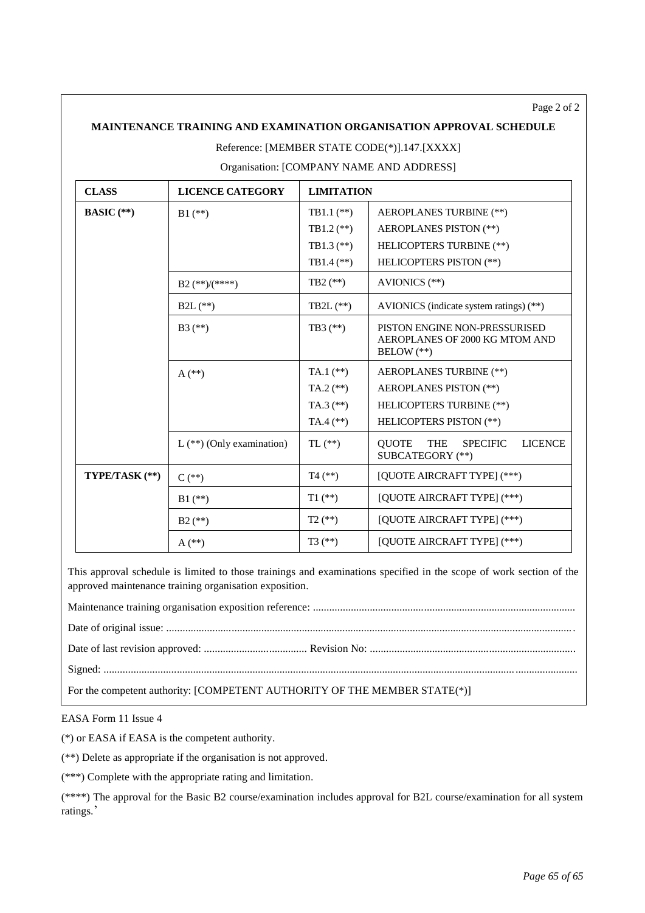Page 2 of 2

**MAINTENANCE TRAINING AND EXAMINATION ORGANISATION APPROVAL SCHEDULE**

Reference: [MEMBER STATE CODE(*)].147.[XXXX]

Organisation: [COMPANY NAME AND ADDRESS]

| CLASS | LICENCE CATEGORY | LIMITATION | |
|---|---|---|---|
| **BASIC (**)** | B1 (**) | TB1.1 (**)<br>TB1.2 (**)<br>TB1.3 (**)<br>TB1.4 (**) | AEROPLANES TURBINE (**)<br>AEROPLANES PISTON (**)<br>HELICOPTERS TURBINE (**)<br>HELICOPTERS PISTON (**) |
| | B2 (**)/(****) | TB2 (**) | AVIONICS (**) |
| | B2L (**) | TB2L (**) | AVIONICS (indicate system ratings) (**) |
| | B3 (**) | TB3 (**) | PISTON ENGINE NON-PRESSURISED AEROPLANES OF 2000 KG MTOM AND BELOW (**) |
| | A (**) | TA.1 (**)<br>TA.2 (**)<br>TA.3 (**)<br>TA.4 (**) | AEROPLANES TURBINE (**)<br>AEROPLANES PISTON (**)<br>HELICOPTERS TURBINE (**)<br>HELICOPTERS PISTON (**) |
| | L (**) (Only examination) | TL (**) | QUOTE THE SPECIFIC LICENCE SUBCATEGORY (**) |
| **TYPE/TASK (**)** | C (**) | T4 (**) | [QUOTE AIRCRAFT TYPE] (***) |
| | B1 (**) | T1 (**) | [QUOTE AIRCRAFT TYPE] (***) |
| | B2 (**) | T2 (**) | [QUOTE AIRCRAFT TYPE] (***) |
| | A (**) | T3 (**) | [QUOTE AIRCRAFT TYPE] (***) |

This approval schedule is limited to those trainings and examinations specified in the scope of work section of the approved maintenance training organisation exposition.

Maintenance training organisation exposition reference: ..............................................................................................

Date of original issue: ..............................................................................................................................................

Date of last revision approved: ...................................... Revision No: ...........................................................................

Signed: .....................................................................................................................................................................

For the competent authority: [COMPETENT AUTHORITY OF THE MEMBER STATE(*)]

EASA Form 11 Issue 4

(*) or EASA if EASA is the competent authority.

(**) Delete as appropriate if the organisation is not approved.

(***) Complete with the appropriate rating and limitation.

(****) The approval for the Basic B2 course/examination includes approval for B2L course/examination for all system ratings.'